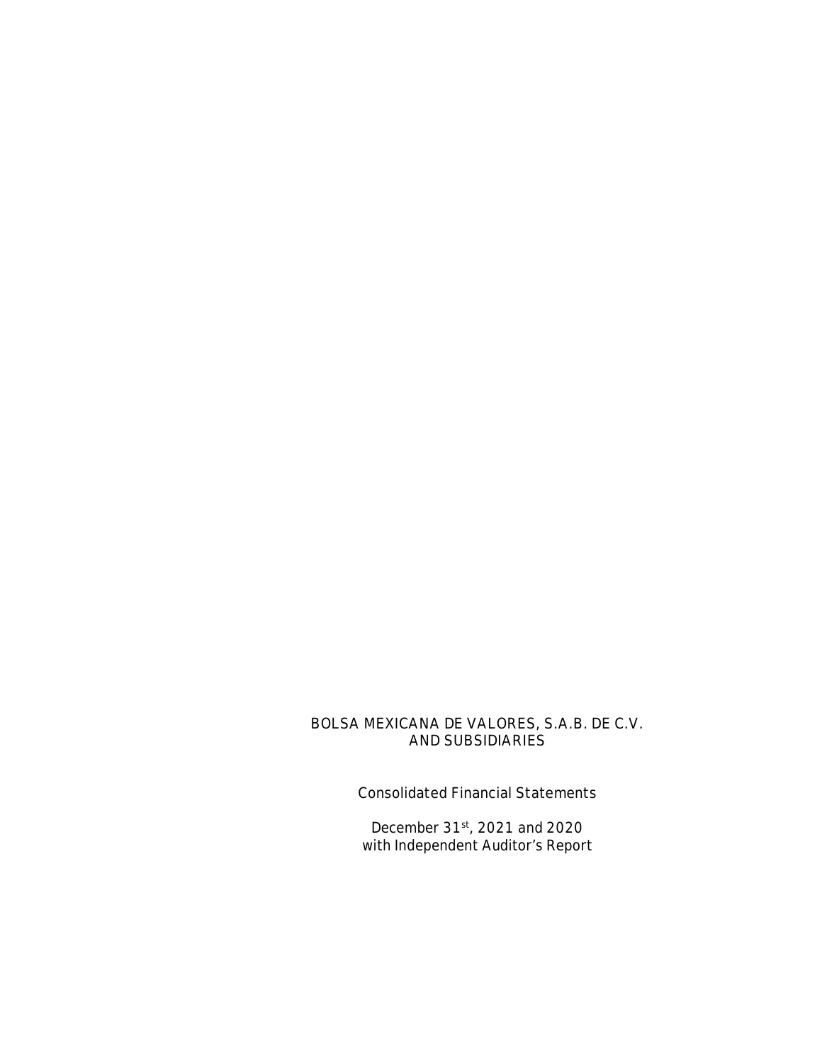BOLSA MEXICANA DE VALORES, S.A.B. DE C.V.
AND SUBSIDIARIES

Consolidated Financial Statements

December 31[st], 2021 and 2020
with Independent Auditor's Report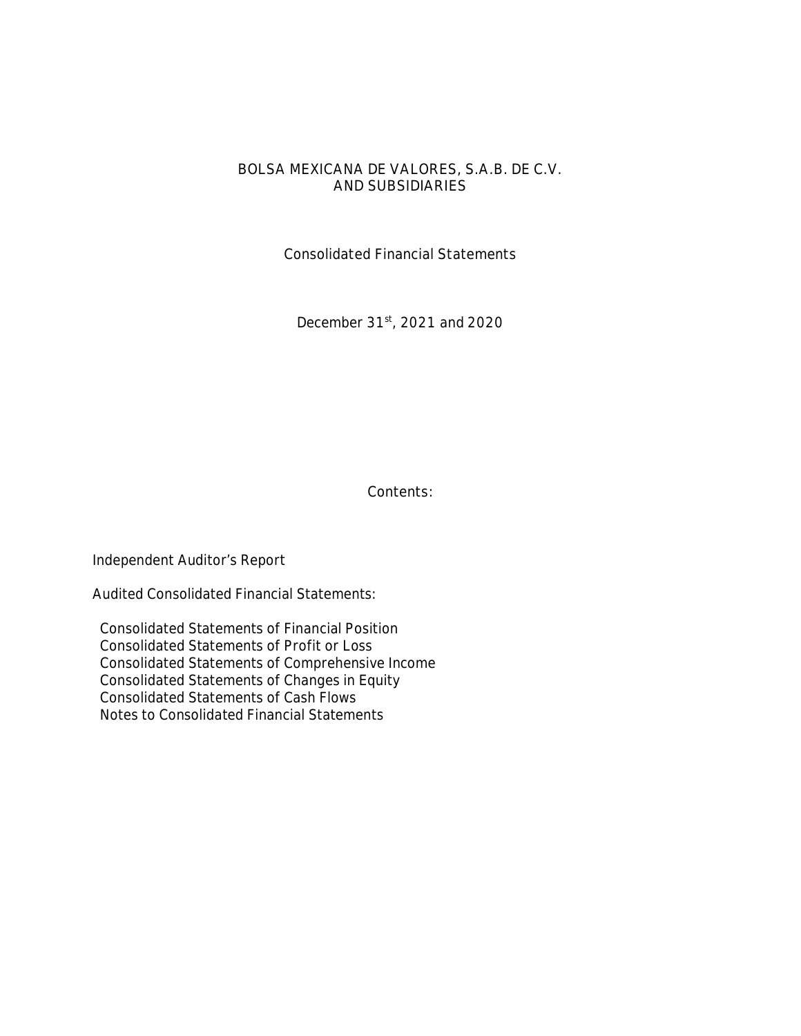# BOLSA MEXICANA DE VALORES, S.A.B. DE C.V.
# AND SUBSIDIARIES

## Consolidated Financial Statements

December 31[st], 2021 and 2020

Contents:

Independent Auditor's Report

Audited Consolidated Financial Statements:

- Consolidated Statements of Financial Position
- Consolidated Statements of Profit or Loss
- Consolidated Statements of Comprehensive Income
- Consolidated Statements of Changes in Equity
- Consolidated Statements of Cash Flows
- Notes to Consolidated Financial Statements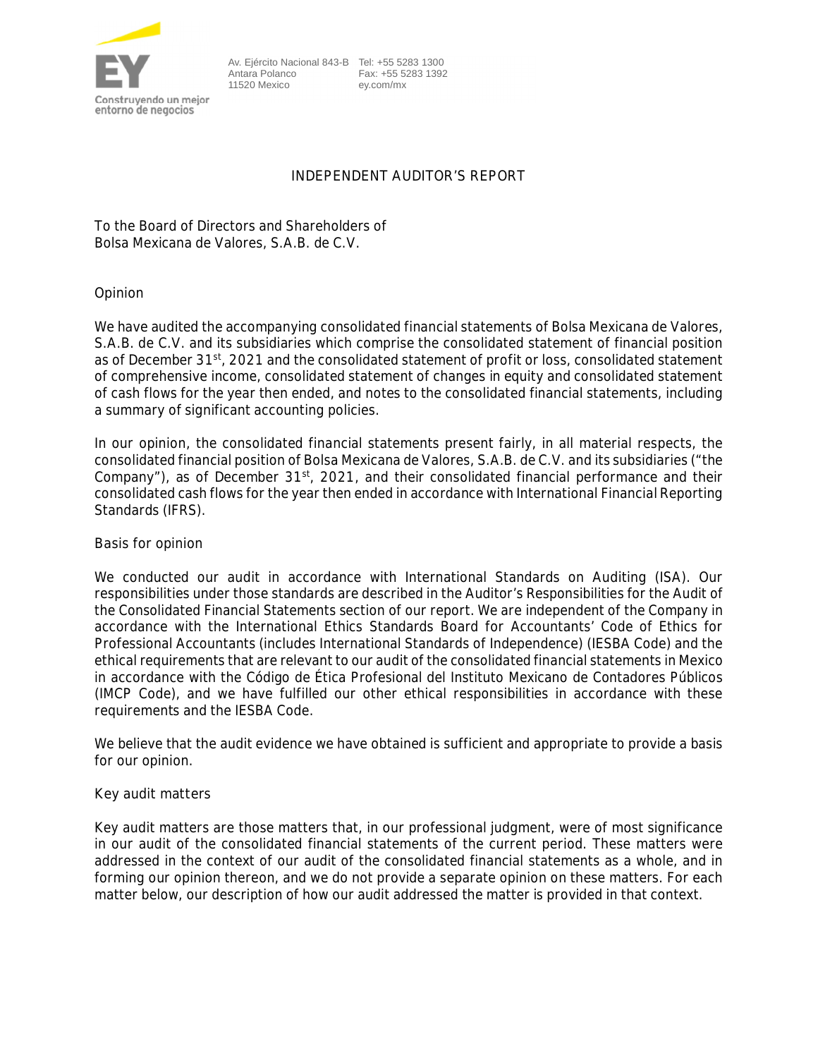# INDEPENDENT AUDITOR'S REPORT

To the Board of Directors and Shareholders of
Bolsa Mexicana de Valores, S.A.B. de C.V.

## Opinion

We have audited the accompanying consolidated financial statements of Bolsa Mexicana de Valores, S.A.B. de C.V. and its subsidiaries which comprise the consolidated statement of financial position as of December 31st, 2021 and the consolidated statement of profit or loss, consolidated statement of comprehensive income, consolidated statement of changes in equity and consolidated statement of cash flows for the year then ended, and notes to the consolidated financial statements, including a summary of significant accounting policies.

In our opinion, the consolidated financial statements present fairly, in all material respects, the consolidated financial position of Bolsa Mexicana de Valores, S.A.B. de C.V. and its subsidiaries ("the Company"), as of December 31st, 2021, and their consolidated financial performance and their consolidated cash flows for the year then ended in accordance with International Financial Reporting Standards (IFRS).

## Basis for opinion

We conducted our audit in accordance with International Standards on Auditing (ISA). Our responsibilities under those standards are described in the Auditor's Responsibilities for the Audit of the Consolidated Financial Statements section of our report. We are independent of the Company in accordance with the International Ethics Standards Board for Accountants' Code of Ethics for Professional Accountants (includes International Standards of Independence) (IESBA Code) and the ethical requirements that are relevant to our audit of the consolidated financial statements in Mexico in accordance with the Código de Ética Profesional del Instituto Mexicano de Contadores Públicos (IMCP Code), and we have fulfilled our other ethical responsibilities in accordance with these requirements and the IESBA Code.

We believe that the audit evidence we have obtained is sufficient and appropriate to provide a basis for our opinion.

## Key audit matters

Key audit matters are those matters that, in our professional judgment, were of most significance in our audit of the consolidated financial statements of the current period. These matters were addressed in the context of our audit of the consolidated financial statements as a whole, and in forming our opinion thereon, and we do not provide a separate opinion on these matters. For each matter below, our description of how our audit addressed the matter is provided in that context.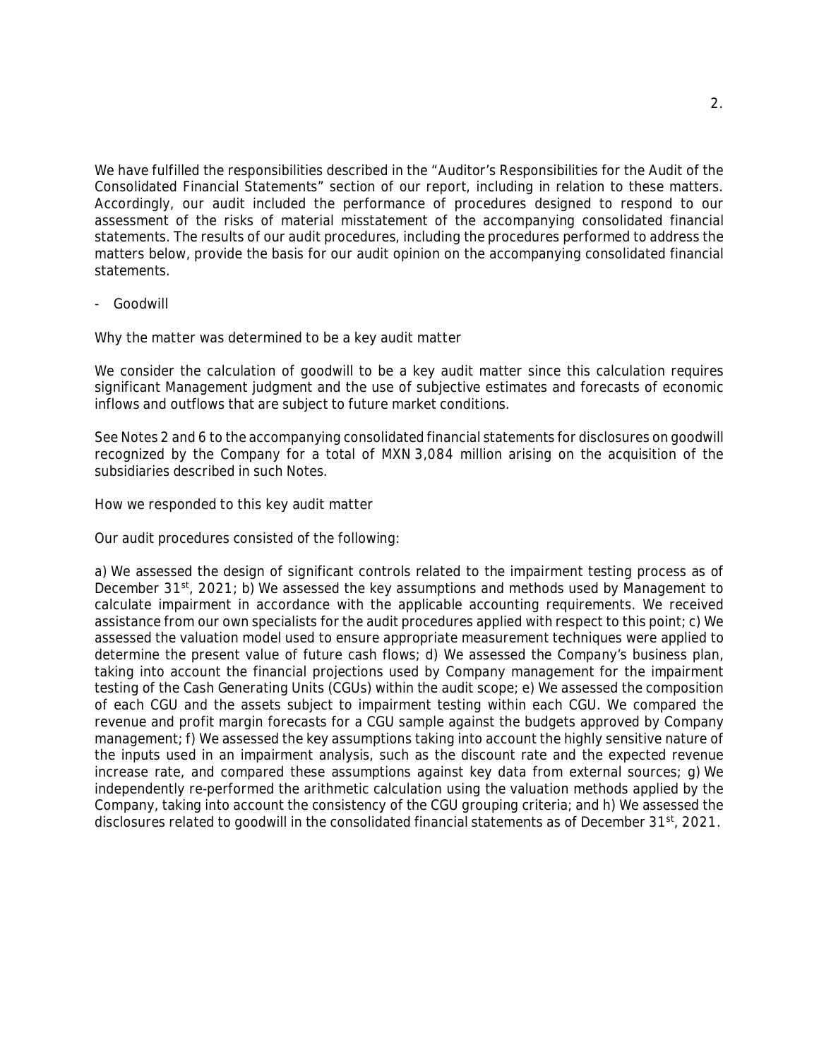We have fulfilled the responsibilities described in the "Auditor's Responsibilities for the Audit of the Consolidated Financial Statements" section of our report, including in relation to these matters. Accordingly, our audit included the performance of procedures designed to respond to our assessment of the risks of material misstatement of the accompanying consolidated financial statements. The results of our audit procedures, including the procedures performed to address the matters below, provide the basis for our audit opinion on the accompanying consolidated financial statements.

- Goodwill

Why the matter was determined to be a key audit matter

We consider the calculation of goodwill to be a key audit matter since this calculation requires significant Management judgment and the use of subjective estimates and forecasts of economic inflows and outflows that are subject to future market conditions.

See Notes 2 and 6 to the accompanying consolidated financial statements for disclosures on goodwill recognized by the Company for a total of MXN 3,084 million arising on the acquisition of the subsidiaries described in such Notes.

How we responded to this key audit matter

Our audit procedures consisted of the following:

a) We assessed the design of significant controls related to the impairment testing process as of December 31st, 2021; b) We assessed the key assumptions and methods used by Management to calculate impairment in accordance with the applicable accounting requirements. We received assistance from our own specialists for the audit procedures applied with respect to this point; c) We assessed the valuation model used to ensure appropriate measurement techniques were applied to determine the present value of future cash flows; d) We assessed the Company's business plan, taking into account the financial projections used by Company management for the impairment testing of the Cash Generating Units (CGUs) within the audit scope; e) We assessed the composition of each CGU and the assets subject to impairment testing within each CGU. We compared the revenue and profit margin forecasts for a CGU sample against the budgets approved by Company management; f) We assessed the key assumptions taking into account the highly sensitive nature of the inputs used in an impairment analysis, such as the discount rate and the expected revenue increase rate, and compared these assumptions against key data from external sources; g) We independently re-performed the arithmetic calculation using the valuation methods applied by the Company, taking into account the consistency of the CGU grouping criteria; and h) We assessed the disclosures related to goodwill in the consolidated financial statements as of December 31st, 2021.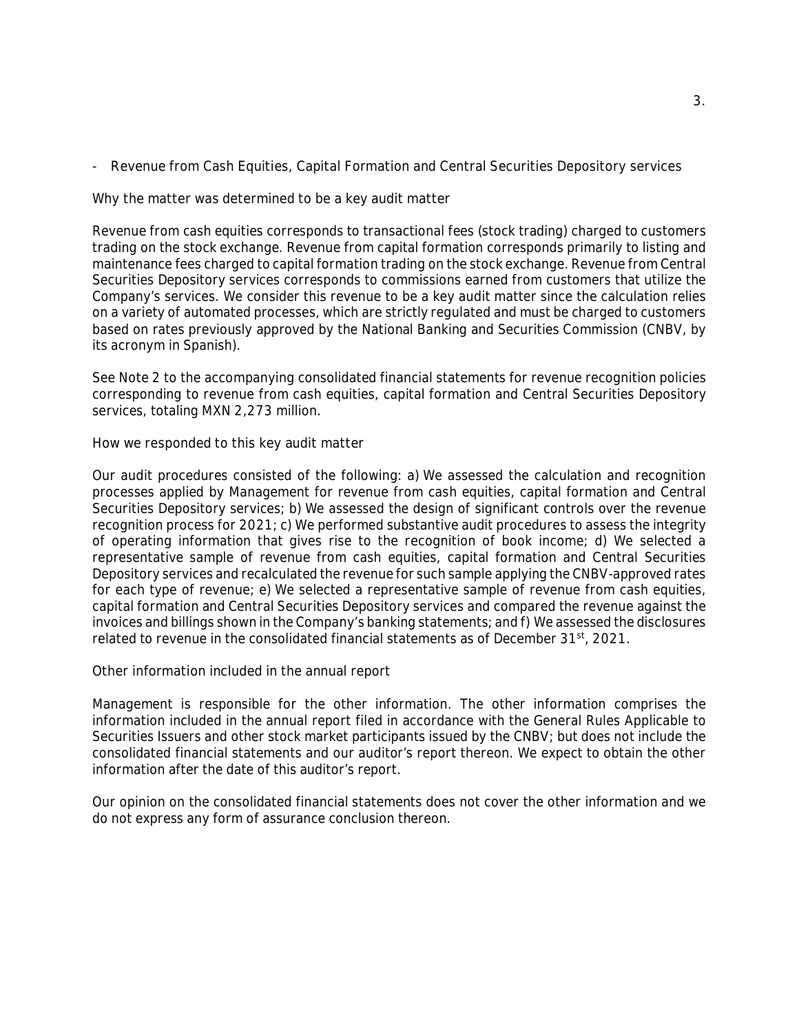- Revenue from Cash Equities, Capital Formation and Central Securities Depository services

Why the matter was determined to be a key audit matter

Revenue from cash equities corresponds to transactional fees (stock trading) charged to customers trading on the stock exchange. Revenue from capital formation corresponds primarily to listing and maintenance fees charged to capital formation trading on the stock exchange. Revenue from Central Securities Depository services corresponds to commissions earned from customers that utilize the Company's services. We consider this revenue to be a key audit matter since the calculation relies on a variety of automated processes, which are strictly regulated and must be charged to customers based on rates previously approved by the National Banking and Securities Commission (CNBV, by its acronym in Spanish).

See Note 2 to the accompanying consolidated financial statements for revenue recognition policies corresponding to revenue from cash equities, capital formation and Central Securities Depository services, totaling MXN 2,273 million.

How we responded to this key audit matter

Our audit procedures consisted of the following: a) We assessed the calculation and recognition processes applied by Management for revenue from cash equities, capital formation and Central Securities Depository services; b) We assessed the design of significant controls over the revenue recognition process for 2021; c) We performed substantive audit procedures to assess the integrity of operating information that gives rise to the recognition of book income; d) We selected a representative sample of revenue from cash equities, capital formation and Central Securities Depository services and recalculated the revenue for such sample applying the CNBV-approved rates for each type of revenue; e) We selected a representative sample of revenue from cash equities, capital formation and Central Securities Depository services and compared the revenue against the invoices and billings shown in the Company's banking statements; and f) We assessed the disclosures related to revenue in the consolidated financial statements as of December 31st, 2021.

Other information included in the annual report

Management is responsible for the other information. The other information comprises the information included in the annual report filed in accordance with the General Rules Applicable to Securities Issuers and other stock market participants issued by the CNBV; but does not include the consolidated financial statements and our auditor's report thereon. We expect to obtain the other information after the date of this auditor's report.

Our opinion on the consolidated financial statements does not cover the other information and we do not express any form of assurance conclusion thereon.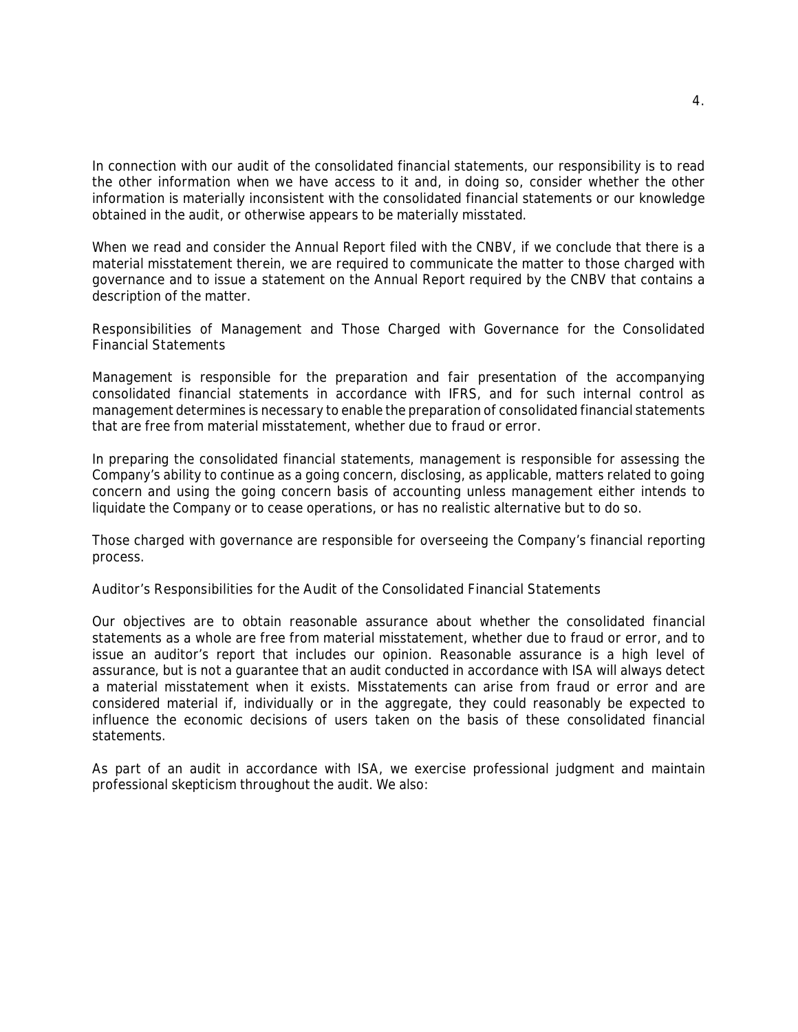In connection with our audit of the consolidated financial statements, our responsibility is to read the other information when we have access to it and, in doing so, consider whether the other information is materially inconsistent with the consolidated financial statements or our knowledge obtained in the audit, or otherwise appears to be materially misstated.

When we read and consider the Annual Report filed with the CNBV, if we conclude that there is a material misstatement therein, we are required to communicate the matter to those charged with governance and to issue a statement on the Annual Report required by the CNBV that contains a description of the matter.

### Responsibilities of Management and Those Charged with Governance for the Consolidated Financial Statements

Management is responsible for the preparation and fair presentation of the accompanying consolidated financial statements in accordance with IFRS, and for such internal control as management determines is necessary to enable the preparation of consolidated financial statements that are free from material misstatement, whether due to fraud or error.

In preparing the consolidated financial statements, management is responsible for assessing the Company's ability to continue as a going concern, disclosing, as applicable, matters related to going concern and using the going concern basis of accounting unless management either intends to liquidate the Company or to cease operations, or has no realistic alternative but to do so.

Those charged with governance are responsible for overseeing the Company's financial reporting process.

### Auditor's Responsibilities for the Audit of the Consolidated Financial Statements

Our objectives are to obtain reasonable assurance about whether the consolidated financial statements as a whole are free from material misstatement, whether due to fraud or error, and to issue an auditor's report that includes our opinion. Reasonable assurance is a high level of assurance, but is not a guarantee that an audit conducted in accordance with ISA will always detect a material misstatement when it exists. Misstatements can arise from fraud or error and are considered material if, individually or in the aggregate, they could reasonably be expected to influence the economic decisions of users taken on the basis of these consolidated financial statements.

As part of an audit in accordance with ISA, we exercise professional judgment and maintain professional skepticism throughout the audit. We also: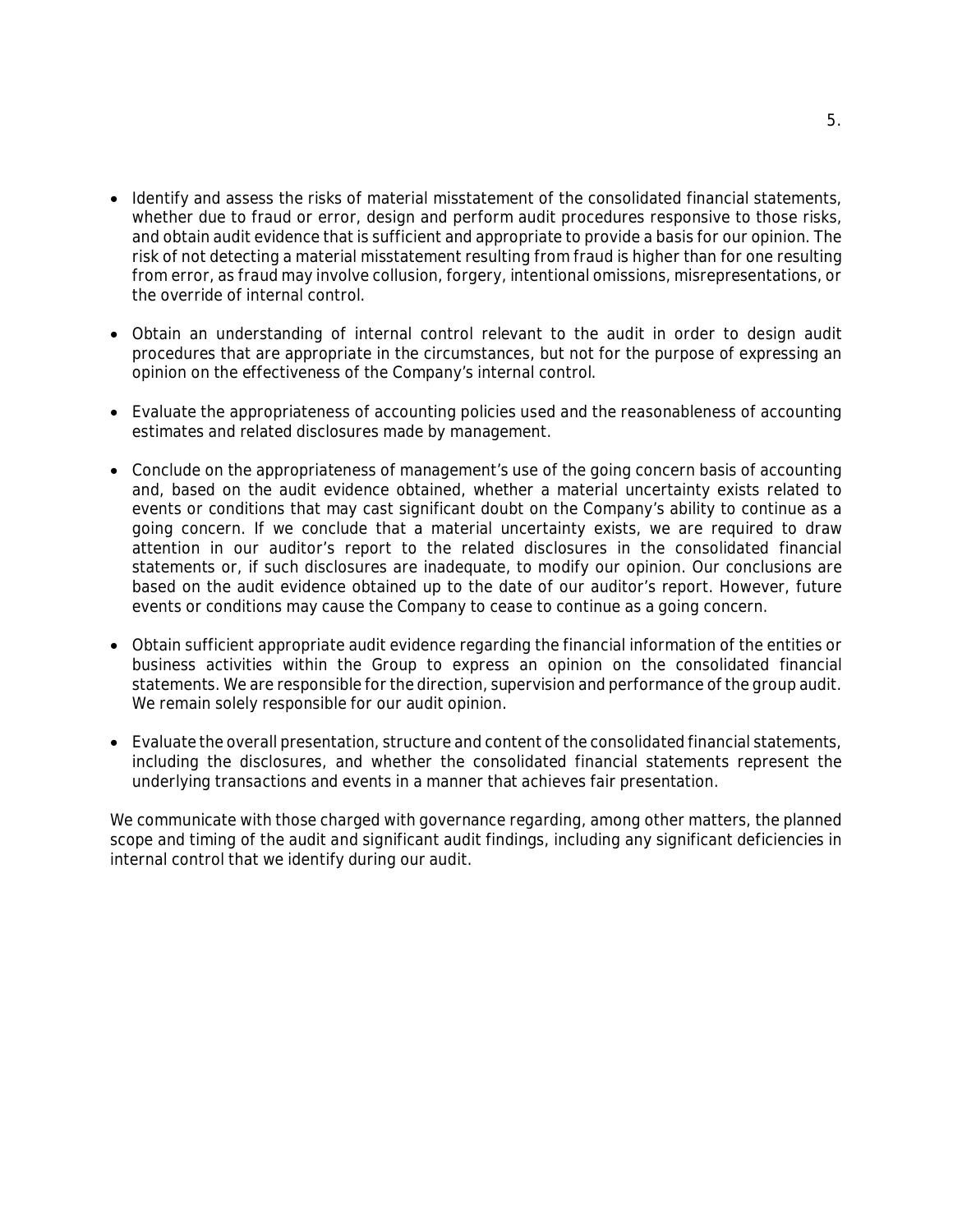- Identify and assess the risks of material misstatement of the consolidated financial statements, whether due to fraud or error, design and perform audit procedures responsive to those risks, and obtain audit evidence that is sufficient and appropriate to provide a basis for our opinion. The risk of not detecting a material misstatement resulting from fraud is higher than for one resulting from error, as fraud may involve collusion, forgery, intentional omissions, misrepresentations, or the override of internal control.

- Obtain an understanding of internal control relevant to the audit in order to design audit procedures that are appropriate in the circumstances, but not for the purpose of expressing an opinion on the effectiveness of the Company's internal control.

- Evaluate the appropriateness of accounting policies used and the reasonableness of accounting estimates and related disclosures made by management.

- Conclude on the appropriateness of management's use of the going concern basis of accounting and, based on the audit evidence obtained, whether a material uncertainty exists related to events or conditions that may cast significant doubt on the Company's ability to continue as a going concern. If we conclude that a material uncertainty exists, we are required to draw attention in our auditor's report to the related disclosures in the consolidated financial statements or, if such disclosures are inadequate, to modify our opinion. Our conclusions are based on the audit evidence obtained up to the date of our auditor's report. However, future events or conditions may cause the Company to cease to continue as a going concern.

- Obtain sufficient appropriate audit evidence regarding the financial information of the entities or business activities within the Group to express an opinion on the consolidated financial statements. We are responsible for the direction, supervision and performance of the group audit. We remain solely responsible for our audit opinion.

- Evaluate the overall presentation, structure and content of the consolidated financial statements, including the disclosures, and whether the consolidated financial statements represent the underlying transactions and events in a manner that achieves fair presentation.

We communicate with those charged with governance regarding, among other matters, the planned scope and timing of the audit and significant audit findings, including any significant deficiencies in internal control that we identify during our audit.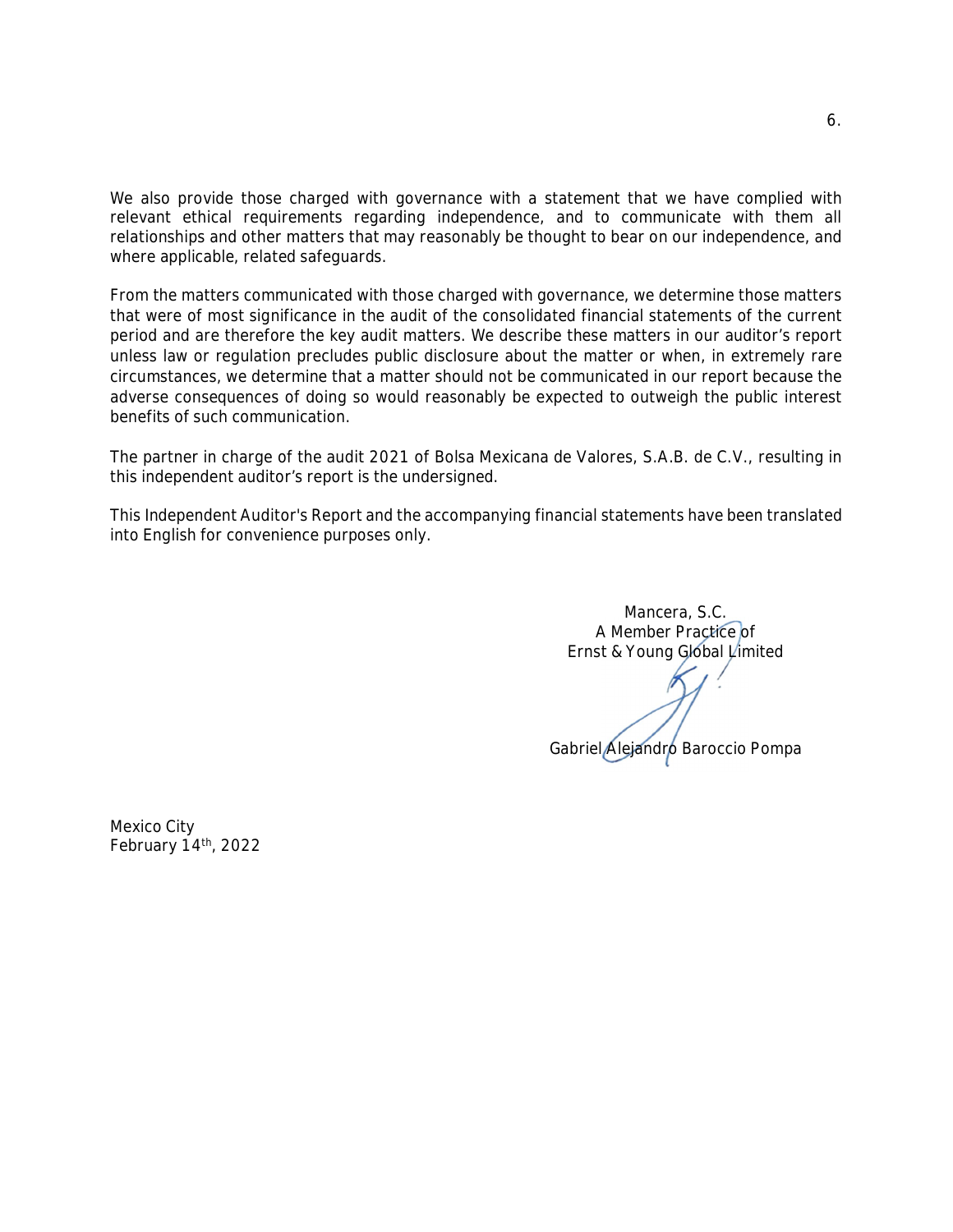We also provide those charged with governance with a statement that we have complied with relevant ethical requirements regarding independence, and to communicate with them all relationships and other matters that may reasonably be thought to bear on our independence, and where applicable, related safeguards.

From the matters communicated with those charged with governance, we determine those matters that were of most significance in the audit of the consolidated financial statements of the current period and are therefore the key audit matters. We describe these matters in our auditor's report unless law or regulation precludes public disclosure about the matter or when, in extremely rare circumstances, we determine that a matter should not be communicated in our report because the adverse consequences of doing so would reasonably be expected to outweigh the public interest benefits of such communication.

The partner in charge of the audit 2021 of Bolsa Mexicana de Valores, S.A.B. de C.V., resulting in this independent auditor's report is the undersigned.

This Independent Auditor's Report and the accompanying financial statements have been translated into English for convenience purposes only.

Mancera, S.C.
A Member Practice of
Ernst & Young Global Limited

Gabriel Alejandro Baroccio Pompa

Mexico City
February 14th, 2022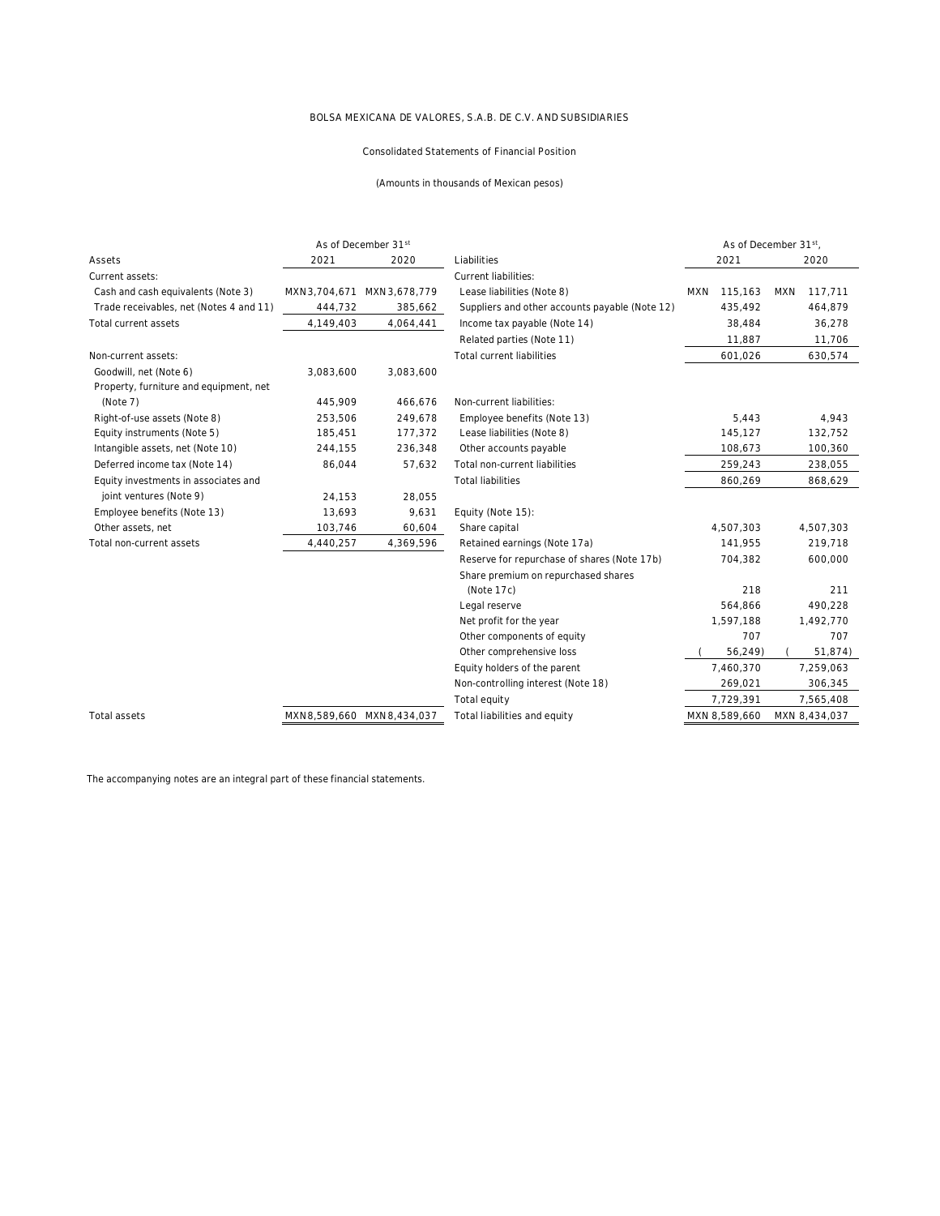BOLSA MEXICANA DE VALORES, S.A.B. DE C.V. AND SUBSIDIARIES

Consolidated Statements of Financial Position

(Amounts in thousands of Mexican pesos)

| Assets | As of December 31st 2021 | 2020 |
|---|---|---|
| Current assets: | | |
| Cash and cash equivalents (Note 3) | MXN3,704,671 | MXN3,678,779 |
| Trade receivables, net (Notes 4 and 11) | 444,732 | 385,662 |
| Total current assets | 4,149,403 | 4,064,441 |
| Non-current assets: | | |
| Goodwill, net (Note 6) | 3,083,600 | 3,083,600 |
| Property, furniture and equipment, net (Note 7) | 445,909 | 466,676 |
| Right-of-use assets (Note 8) | 253,506 | 249,678 |
| Equity instruments (Note 5) | 185,451 | 177,372 |
| Intangible assets, net (Note 10) | 244,155 | 236,348 |
| Deferred income tax (Note 14) | 86,044 | 57,632 |
| Equity investments in associates and joint ventures (Note 9) | 24,153 | 28,055 |
| Employee benefits (Note 13) | 13,693 | 9,631 |
| Other assets, net | 103,746 | 60,604 |
| Total non-current assets | 4,440,257 | 4,369,596 |
| Total assets | MXN8,589,660 | MXN8,434,037 |

| Liabilities | As of December 31st, 2021 | 2020 |
|---|---|---|
| Current liabilities: | | |
| Lease liabilities (Note 8) | MXN 115,163 | MXN 117,711 |
| Suppliers and other accounts payable (Note 12) | 435,492 | 464,879 |
| Income tax payable (Note 14) | 38,484 | 36,278 |
| Related parties (Note 11) | 11,887 | 11,706 |
| Total current liabilities | 601,026 | 630,574 |
| Non-current liabilities: | | |
| Employee benefits (Note 13) | 5,443 | 4,943 |
| Lease liabilities (Note 8) | 145,127 | 132,752 |
| Other accounts payable | 108,673 | 100,360 |
| Total non-current liabilities | 259,243 | 238,055 |
| Total liabilities | 860,269 | 868,629 |
| Equity (Note 15): | | |
| Share capital | 4,507,303 | 4,507,303 |
| Retained earnings (Note 17a) | 141,955 | 219,718 |
| Reserve for repurchase of shares (Note 17b) | 704,382 | 600,000 |
| Share premium on repurchased shares (Note 17c) | 218 | 211 |
| Legal reserve | 564,866 | 490,228 |
| Net profit for the year | 1,597,188 | 1,492,770 |
| Other components of equity | 707 | 707 |
| Other comprehensive loss | ( 56,249) | ( 51,874) |
| Equity holders of the parent | 7,460,370 | 7,259,063 |
| Non-controlling interest (Note 18) | 269,021 | 306,345 |
| Total equity | 7,729,391 | 7,565,408 |
| Total liabilities and equity | MXN 8,589,660 | MXN 8,434,037 |

The accompanying notes are an integral part of these financial statements.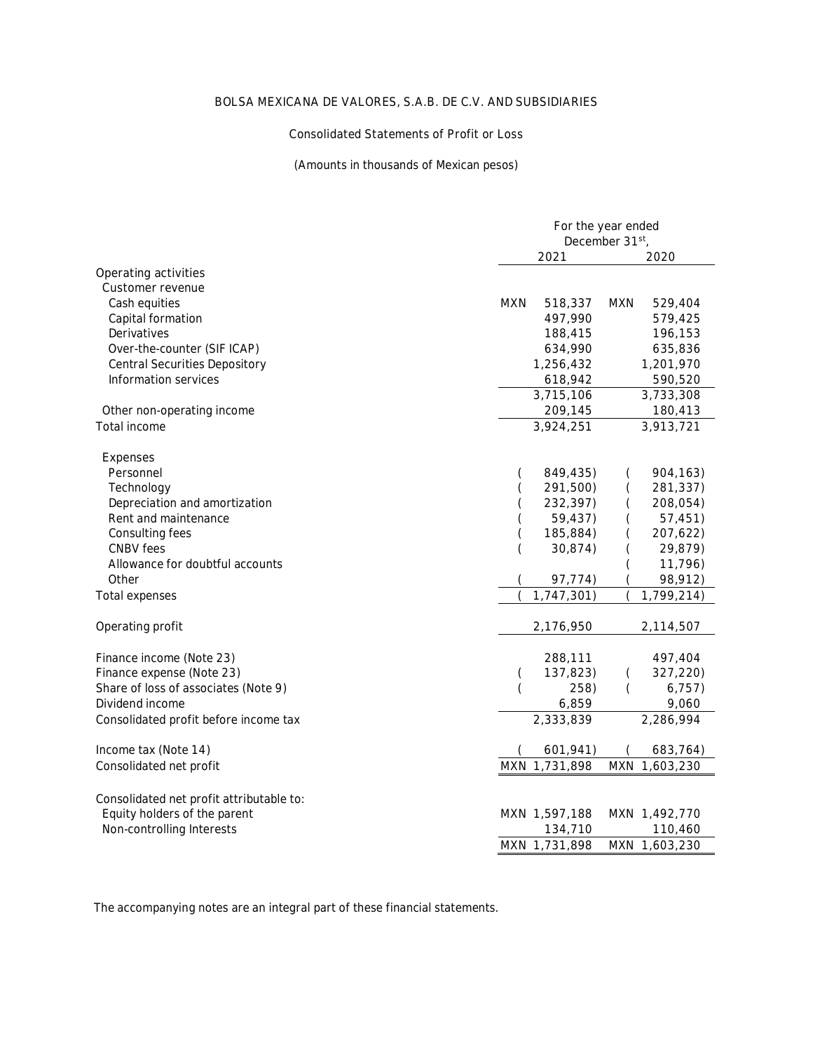BOLSA MEXICANA DE VALORES, S.A.B. DE C.V. AND SUBSIDIARIES

Consolidated Statements of Profit or Loss

(Amounts in thousands of Mexican pesos)

| | For the year ended December 31st, | |
|---|---|---|
| | 2021 | 2020 |
| Operating activities | | |
| Customer revenue | | |
| Cash equities | MXN 518,337 | MXN 529,404 |
| Capital formation | 497,990 | 579,425 |
| Derivatives | 188,415 | 196,153 |
| Over-the-counter (SIF ICAP) | 634,990 | 635,836 |
| Central Securities Depository | 1,256,432 | 1,201,970 |
| Information services | 618,942 | 590,520 |
| | 3,715,106 | 3,733,308 |
| Other non-operating income | 209,145 | 180,413 |
| Total income | 3,924,251 | 3,913,721 |
| Expenses | | |
| Personnel | ( 849,435) | ( 904,163) |
| Technology | ( 291,500) | ( 281,337) |
| Depreciation and amortization | ( 232,397) | ( 208,054) |
| Rent and maintenance | ( 59,437) | ( 57,451) |
| Consulting fees | ( 185,884) | ( 207,622) |
| CNBV fees | ( 30,874) | ( 29,879) |
| Allowance for doubtful accounts | | ( 11,796) |
| Other | ( 97,774) | ( 98,912) |
| Total expenses | ( 1,747,301) | ( 1,799,214) |
| Operating profit | 2,176,950 | 2,114,507 |
| Finance income (Note 23) | 288,111 | 497,404 |
| Finance expense (Note 23) | ( 137,823) | ( 327,220) |
| Share of loss of associates (Note 9) | ( 258) | ( 6,757) |
| Dividend income | 6,859 | 9,060 |
| Consolidated profit before income tax | 2,333,839 | 2,286,994 |
| Income tax (Note 14) | ( 601,941) | ( 683,764) |
| Consolidated net profit | MXN 1,731,898 | MXN 1,603,230 |
| Consolidated net profit attributable to: | | |
| Equity holders of the parent | MXN 1,597,188 | MXN 1,492,770 |
| Non-controlling Interests | 134,710 | 110,460 |
| | MXN 1,731,898 | MXN 1,603,230 |

The accompanying notes are an integral part of these financial statements.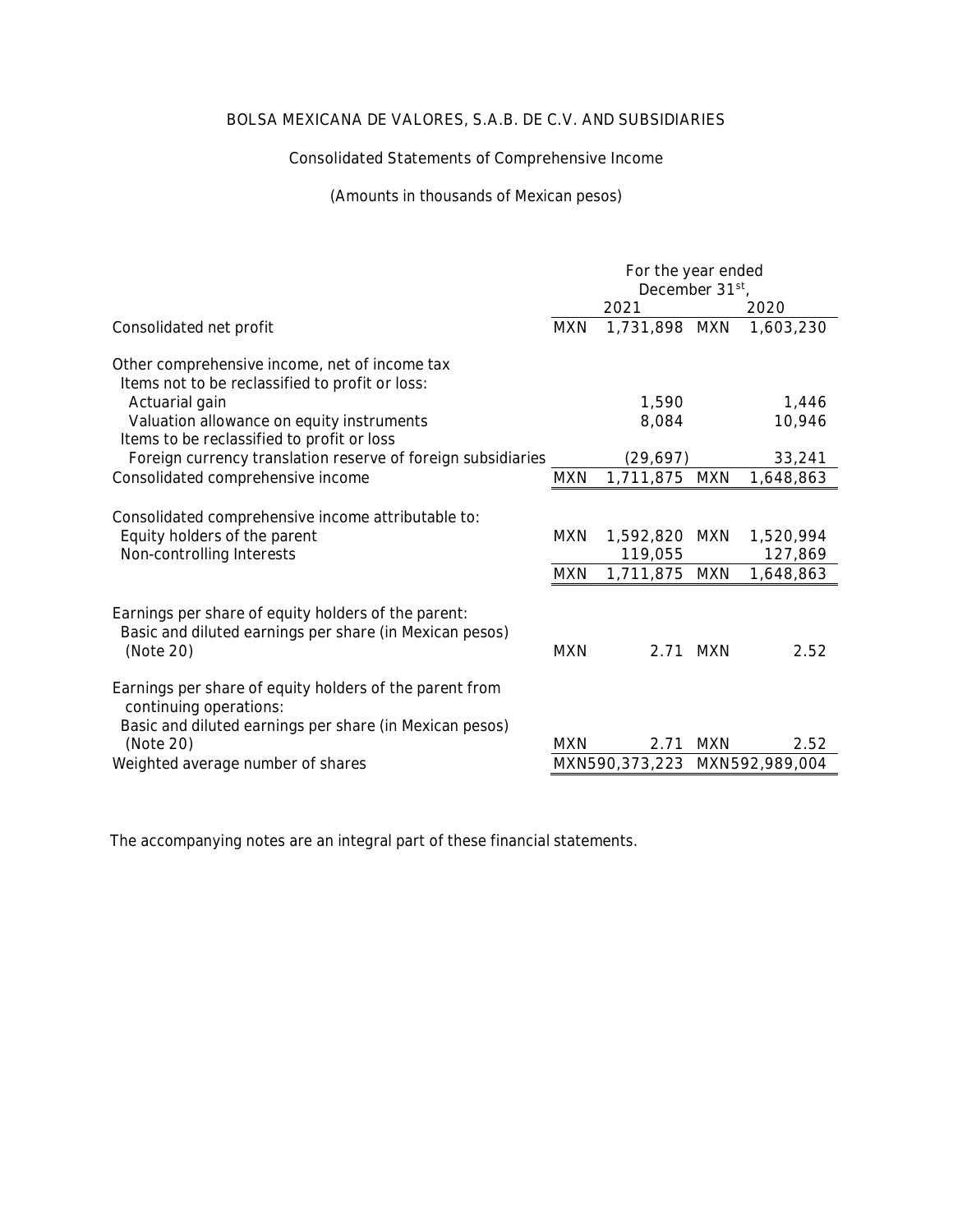BOLSA MEXICANA DE VALORES, S.A.B. DE C.V. AND SUBSIDIARIES

Consolidated Statements of Comprehensive Income

(Amounts in thousands of Mexican pesos)

| | For the year ended December 31st, 2021 | 2020 |
|---|---|---|
| Consolidated net profit | MXN 1,731,898 | MXN 1,603,230 |
| Other comprehensive income, net of income tax | | |
| Items not to be reclassified to profit or loss: | | |
| Actuarial gain | 1,590 | 1,446 |
| Valuation allowance on equity instruments | 8,084 | 10,946 |
| Items to be reclassified to profit or loss | | |
| Foreign currency translation reserve of foreign subsidiaries | (29,697) | 33,241 |
| Consolidated comprehensive income | MXN 1,711,875 | MXN 1,648,863 |
| Consolidated comprehensive income attributable to: | | |
| Equity holders of the parent | MXN 1,592,820 | MXN 1,520,994 |
| Non-controlling Interests | 119,055 | 127,869 |
| | MXN 1,711,875 | MXN 1,648,863 |
| Earnings per share of equity holders of the parent: | | |
| Basic and diluted earnings per share (in Mexican pesos) (Note 20) | MXN 2.71 | MXN 2.52 |
| Earnings per share of equity holders of the parent from continuing operations: | | |
| Basic and diluted earnings per share (in Mexican pesos) (Note 20) | MXN 2.71 | MXN 2.52 |
| Weighted average number of shares | MXN590,373,223 | MXN592,989,004 |

The accompanying notes are an integral part of these financial statements.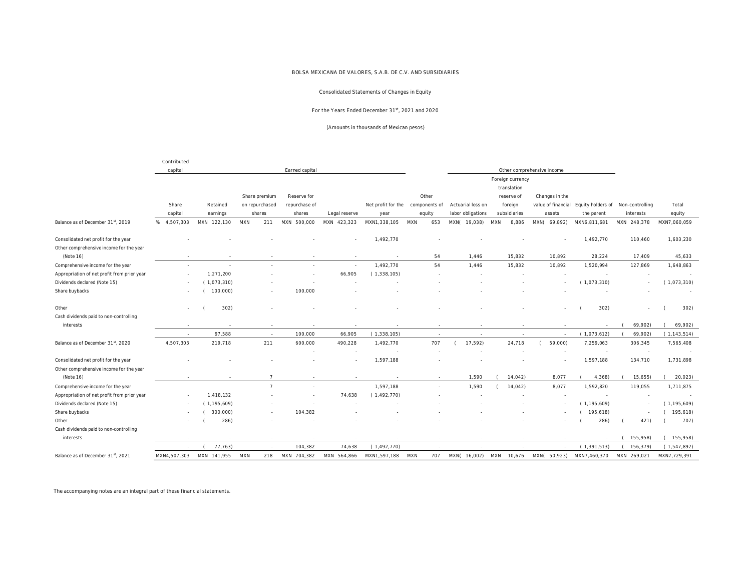BOLSA MEXICANA DE VALORES, S.A.B. DE C.V. AND SUBSIDIARIES

Consolidated Statements of Changes in Equity

For the Years Ended December 31st, 2021 and 2020

(Amounts in thousands of Mexican pesos)

| | Contributed capital | Earned capital | | | | | | Other comprehensive income | | | | | |
|---|---|---|---|---|---|---|---|---|---|---|---|---|---|
| | Share capital | Retained earnings | Share premium on repurchased shares | Reserve for repurchase of shares | Legal reserve | Net profit for the year | Other components of equity | Actuarial loss on labor obligations | Foreign currency translation reserve of foreign subsidiaries | Changes in the value of financial assets | Equity holders of the parent | Non-controlling interests | Total equity |
| Balance as of December 31st, 2019 | % 4,507,303 | MXN 122,130 | MXN 211 | MXN 500,000 | MXN 423,323 | MXN1,338,105 | MXN 653 | MXN( 19,038) | MXN 8,886 | MXN( 69,892) | MXN6,811,681 | MXN 248,378 | MXN7,060,059 |
| Consolidated net profit for the year | - | - | - | - | - | 1,492,770 | - | - | - | - | 1,492,770 | 110,460 | 1,603,230 |
| Other comprehensive income for the year (Note 16) | - | - | - | - | - | - | 54 | 1,446 | 15,832 | 10,892 | 28,224 | 17,409 | 45,633 |
| Comprehensive income for the year | - | - | - | - | - | 1,492,770 | 54 | 1,446 | 15,832 | 10,892 | 1,520,994 | 127,869 | 1,648,863 |
| Appropriation of net profit from prior year | - | 1,271,200 | - | - | 66,905 | ( 1,338,105) | - | - | - | - | - | - | - |
| Dividends declared (Note 15) | - | ( 1,073,310) | - | - | - | - | - | - | - | - | ( 1,073,310) | - | ( 1,073,310) |
| Share buybacks | - | ( 100,000) | - | 100,000 | - | - | - | - | - | - | - | - | - |
| Other | - | ( 302) | - | - | - | - | - | - | - | - | ( 302) | - | ( 302) |
| Cash dividends paid to non-controlling interests | - | - | - | - | - | - | - | - | - | - | - | ( 69,902) | ( 69,902) |
| | - | 97,588 | - | 100,000 | 66,905 | ( 1,338,105) | - | - | - | - | ( 1,073,612) | ( 69,902) | ( 1,143,514) |
| Balance as of December 31st, 2020 | 4,507,303 | 219,718 | 211 | 600,000 | 490,228 | 1,492,770 | 707 | ( 17,592) | 24,718 | ( 59,000) | 7,259,063 | 306,345 | 7,565,408 |
| Consolidated net profit for the year | - | - | - | - | - | 1,597,188 | - | - | - | - | 1,597,188 | 134,710 | 1,731,898 |
| Other comprehensive income for the year (Note 16) | - | - | 7 | - | - | - | - | 1,590 | ( 14,042) | 8,077 | ( 4,368) | ( 15,655) | ( 20,023) |
| Comprehensive income for the year | | | 7 | - | | 1,597,188 | - | 1,590 | ( 14,042) | 8,077 | 1,592,820 | 119,055 | 1,711,875 |
| Appropriation of net profit from prior year | - | 1,418,132 | - | - | 74,638 | ( 1,492,770) | - | - | - | - | - | - | - |
| Dividends declared (Note 15) | - | ( 1,195,609) | - | - | - | - | - | - | - | - | ( 1,195,609) | - | ( 1,195,609) |
| Share buybacks | - | ( 300,000) | - | 104,382 | - | - | - | - | - | - | ( 195,618) | - | ( 195,618) |
| Other | - | ( 286) | - | - | - | - | - | - | - | - | ( 286) | ( 421) | ( 707) |
| Cash dividends paid to non-controlling interests | - | - | - | - | - | - | - | - | - | - | - | ( 155,958) | ( 155,958) |
| | - | ( 77,763) | - | 104,382 | 74,638 | ( 1,492,770) | - | - | - | - | ( 1,391,513) | ( 156,379) | ( 1,547,892) |
| Balance as of December 31st, 2021 | MXN4,507,303 | MXN 141,955 | MXN 218 | MXN 704,382 | MXN 564,866 | MXN1,597,188 | MXN 707 | MXN( 16,002) | MXN 10,676 | MXN( 50,923) | MXN7,460,370 | MXN 269,021 | MXN7,729,391 |

The accompanying notes are an integral part of these financial statements.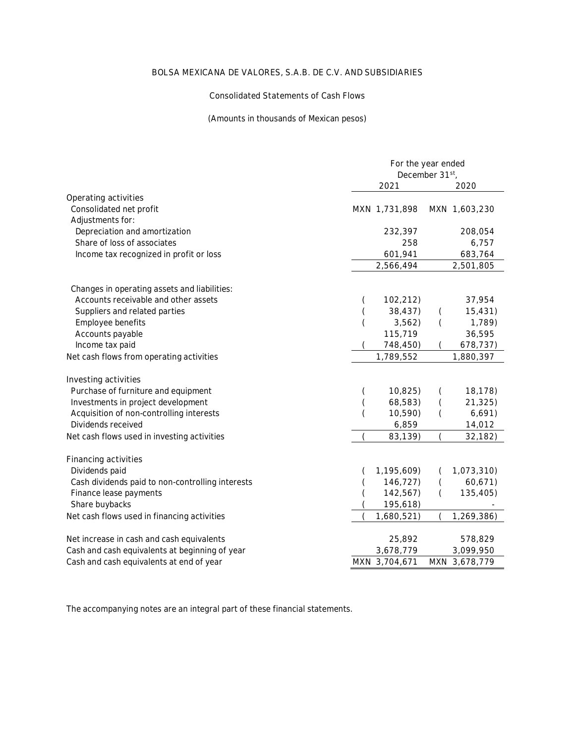BOLSA MEXICANA DE VALORES, S.A.B. DE C.V. AND SUBSIDIARIES

Consolidated Statements of Cash Flows

(Amounts in thousands of Mexican pesos)

| | For the year ended December 31[st], | |
|---|---|---|
| | 2021 | 2020 |
| **Operating activities** | | |
| Consolidated net profit | MXN 1,731,898 | MXN 1,603,230 |
| Adjustments for: | | |
| Depreciation and amortization | 232,397 | 208,054 |
| Share of loss of associates | 258 | 6,757 |
| Income tax recognized in profit or loss | 601,941 | 683,764 |
| | 2,566,494 | 2,501,805 |
| Changes in operating assets and liabilities: | | |
| Accounts receivable and other assets | (102,212) | 37,954 |
| Suppliers and related parties | (38,437) | (15,431) |
| Employee benefits | (3,562) | (1,789) |
| Accounts payable | 115,719 | 36,595 |
| Income tax paid | (748,450) | (678,737) |
| Net cash flows from operating activities | 1,789,552 | 1,880,397 |
| **Investing activities** | | |
| Purchase of furniture and equipment | (10,825) | (18,178) |
| Investments in project development | (68,583) | (21,325) |
| Acquisition of non-controlling interests | (10,590) | (6,691) |
| Dividends received | 6,859 | 14,012 |
| Net cash flows used in investing activities | (83,139) | (32,182) |
| **Financing activities** | | |
| Dividends paid | (1,195,609) | (1,073,310) |
| Cash dividends paid to non-controlling interests | (146,727) | (60,671) |
| Finance lease payments | (142,567) | (135,405) |
| Share buybacks | (195,618) | - |
| Net cash flows used in financing activities | (1,680,521) | (1,269,386) |
| Net increase in cash and cash equivalents | 25,892 | 578,829 |
| Cash and cash equivalents at beginning of year | 3,678,779 | 3,099,950 |
| Cash and cash equivalents at end of year | MXN 3,704,671 | MXN 3,678,779 |

The accompanying notes are an integral part of these financial statements.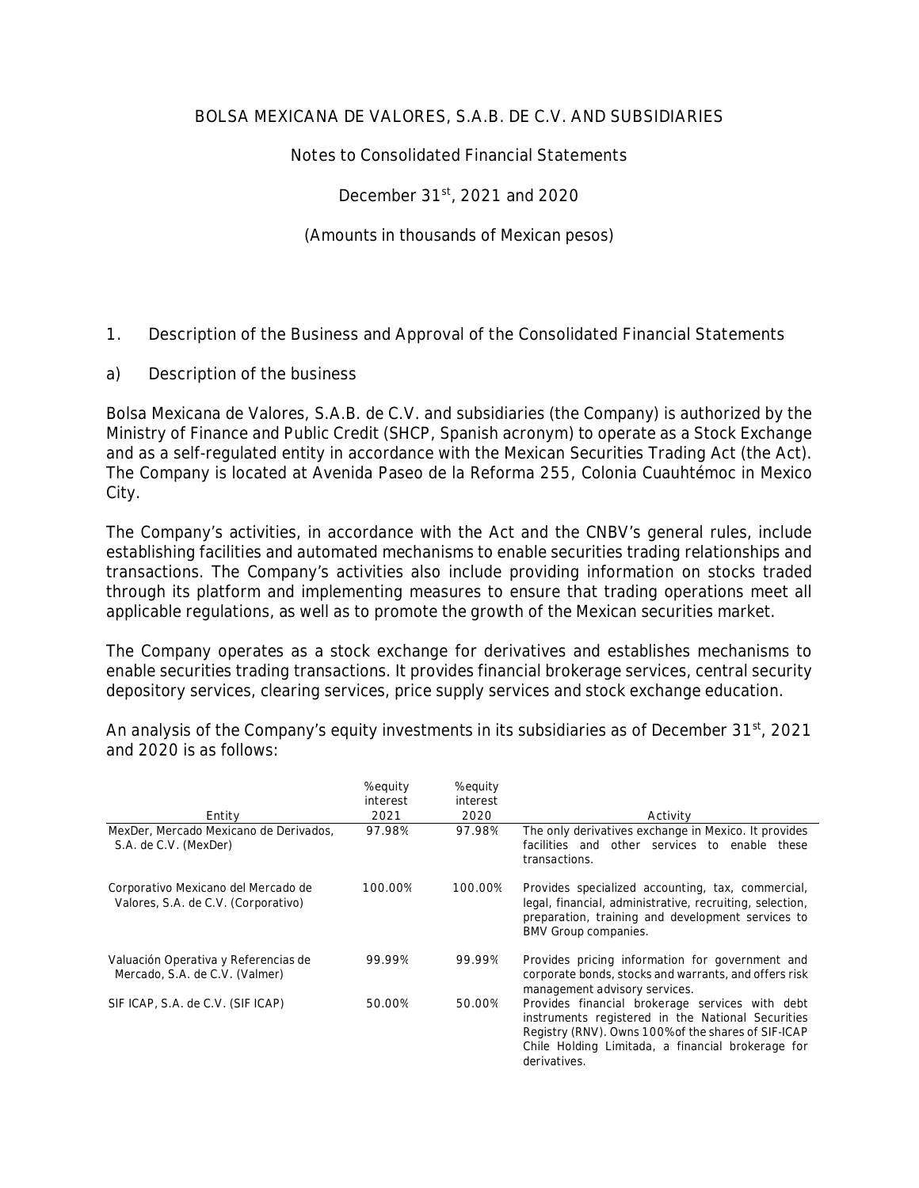# BOLSA MEXICANA DE VALORES, S.A.B. DE C.V. AND SUBSIDIARIES

## Notes to Consolidated Financial Statements

## December 31st, 2021 and 2020

## (Amounts in thousands of Mexican pesos)

## 1. Description of the Business and Approval of the Consolidated Financial Statements

### a) Description of the business

Bolsa Mexicana de Valores, S.A.B. de C.V. and subsidiaries (the Company) is authorized by the Ministry of Finance and Public Credit (SHCP, Spanish acronym) to operate as a Stock Exchange and as a self-regulated entity in accordance with the Mexican Securities Trading Act (the Act). The Company is located at Avenida Paseo de la Reforma 255, Colonia Cuauhtémoc in Mexico City.

The Company's activities, in accordance with the Act and the CNBV's general rules, include establishing facilities and automated mechanisms to enable securities trading relationships and transactions. The Company's activities also include providing information on stocks traded through its platform and implementing measures to ensure that trading operations meet all applicable regulations, as well as to promote the growth of the Mexican securities market.

The Company operates as a stock exchange for derivatives and establishes mechanisms to enable securities trading transactions. It provides financial brokerage services, central security depository services, clearing services, price supply services and stock exchange education.

An analysis of the Company's equity investments in its subsidiaries as of December 31st, 2021 and 2020 is as follows:

| Entity | % equity interest 2021 | % equity interest 2020 | Activity |
|---|---|---|---|
| MexDer, Mercado Mexicano de Derivados, S.A. de C.V. (MexDer) | 97.98% | 97.98% | The only derivatives exchange in Mexico. It provides facilities and other services to enable these transactions. |
| Corporativo Mexicano del Mercado de Valores, S.A. de C.V. (Corporativo) | 100.00% | 100.00% | Provides specialized accounting, tax, commercial, legal, financial, administrative, recruiting, selection, preparation, training and development services to BMV Group companies. |
| Valuación Operativa y Referencias de Mercado, S.A. de C.V. (Valmer) | 99.99% | 99.99% | Provides pricing information for government and corporate bonds, stocks and warrants, and offers risk management advisory services. |
| SIF ICAP, S.A. de C.V. (SIF ICAP) | 50.00% | 50.00% | Provides financial brokerage services with debt instruments registered in the National Securities Registry (RNV). Owns 100% of the shares of SIF-ICAP Chile Holding Limitada, a financial brokerage for derivatives. |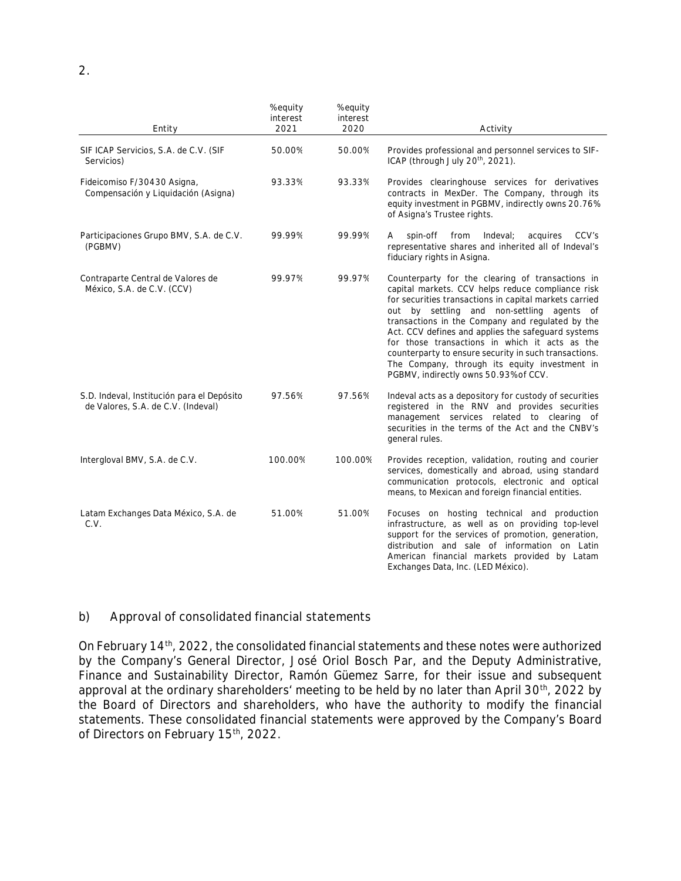| Entity | % equity interest 2021 | % equity interest 2020 | Activity |
|---|---|---|---|
| SIF ICAP Servicios, S.A. de C.V. (SIF Servicios) | 50.00% | 50.00% | Provides professional and personnel services to SIF-ICAP (through July 20th, 2021). |
| Fideicomiso F/30430 Asigna, Compensación y Liquidación (Asigna) | 93.33% | 93.33% | Provides clearinghouse services for derivatives contracts in MexDer. The Company, through its equity investment in PGBMV, indirectly owns 20.76% of Asigna's Trustee rights. |
| Participaciones Grupo BMV, S.A. de C.V. (PGBMV) | 99.99% | 99.99% | A spin-off from Indeval; acquires CCV's representative shares and inherited all of Indeval's fiduciary rights in Asigna. |
| Contraparte Central de Valores de México, S.A. de C.V. (CCV) | 99.97% | 99.97% | Counterparty for the clearing of transactions in capital markets. CCV helps reduce compliance risk for securities transactions in capital markets carried out by settling and non-settling agents of transactions in the Company and regulated by the Act. CCV defines and applies the safeguard systems for those transactions in which it acts as the counterparty to ensure security in such transactions. The Company, through its equity investment in PGBMV, indirectly owns 50.93% of CCV. |
| S.D. Indeval, Institución para el Depósito de Valores, S.A. de C.V. (Indeval) | 97.56% | 97.56% | Indeval acts as a depository for custody of securities registered in the RNV and provides securities management services related to clearing of securities in the terms of the Act and the CNBV's general rules. |
| Intergloval BMV, S.A. de C.V. | 100.00% | 100.00% | Provides reception, validation, routing and courier services, domestically and abroad, using standard communication protocols, electronic and optical means, to Mexican and foreign financial entities. |
| Latam Exchanges Data México, S.A. de C.V. | 51.00% | 51.00% | Focuses on hosting technical and production infrastructure, as well as on providing top-level support for the services of promotion, generation, distribution and sale of information on Latin American financial markets provided by Latam Exchanges Data, Inc. (LED México). |

## b) Approval of consolidated financial statements

On February 14th, 2022, the consolidated financial statements and these notes were authorized by the Company's General Director, José Oriol Bosch Par, and the Deputy Administrative, Finance and Sustainability Director, Ramón Güemez Sarre, for their issue and subsequent approval at the ordinary shareholders' meeting to be held by no later than April 30th, 2022 by the Board of Directors and shareholders, who have the authority to modify the financial statements. These consolidated financial statements were approved by the Company's Board of Directors on February 15th, 2022.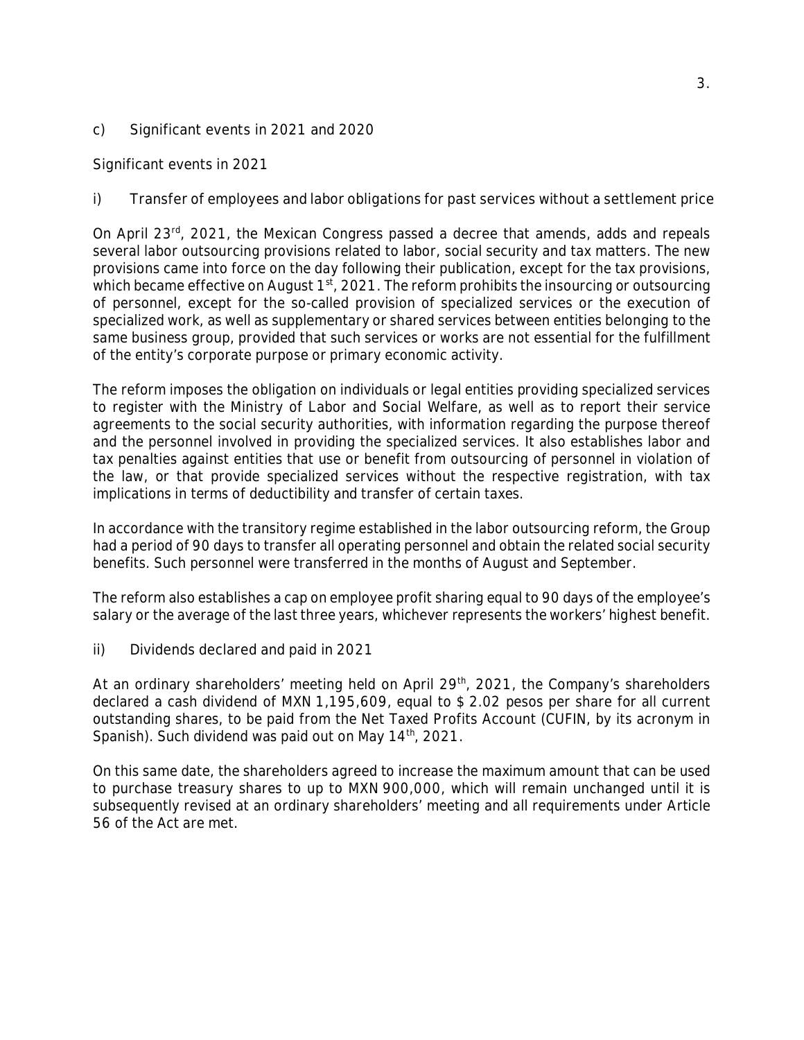c) Significant events in 2021 and 2020

Significant events in 2021

i) Transfer of employees and labor obligations for past services without a settlement price

On April 23rd, 2021, the Mexican Congress passed a decree that amends, adds and repeals several labor outsourcing provisions related to labor, social security and tax matters. The new provisions came into force on the day following their publication, except for the tax provisions, which became effective on August 1st, 2021. The reform prohibits the insourcing or outsourcing of personnel, except for the so-called provision of specialized services or the execution of specialized work, as well as supplementary or shared services between entities belonging to the same business group, provided that such services or works are not essential for the fulfillment of the entity's corporate purpose or primary economic activity.

The reform imposes the obligation on individuals or legal entities providing specialized services to register with the Ministry of Labor and Social Welfare, as well as to report their service agreements to the social security authorities, with information regarding the purpose thereof and the personnel involved in providing the specialized services. It also establishes labor and tax penalties against entities that use or benefit from outsourcing of personnel in violation of the law, or that provide specialized services without the respective registration, with tax implications in terms of deductibility and transfer of certain taxes.

In accordance with the transitory regime established in the labor outsourcing reform, the Group had a period of 90 days to transfer all operating personnel and obtain the related social security benefits. Such personnel were transferred in the months of August and September.

The reform also establishes a cap on employee profit sharing equal to 90 days of the employee's salary or the average of the last three years, whichever represents the workers' highest benefit.

ii) Dividends declared and paid in 2021

At an ordinary shareholders' meeting held on April 29th, 2021, the Company's shareholders declared a cash dividend of MXN 1,195,609, equal to $ 2.02 pesos per share for all current outstanding shares, to be paid from the Net Taxed Profits Account (CUFIN, by its acronym in Spanish). Such dividend was paid out on May 14th, 2021.

On this same date, the shareholders agreed to increase the maximum amount that can be used to purchase treasury shares to up to MXN 900,000, which will remain unchanged until it is subsequently revised at an ordinary shareholders' meeting and all requirements under Article 56 of the Act are met.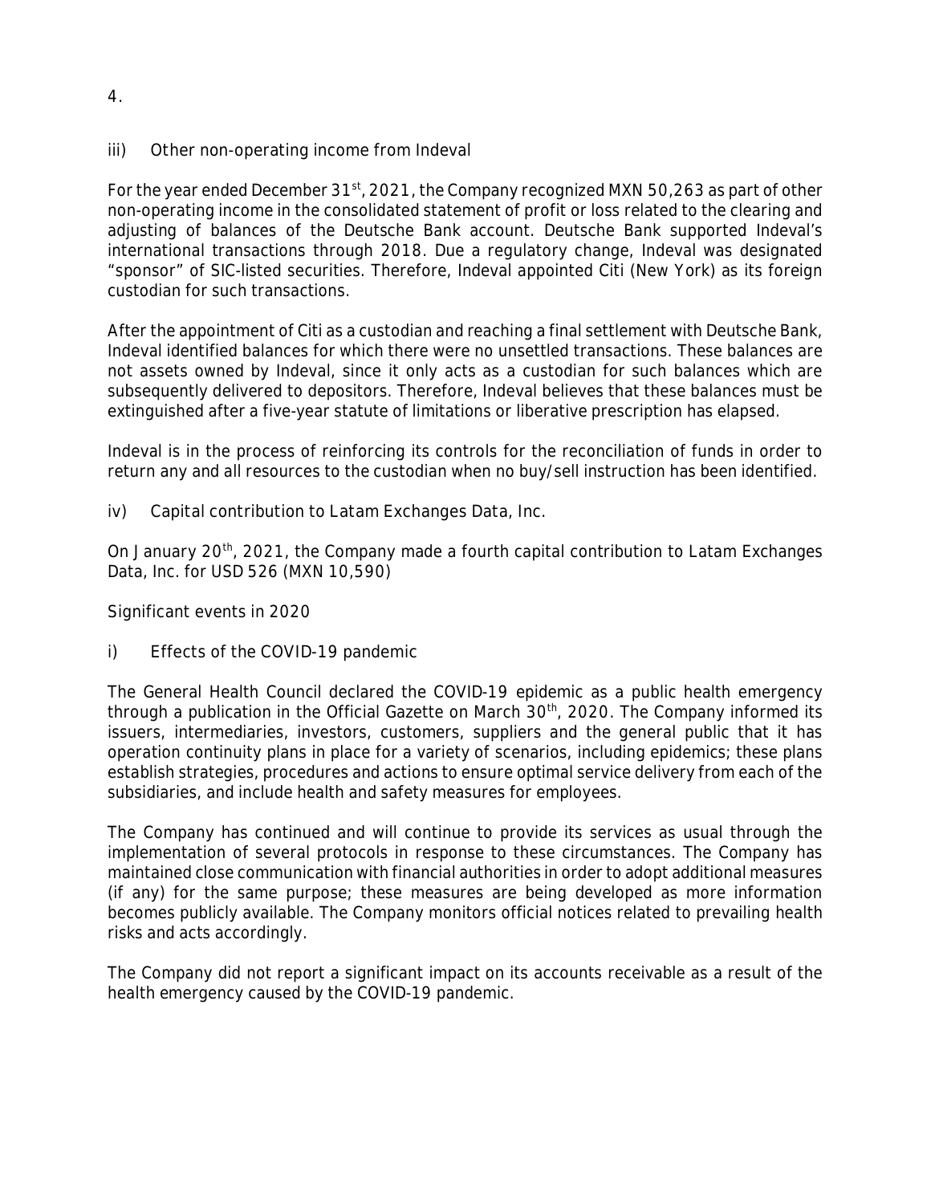4.

iii) Other non-operating income from Indeval

For the year ended December 31st, 2021, the Company recognized MXN 50,263 as part of other non-operating income in the consolidated statement of profit or loss related to the clearing and adjusting of balances of the Deutsche Bank account. Deutsche Bank supported Indeval's international transactions through 2018. Due a regulatory change, Indeval was designated "sponsor" of SIC-listed securities. Therefore, Indeval appointed Citi (New York) as its foreign custodian for such transactions.

After the appointment of Citi as a custodian and reaching a final settlement with Deutsche Bank, Indeval identified balances for which there were no unsettled transactions. These balances are not assets owned by Indeval, since it only acts as a custodian for such balances which are subsequently delivered to depositors. Therefore, Indeval believes that these balances must be extinguished after a five-year statute of limitations or liberative prescription has elapsed.

Indeval is in the process of reinforcing its controls for the reconciliation of funds in order to return any and all resources to the custodian when no buy/sell instruction has been identified.

iv) Capital contribution to Latam Exchanges Data, Inc.

On January 20th, 2021, the Company made a fourth capital contribution to Latam Exchanges Data, Inc. for USD 526 (MXN 10,590)

Significant events in 2020

i) Effects of the COVID-19 pandemic

The General Health Council declared the COVID-19 epidemic as a public health emergency through a publication in the Official Gazette on March 30th, 2020. The Company informed its issuers, intermediaries, investors, customers, suppliers and the general public that it has operation continuity plans in place for a variety of scenarios, including epidemics; these plans establish strategies, procedures and actions to ensure optimal service delivery from each of the subsidiaries, and include health and safety measures for employees.

The Company has continued and will continue to provide its services as usual through the implementation of several protocols in response to these circumstances. The Company has maintained close communication with financial authorities in order to adopt additional measures (if any) for the same purpose; these measures are being developed as more information becomes publicly available. The Company monitors official notices related to prevailing health risks and acts accordingly.

The Company did not report a significant impact on its accounts receivable as a result of the health emergency caused by the COVID-19 pandemic.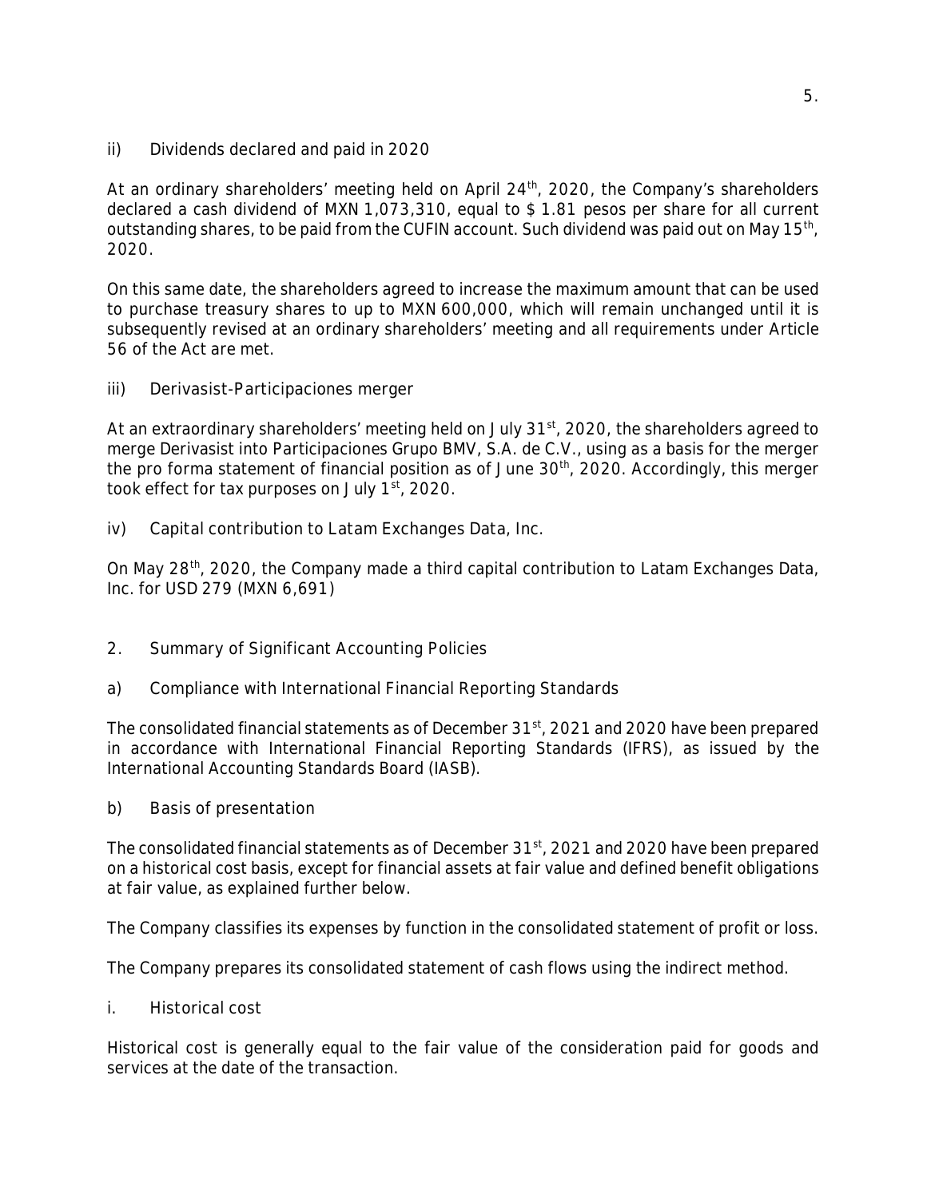ii) Dividends declared and paid in 2020

At an ordinary shareholders' meeting held on April 24th, 2020, the Company's shareholders declared a cash dividend of MXN 1,073,310, equal to $ 1.81 pesos per share for all current outstanding shares, to be paid from the CUFIN account. Such dividend was paid out on May 15th, 2020.

On this same date, the shareholders agreed to increase the maximum amount that can be used to purchase treasury shares to up to MXN 600,000, which will remain unchanged until it is subsequently revised at an ordinary shareholders' meeting and all requirements under Article 56 of the Act are met.

iii) Derivasist-Participaciones merger

At an extraordinary shareholders' meeting held on July 31st, 2020, the shareholders agreed to merge Derivasist into Participaciones Grupo BMV, S.A. de C.V., using as a basis for the merger the pro forma statement of financial position as of June 30th, 2020. Accordingly, this merger took effect for tax purposes on July 1st, 2020.

iv) Capital contribution to Latam Exchanges Data, Inc.

On May 28th, 2020, the Company made a third capital contribution to Latam Exchanges Data, Inc. for USD 279 (MXN 6,691)

## 2. Summary of Significant Accounting Policies

### a) Compliance with International Financial Reporting Standards

The consolidated financial statements as of December 31st, 2021 and 2020 have been prepared in accordance with International Financial Reporting Standards (IFRS), as issued by the International Accounting Standards Board (IASB).

### b) Basis of presentation

The consolidated financial statements as of December 31st, 2021 and 2020 have been prepared on a historical cost basis, except for financial assets at fair value and defined benefit obligations at fair value, as explained further below.

The Company classifies its expenses by function in the consolidated statement of profit or loss.

The Company prepares its consolidated statement of cash flows using the indirect method.

i. Historical cost

Historical cost is generally equal to the fair value of the consideration paid for goods and services at the date of the transaction.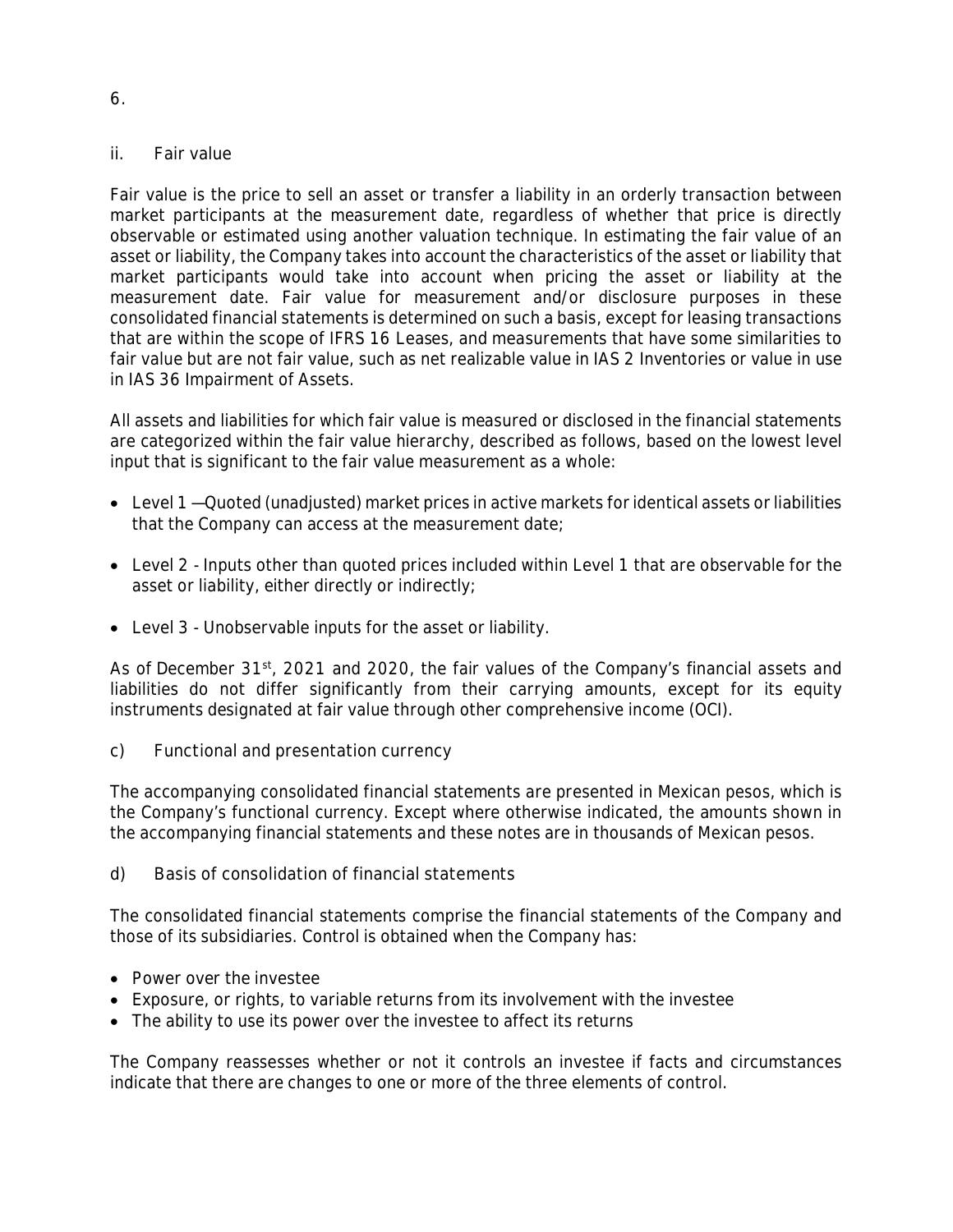6.

ii. Fair value

Fair value is the price to sell an asset or transfer a liability in an orderly transaction between market participants at the measurement date, regardless of whether that price is directly observable or estimated using another valuation technique. In estimating the fair value of an asset or liability, the Company takes into account the characteristics of the asset or liability that market participants would take into account when pricing the asset or liability at the measurement date. Fair value for measurement and/or disclosure purposes in these consolidated financial statements is determined on such a basis, except for leasing transactions that are within the scope of IFRS 16 Leases, and measurements that have some similarities to fair value but are not fair value, such as net realizable value in IAS 2 Inventories or value in use in IAS 36 Impairment of Assets.

All assets and liabilities for which fair value is measured or disclosed in the financial statements are categorized within the fair value hierarchy, described as follows, based on the lowest level input that is significant to the fair value measurement as a whole:

- Level 1 —Quoted (unadjusted) market prices in active markets for identical assets or liabilities that the Company can access at the measurement date;
- Level 2 - Inputs other than quoted prices included within Level 1 that are observable for the asset or liability, either directly or indirectly;
- Level 3 - Unobservable inputs for the asset or liability.

As of December 31st, 2021 and 2020, the fair values of the Company's financial assets and liabilities do not differ significantly from their carrying amounts, except for its equity instruments designated at fair value through other comprehensive income (OCI).

c) Functional and presentation currency

The accompanying consolidated financial statements are presented in Mexican pesos, which is the Company's functional currency. Except where otherwise indicated, the amounts shown in the accompanying financial statements and these notes are in thousands of Mexican pesos.

d) Basis of consolidation of financial statements

The consolidated financial statements comprise the financial statements of the Company and those of its subsidiaries. Control is obtained when the Company has:

- Power over the investee
- Exposure, or rights, to variable returns from its involvement with the investee
- The ability to use its power over the investee to affect its returns

The Company reassesses whether or not it controls an investee if facts and circumstances indicate that there are changes to one or more of the three elements of control.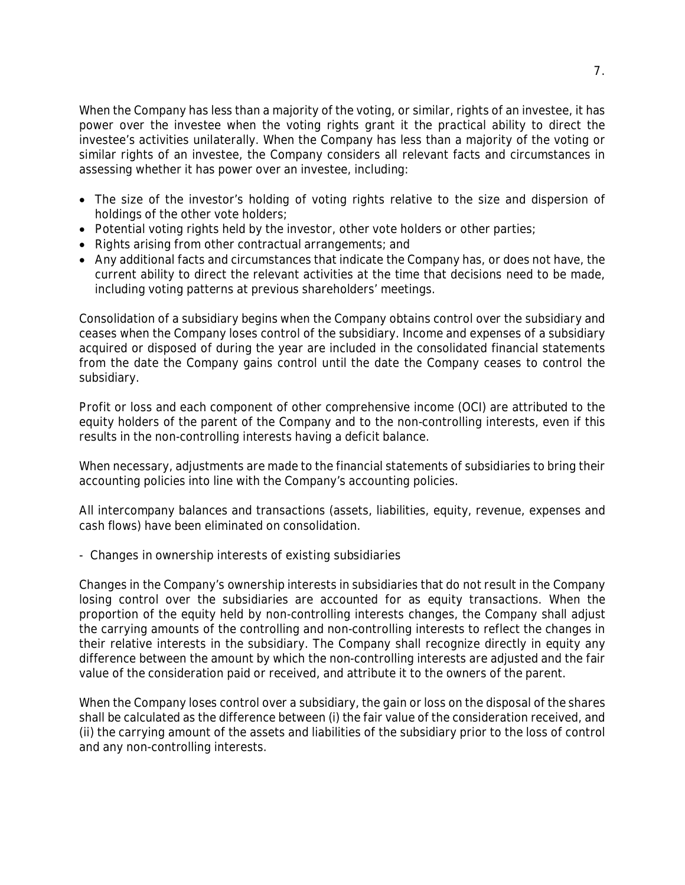When the Company has less than a majority of the voting, or similar, rights of an investee, it has power over the investee when the voting rights grant it the practical ability to direct the investee's activities unilaterally. When the Company has less than a majority of the voting or similar rights of an investee, the Company considers all relevant facts and circumstances in assessing whether it has power over an investee, including:

- The size of the investor's holding of voting rights relative to the size and dispersion of holdings of the other vote holders;
- Potential voting rights held by the investor, other vote holders or other parties;
- Rights arising from other contractual arrangements; and
- Any additional facts and circumstances that indicate the Company has, or does not have, the current ability to direct the relevant activities at the time that decisions need to be made, including voting patterns at previous shareholders' meetings.

Consolidation of a subsidiary begins when the Company obtains control over the subsidiary and ceases when the Company loses control of the subsidiary. Income and expenses of a subsidiary acquired or disposed of during the year are included in the consolidated financial statements from the date the Company gains control until the date the Company ceases to control the subsidiary.

Profit or loss and each component of other comprehensive income (OCI) are attributed to the equity holders of the parent of the Company and to the non-controlling interests, even if this results in the non-controlling interests having a deficit balance.

When necessary, adjustments are made to the financial statements of subsidiaries to bring their accounting policies into line with the Company's accounting policies.

All intercompany balances and transactions (assets, liabilities, equity, revenue, expenses and cash flows) have been eliminated on consolidation.

- Changes in ownership interests of existing subsidiaries

Changes in the Company's ownership interests in subsidiaries that do not result in the Company losing control over the subsidiaries are accounted for as equity transactions. When the proportion of the equity held by non-controlling interests changes, the Company shall adjust the carrying amounts of the controlling and non-controlling interests to reflect the changes in their relative interests in the subsidiary. The Company shall recognize directly in equity any difference between the amount by which the non-controlling interests are adjusted and the fair value of the consideration paid or received, and attribute it to the owners of the parent.

When the Company loses control over a subsidiary, the gain or loss on the disposal of the shares shall be calculated as the difference between (i) the fair value of the consideration received, and (ii) the carrying amount of the assets and liabilities of the subsidiary prior to the loss of control and any non-controlling interests.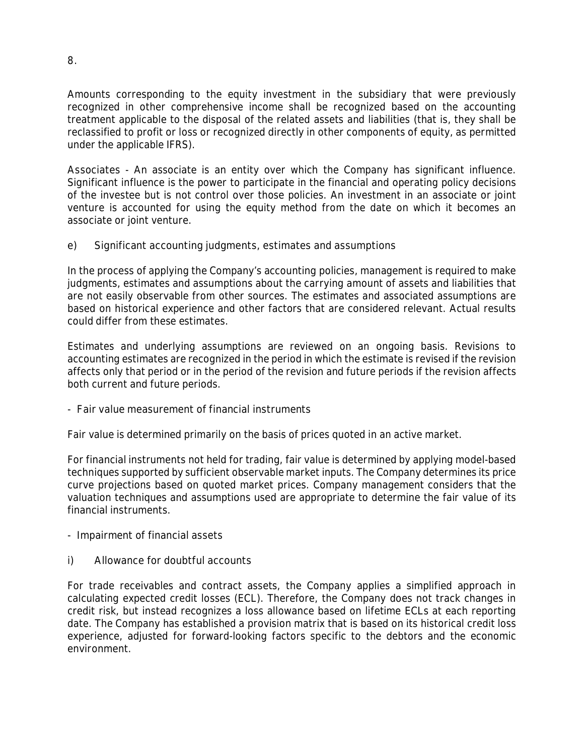Amounts corresponding to the equity investment in the subsidiary that were previously recognized in other comprehensive income shall be recognized based on the accounting treatment applicable to the disposal of the related assets and liabilities (that is, they shall be reclassified to profit or loss or recognized directly in other components of equity, as permitted under the applicable IFRS).

Associates - An associate is an entity over which the Company has significant influence. Significant influence is the power to participate in the financial and operating policy decisions of the investee but is not control over those policies. An investment in an associate or joint venture is accounted for using the equity method from the date on which it becomes an associate or joint venture.

e) Significant accounting judgments, estimates and assumptions

In the process of applying the Company's accounting policies, management is required to make judgments, estimates and assumptions about the carrying amount of assets and liabilities that are not easily observable from other sources. The estimates and associated assumptions are based on historical experience and other factors that are considered relevant. Actual results could differ from these estimates.

Estimates and underlying assumptions are reviewed on an ongoing basis. Revisions to accounting estimates are recognized in the period in which the estimate is revised if the revision affects only that period or in the period of the revision and future periods if the revision affects both current and future periods.

- Fair value measurement of financial instruments

Fair value is determined primarily on the basis of prices quoted in an active market.

For financial instruments not held for trading, fair value is determined by applying model-based techniques supported by sufficient observable market inputs. The Company determines its price curve projections based on quoted market prices. Company management considers that the valuation techniques and assumptions used are appropriate to determine the fair value of its financial instruments.

- Impairment of financial assets

i) Allowance for doubtful accounts

For trade receivables and contract assets, the Company applies a simplified approach in calculating expected credit losses (ECL). Therefore, the Company does not track changes in credit risk, but instead recognizes a loss allowance based on lifetime ECLs at each reporting date. The Company has established a provision matrix that is based on its historical credit loss experience, adjusted for forward-looking factors specific to the debtors and the economic environment.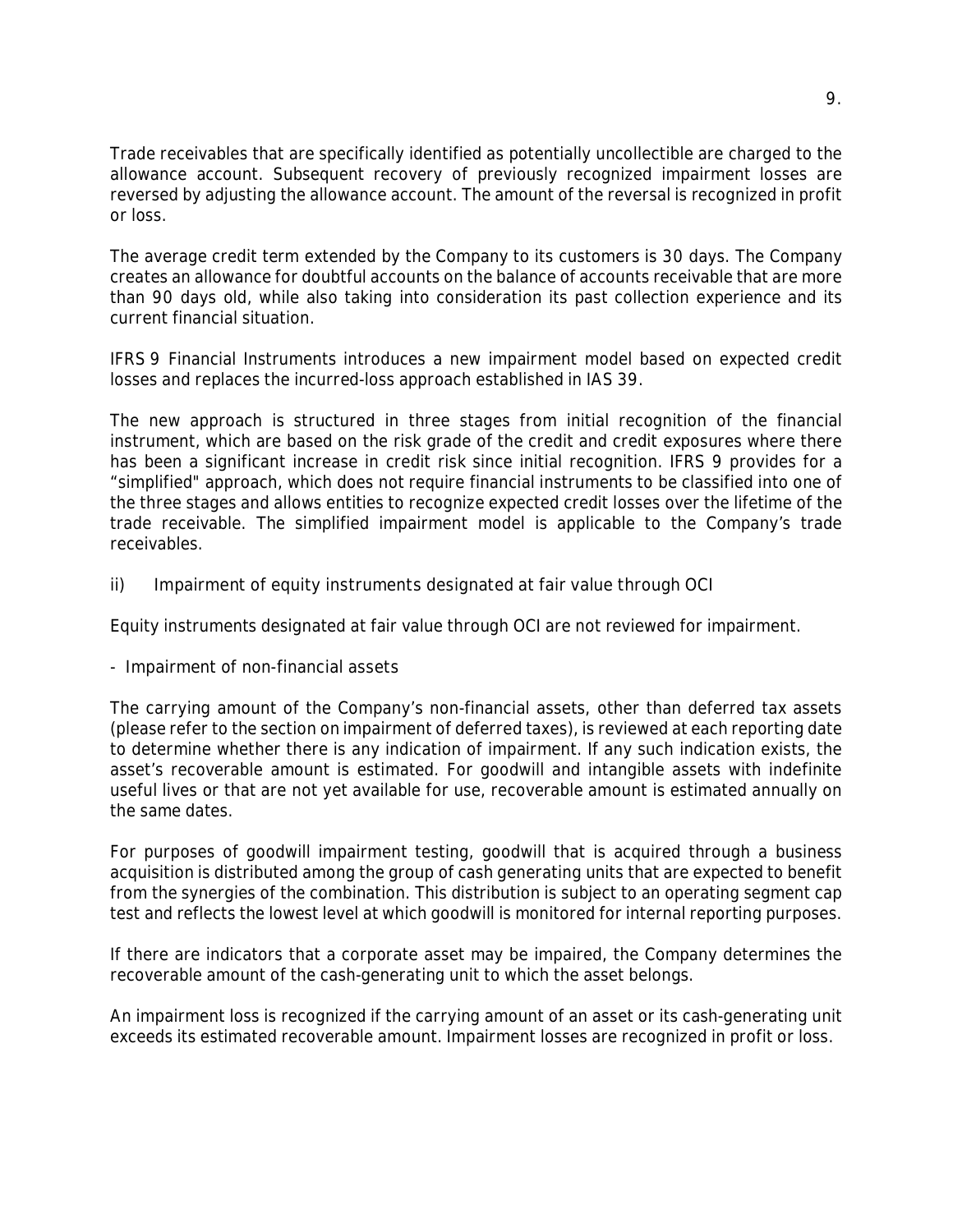Trade receivables that are specifically identified as potentially uncollectible are charged to the allowance account. Subsequent recovery of previously recognized impairment losses are reversed by adjusting the allowance account. The amount of the reversal is recognized in profit or loss.

The average credit term extended by the Company to its customers is 30 days. The Company creates an allowance for doubtful accounts on the balance of accounts receivable that are more than 90 days old, while also taking into consideration its past collection experience and its current financial situation.

IFRS 9 Financial Instruments introduces a new impairment model based on expected credit losses and replaces the incurred-loss approach established in IAS 39.

The new approach is structured in three stages from initial recognition of the financial instrument, which are based on the risk grade of the credit and credit exposures where there has been a significant increase in credit risk since initial recognition. IFRS 9 provides for a “simplified" approach, which does not require financial instruments to be classified into one of the three stages and allows entities to recognize expected credit losses over the lifetime of the trade receivable. The simplified impairment model is applicable to the Company’s trade receivables.

ii) Impairment of equity instruments designated at fair value through OCI

Equity instruments designated at fair value through OCI are not reviewed for impairment.

- Impairment of non-financial assets

The carrying amount of the Company’s non-financial assets, other than deferred tax assets (please refer to the section on impairment of deferred taxes), is reviewed at each reporting date to determine whether there is any indication of impairment. If any such indication exists, the asset’s recoverable amount is estimated. For goodwill and intangible assets with indefinite useful lives or that are not yet available for use, recoverable amount is estimated annually on the same dates.

For purposes of goodwill impairment testing, goodwill that is acquired through a business acquisition is distributed among the group of cash generating units that are expected to benefit from the synergies of the combination. This distribution is subject to an operating segment cap test and reflects the lowest level at which goodwill is monitored for internal reporting purposes.

If there are indicators that a corporate asset may be impaired, the Company determines the recoverable amount of the cash-generating unit to which the asset belongs.

An impairment loss is recognized if the carrying amount of an asset or its cash-generating unit exceeds its estimated recoverable amount. Impairment losses are recognized in profit or loss.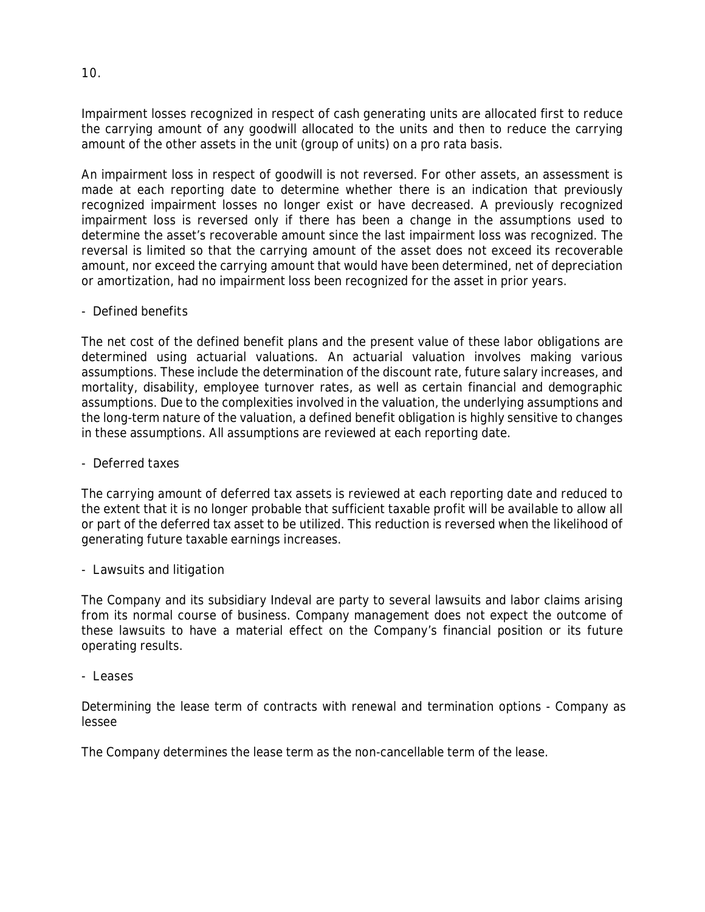Impairment losses recognized in respect of cash generating units are allocated first to reduce the carrying amount of any goodwill allocated to the units and then to reduce the carrying amount of the other assets in the unit (group of units) on a pro rata basis.

An impairment loss in respect of goodwill is not reversed. For other assets, an assessment is made at each reporting date to determine whether there is an indication that previously recognized impairment losses no longer exist or have decreased. A previously recognized impairment loss is reversed only if there has been a change in the assumptions used to determine the asset's recoverable amount since the last impairment loss was recognized. The reversal is limited so that the carrying amount of the asset does not exceed its recoverable amount, nor exceed the carrying amount that would have been determined, net of depreciation or amortization, had no impairment loss been recognized for the asset in prior years.

- Defined benefits

The net cost of the defined benefit plans and the present value of these labor obligations are determined using actuarial valuations. An actuarial valuation involves making various assumptions. These include the determination of the discount rate, future salary increases, and mortality, disability, employee turnover rates, as well as certain financial and demographic assumptions. Due to the complexities involved in the valuation, the underlying assumptions and the long-term nature of the valuation, a defined benefit obligation is highly sensitive to changes in these assumptions. All assumptions are reviewed at each reporting date.

- Deferred taxes

The carrying amount of deferred tax assets is reviewed at each reporting date and reduced to the extent that it is no longer probable that sufficient taxable profit will be available to allow all or part of the deferred tax asset to be utilized. This reduction is reversed when the likelihood of generating future taxable earnings increases.

- Lawsuits and litigation

The Company and its subsidiary Indeval are party to several lawsuits and labor claims arising from its normal course of business. Company management does not expect the outcome of these lawsuits to have a material effect on the Company's financial position or its future operating results.

- Leases

Determining the lease term of contracts with renewal and termination options - Company as lessee

The Company determines the lease term as the non-cancellable term of the lease.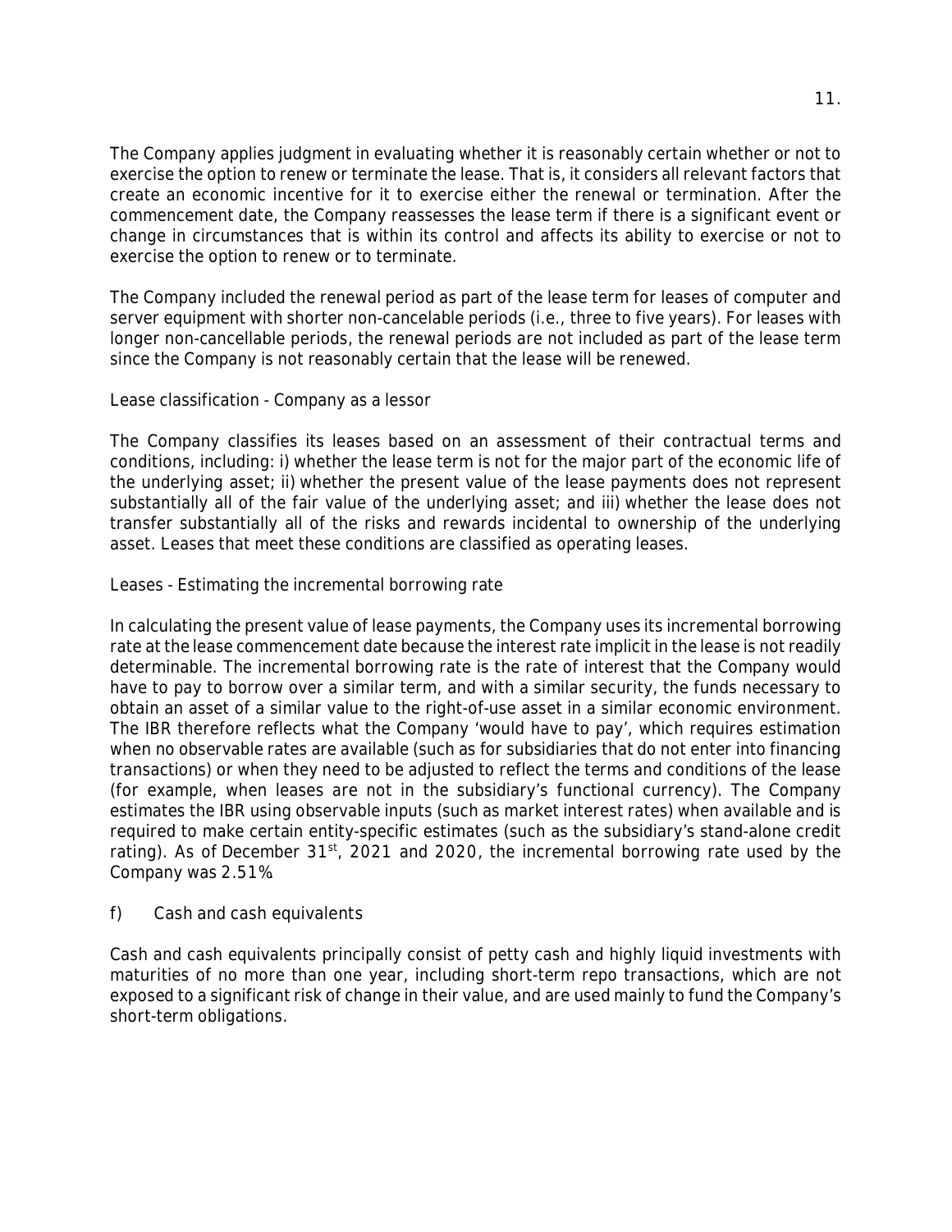The Company applies judgment in evaluating whether it is reasonably certain whether or not to exercise the option to renew or terminate the lease. That is, it considers all relevant factors that create an economic incentive for it to exercise either the renewal or termination. After the commencement date, the Company reassesses the lease term if there is a significant event or change in circumstances that is within its control and affects its ability to exercise or not to exercise the option to renew or to terminate.

The Company included the renewal period as part of the lease term for leases of computer and server equipment with shorter non-cancelable periods (i.e., three to five years). For leases with longer non-cancellable periods, the renewal periods are not included as part of the lease term since the Company is not reasonably certain that the lease will be renewed.

Lease classification - Company as a lessor

The Company classifies its leases based on an assessment of their contractual terms and conditions, including: i) whether the lease term is not for the major part of the economic life of the underlying asset; ii) whether the present value of the lease payments does not represent substantially all of the fair value of the underlying asset; and iii) whether the lease does not transfer substantially all of the risks and rewards incidental to ownership of the underlying asset. Leases that meet these conditions are classified as operating leases.

Leases - Estimating the incremental borrowing rate

In calculating the present value of lease payments, the Company uses its incremental borrowing rate at the lease commencement date because the interest rate implicit in the lease is not readily determinable. The incremental borrowing rate is the rate of interest that the Company would have to pay to borrow over a similar term, and with a similar security, the funds necessary to obtain an asset of a similar value to the right-of-use asset in a similar economic environment. The IBR therefore reflects what the Company 'would have to pay', which requires estimation when no observable rates are available (such as for subsidiaries that do not enter into financing transactions) or when they need to be adjusted to reflect the terms and conditions of the lease (for example, when leases are not in the subsidiary's functional currency). The Company estimates the IBR using observable inputs (such as market interest rates) when available and is required to make certain entity-specific estimates (such as the subsidiary's stand-alone credit rating). As of December 31st, 2021 and 2020, the incremental borrowing rate used by the Company was 2.51%.

f) Cash and cash equivalents

Cash and cash equivalents principally consist of petty cash and highly liquid investments with maturities of no more than one year, including short-term repo transactions, which are not exposed to a significant risk of change in their value, and are used mainly to fund the Company's short-term obligations.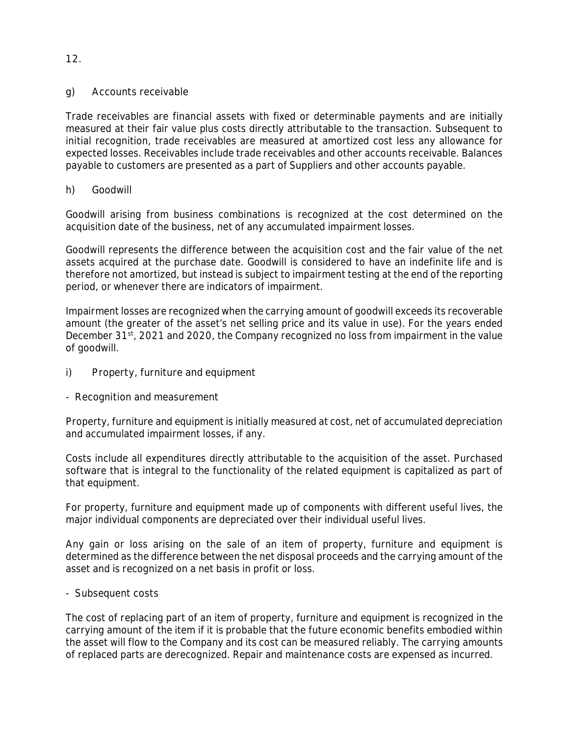g) Accounts receivable

Trade receivables are financial assets with fixed or determinable payments and are initially measured at their fair value plus costs directly attributable to the transaction. Subsequent to initial recognition, trade receivables are measured at amortized cost less any allowance for expected losses. Receivables include trade receivables and other accounts receivable. Balances payable to customers are presented as a part of Suppliers and other accounts payable.

h) Goodwill

Goodwill arising from business combinations is recognized at the cost determined on the acquisition date of the business, net of any accumulated impairment losses.

Goodwill represents the difference between the acquisition cost and the fair value of the net assets acquired at the purchase date. Goodwill is considered to have an indefinite life and is therefore not amortized, but instead is subject to impairment testing at the end of the reporting period, or whenever there are indicators of impairment.

Impairment losses are recognized when the carrying amount of goodwill exceeds its recoverable amount (the greater of the asset's net selling price and its value in use). For the years ended December 31st, 2021 and 2020, the Company recognized no loss from impairment in the value of goodwill.

i) Property, furniture and equipment

- Recognition and measurement

Property, furniture and equipment is initially measured at cost, net of accumulated depreciation and accumulated impairment losses, if any.

Costs include all expenditures directly attributable to the acquisition of the asset. Purchased software that is integral to the functionality of the related equipment is capitalized as part of that equipment.

For property, furniture and equipment made up of components with different useful lives, the major individual components are depreciated over their individual useful lives.

Any gain or loss arising on the sale of an item of property, furniture and equipment is determined as the difference between the net disposal proceeds and the carrying amount of the asset and is recognized on a net basis in profit or loss.

- Subsequent costs

The cost of replacing part of an item of property, furniture and equipment is recognized in the carrying amount of the item if it is probable that the future economic benefits embodied within the asset will flow to the Company and its cost can be measured reliably. The carrying amounts of replaced parts are derecognized. Repair and maintenance costs are expensed as incurred.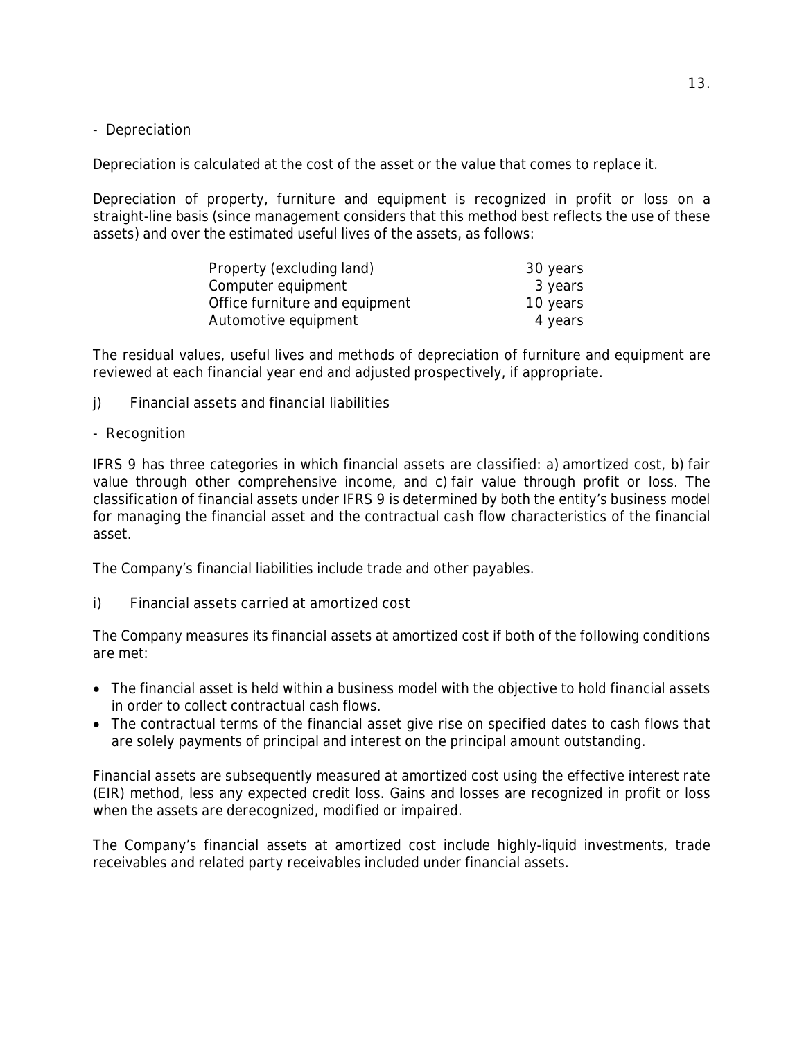- Depreciation

Depreciation is calculated at the cost of the asset or the value that comes to replace it.

Depreciation of property, furniture and equipment is recognized in profit or loss on a straight-line basis (since management considers that this method best reflects the use of these assets) and over the estimated useful lives of the assets, as follows:

| | |
|---|---|
| Property (excluding land) | 30 years |
| Computer equipment | 3 years |
| Office furniture and equipment | 10 years |
| Automotive equipment | 4 years |

The residual values, useful lives and methods of depreciation of furniture and equipment are reviewed at each financial year end and adjusted prospectively, if appropriate.

j) Financial assets and financial liabilities

- Recognition

IFRS 9 has three categories in which financial assets are classified: a) amortized cost, b) fair value through other comprehensive income, and c) fair value through profit or loss. The classification of financial assets under IFRS 9 is determined by both the entity's business model for managing the financial asset and the contractual cash flow characteristics of the financial asset.

The Company's financial liabilities include trade and other payables.

i) Financial assets carried at amortized cost

The Company measures its financial assets at amortized cost if both of the following conditions are met:

- The financial asset is held within a business model with the objective to hold financial assets in order to collect contractual cash flows.
- The contractual terms of the financial asset give rise on specified dates to cash flows that are solely payments of principal and interest on the principal amount outstanding.

Financial assets are subsequently measured at amortized cost using the effective interest rate (EIR) method, less any expected credit loss. Gains and losses are recognized in profit or loss when the assets are derecognized, modified or impaired.

The Company's financial assets at amortized cost include highly-liquid investments, trade receivables and related party receivables included under financial assets.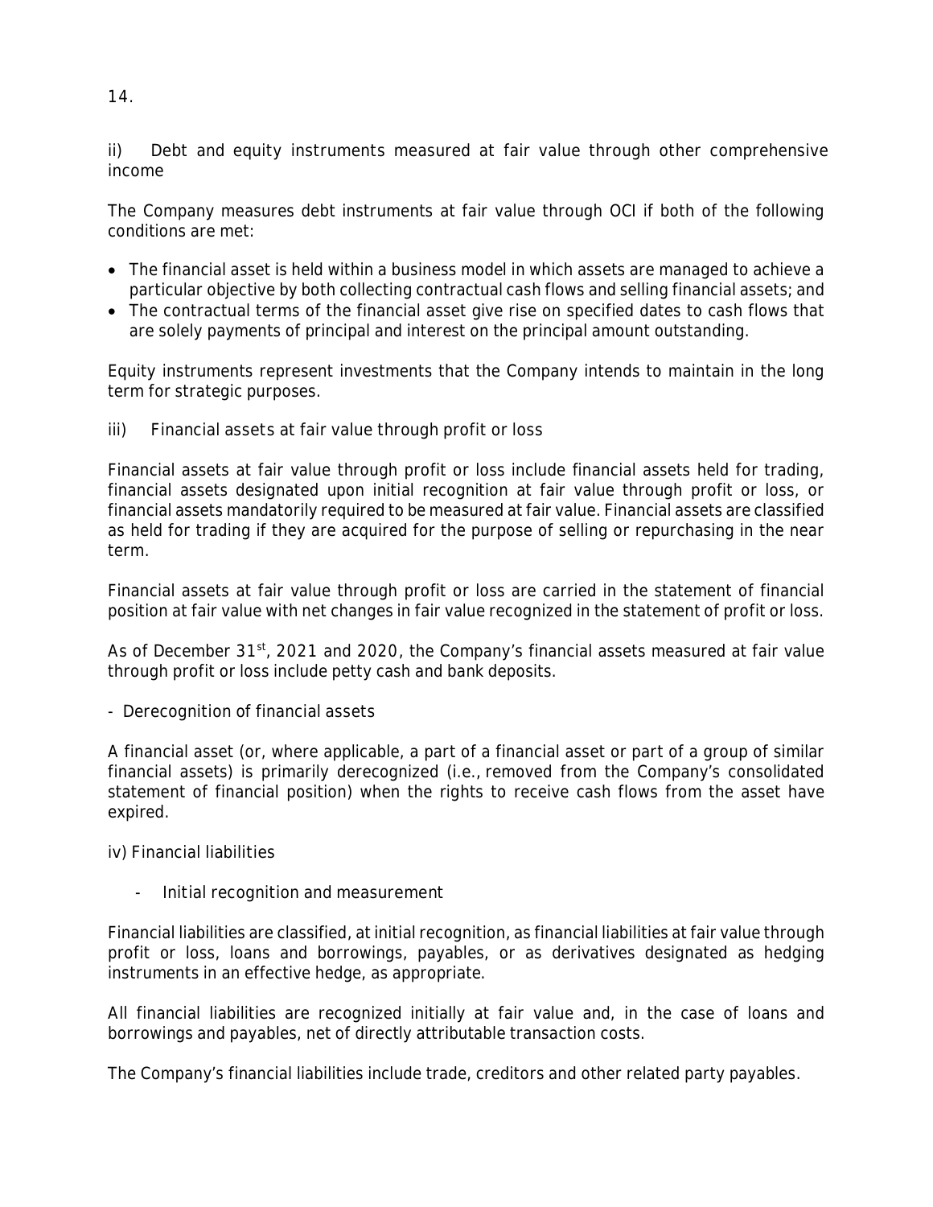ii) Debt and equity instruments measured at fair value through other comprehensive income

The Company measures debt instruments at fair value through OCI if both of the following conditions are met:

- The financial asset is held within a business model in which assets are managed to achieve a particular objective by both collecting contractual cash flows and selling financial assets; and
- The contractual terms of the financial asset give rise on specified dates to cash flows that are solely payments of principal and interest on the principal amount outstanding.

Equity instruments represent investments that the Company intends to maintain in the long term for strategic purposes.

iii) Financial assets at fair value through profit or loss

Financial assets at fair value through profit or loss include financial assets held for trading, financial assets designated upon initial recognition at fair value through profit or loss, or financial assets mandatorily required to be measured at fair value. Financial assets are classified as held for trading if they are acquired for the purpose of selling or repurchasing in the near term.

Financial assets at fair value through profit or loss are carried in the statement of financial position at fair value with net changes in fair value recognized in the statement of profit or loss.

As of December 31st, 2021 and 2020, the Company's financial assets measured at fair value through profit or loss include petty cash and bank deposits.

- Derecognition of financial assets

A financial asset (or, where applicable, a part of a financial asset or part of a group of similar financial assets) is primarily derecognized (i.e., removed from the Company's consolidated statement of financial position) when the rights to receive cash flows from the asset have expired.

iv) Financial liabilities

- Initial recognition and measurement

Financial liabilities are classified, at initial recognition, as financial liabilities at fair value through profit or loss, loans and borrowings, payables, or as derivatives designated as hedging instruments in an effective hedge, as appropriate.

All financial liabilities are recognized initially at fair value and, in the case of loans and borrowings and payables, net of directly attributable transaction costs.

The Company's financial liabilities include trade, creditors and other related party payables.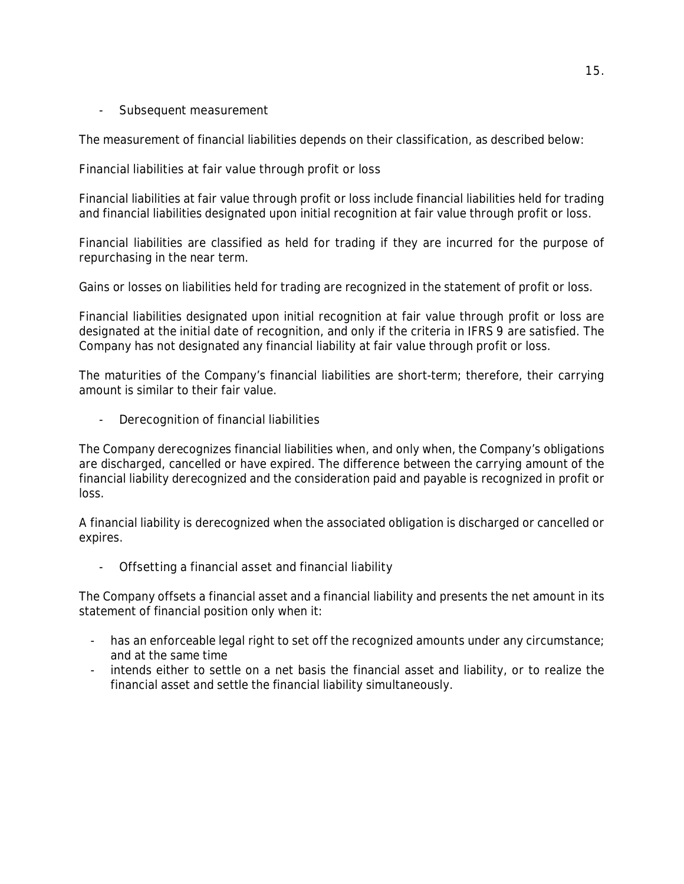- Subsequent measurement

The measurement of financial liabilities depends on their classification, as described below:

Financial liabilities at fair value through profit or loss

Financial liabilities at fair value through profit or loss include financial liabilities held for trading and financial liabilities designated upon initial recognition at fair value through profit or loss.

Financial liabilities are classified as held for trading if they are incurred for the purpose of repurchasing in the near term.

Gains or losses on liabilities held for trading are recognized in the statement of profit or loss.

Financial liabilities designated upon initial recognition at fair value through profit or loss are designated at the initial date of recognition, and only if the criteria in IFRS 9 are satisfied. The Company has not designated any financial liability at fair value through profit or loss.

The maturities of the Company's financial liabilities are short-term; therefore, their carrying amount is similar to their fair value.

- Derecognition of financial liabilities

The Company derecognizes financial liabilities when, and only when, the Company's obligations are discharged, cancelled or have expired. The difference between the carrying amount of the financial liability derecognized and the consideration paid and payable is recognized in profit or loss.

A financial liability is derecognized when the associated obligation is discharged or cancelled or expires.

- Offsetting a financial asset and financial liability

The Company offsets a financial asset and a financial liability and presents the net amount in its statement of financial position only when it:

- has an enforceable legal right to set off the recognized amounts under any circumstance; and at the same time
- intends either to settle on a net basis the financial asset and liability, or to realize the financial asset and settle the financial liability simultaneously.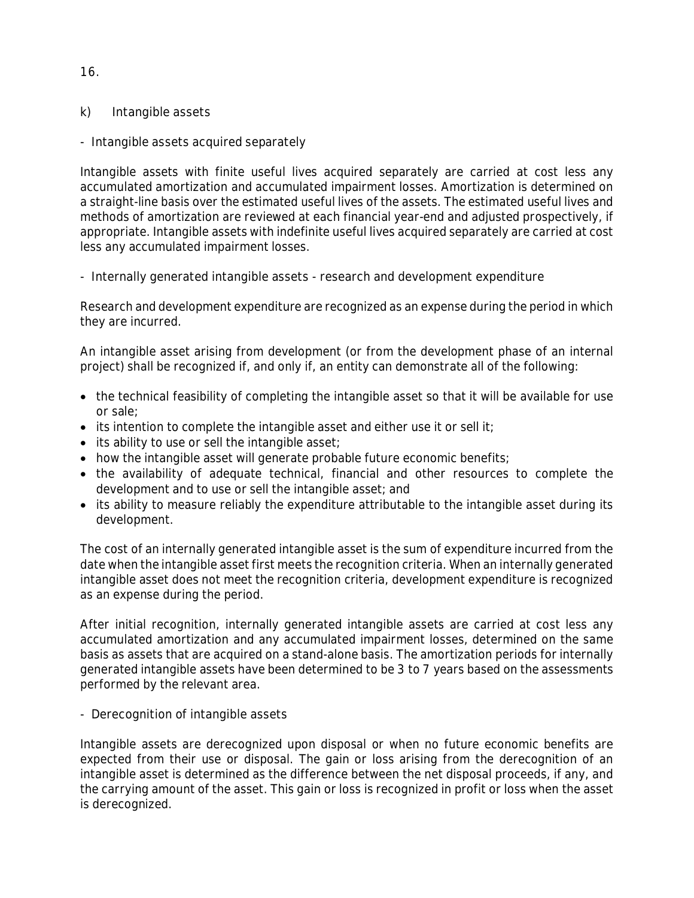k) Intangible assets

- Intangible assets acquired separately

Intangible assets with finite useful lives acquired separately are carried at cost less any accumulated amortization and accumulated impairment losses. Amortization is determined on a straight-line basis over the estimated useful lives of the assets. The estimated useful lives and methods of amortization are reviewed at each financial year-end and adjusted prospectively, if appropriate. Intangible assets with indefinite useful lives acquired separately are carried at cost less any accumulated impairment losses.

- Internally generated intangible assets - research and development expenditure

Research and development expenditure are recognized as an expense during the period in which they are incurred.

An intangible asset arising from development (or from the development phase of an internal project) shall be recognized if, and only if, an entity can demonstrate all of the following:

- the technical feasibility of completing the intangible asset so that it will be available for use or sale;
- its intention to complete the intangible asset and either use it or sell it;
- its ability to use or sell the intangible asset;
- how the intangible asset will generate probable future economic benefits;
- the availability of adequate technical, financial and other resources to complete the development and to use or sell the intangible asset; and
- its ability to measure reliably the expenditure attributable to the intangible asset during its development.

The cost of an internally generated intangible asset is the sum of expenditure incurred from the date when the intangible asset first meets the recognition criteria. When an internally generated intangible asset does not meet the recognition criteria, development expenditure is recognized as an expense during the period.

After initial recognition, internally generated intangible assets are carried at cost less any accumulated amortization and any accumulated impairment losses, determined on the same basis as assets that are acquired on a stand-alone basis. The amortization periods for internally generated intangible assets have been determined to be 3 to 7 years based on the assessments performed by the relevant area.

- Derecognition of intangible assets

Intangible assets are derecognized upon disposal or when no future economic benefits are expected from their use or disposal. The gain or loss arising from the derecognition of an intangible asset is determined as the difference between the net disposal proceeds, if any, and the carrying amount of the asset. This gain or loss is recognized in profit or loss when the asset is derecognized.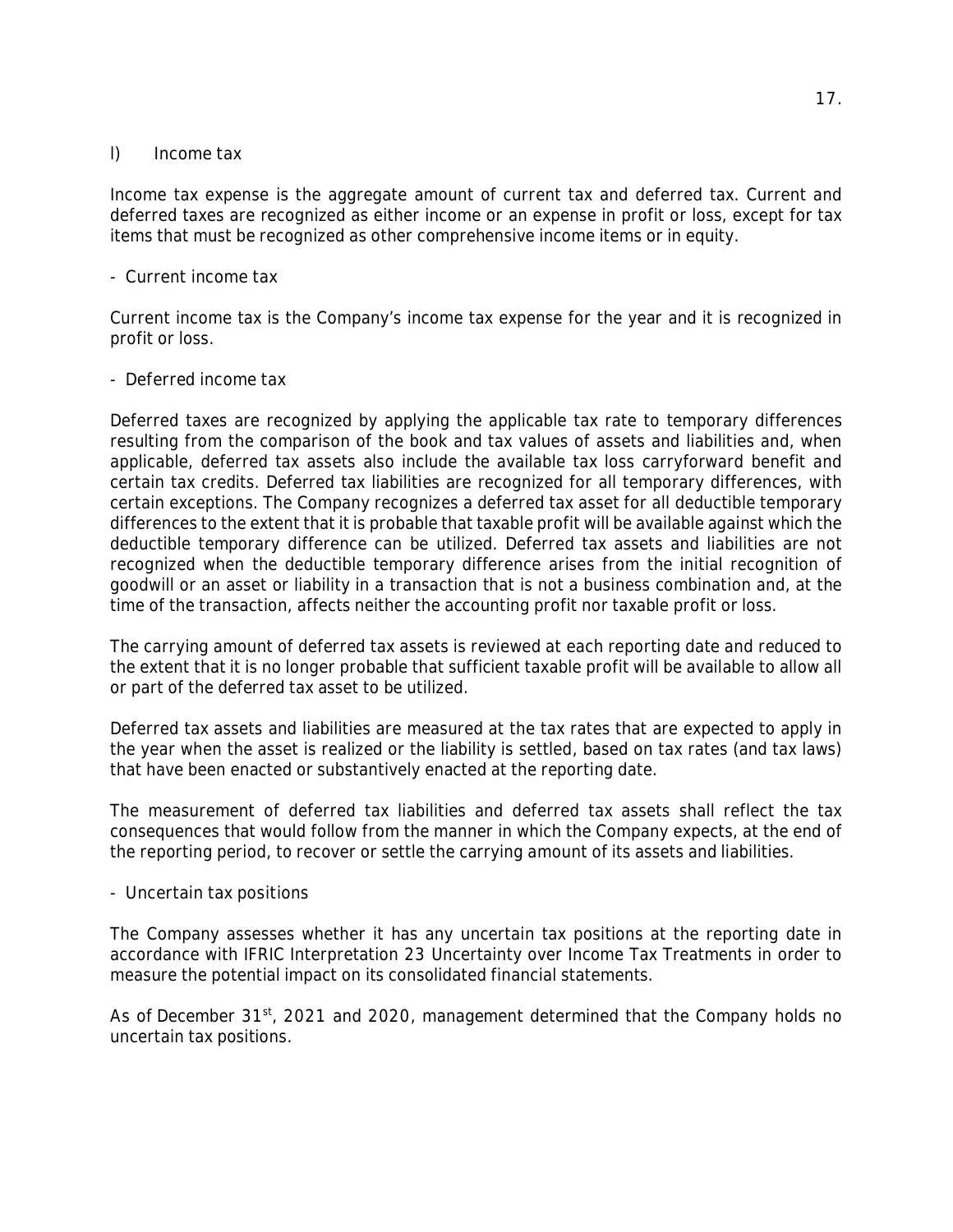### l) Income tax

Income tax expense is the aggregate amount of current tax and deferred tax. Current and deferred taxes are recognized as either income or an expense in profit or loss, except for tax items that must be recognized as other comprehensive income items or in equity.

- Current income tax

Current income tax is the Company's income tax expense for the year and it is recognized in profit or loss.

- Deferred income tax

Deferred taxes are recognized by applying the applicable tax rate to temporary differences resulting from the comparison of the book and tax values of assets and liabilities and, when applicable, deferred tax assets also include the available tax loss carryforward benefit and certain tax credits. Deferred tax liabilities are recognized for all temporary differences, with certain exceptions. The Company recognizes a deferred tax asset for all deductible temporary differences to the extent that it is probable that taxable profit will be available against which the deductible temporary difference can be utilized. Deferred tax assets and liabilities are not recognized when the deductible temporary difference arises from the initial recognition of goodwill or an asset or liability in a transaction that is not a business combination and, at the time of the transaction, affects neither the accounting profit nor taxable profit or loss.

The carrying amount of deferred tax assets is reviewed at each reporting date and reduced to the extent that it is no longer probable that sufficient taxable profit will be available to allow all or part of the deferred tax asset to be utilized.

Deferred tax assets and liabilities are measured at the tax rates that are expected to apply in the year when the asset is realized or the liability is settled, based on tax rates (and tax laws) that have been enacted or substantively enacted at the reporting date.

The measurement of deferred tax liabilities and deferred tax assets shall reflect the tax consequences that would follow from the manner in which the Company expects, at the end of the reporting period, to recover or settle the carrying amount of its assets and liabilities.

- Uncertain tax positions

The Company assesses whether it has any uncertain tax positions at the reporting date in accordance with IFRIC Interpretation 23 Uncertainty over Income Tax Treatments in order to measure the potential impact on its consolidated financial statements.

As of December 31st, 2021 and 2020, management determined that the Company holds no uncertain tax positions.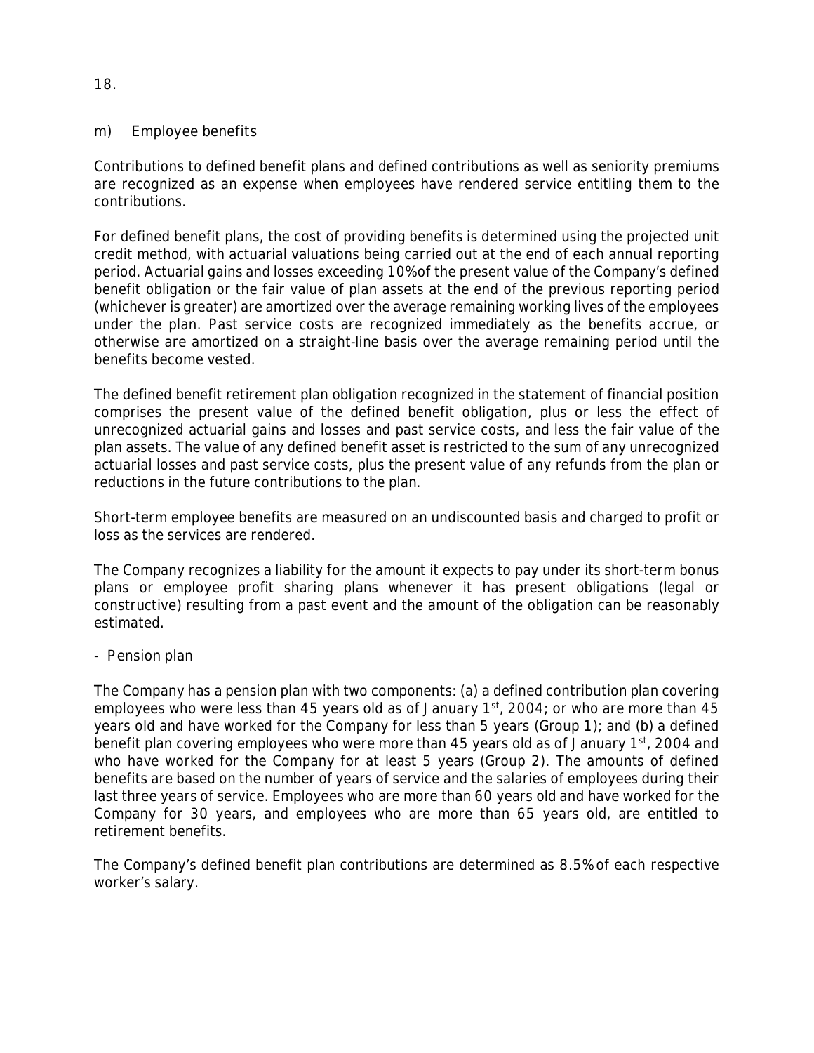## m) Employee benefits

Contributions to defined benefit plans and defined contributions as well as seniority premiums are recognized as an expense when employees have rendered service entitling them to the contributions.

For defined benefit plans, the cost of providing benefits is determined using the projected unit credit method, with actuarial valuations being carried out at the end of each annual reporting period. Actuarial gains and losses exceeding 10% of the present value of the Company's defined benefit obligation or the fair value of plan assets at the end of the previous reporting period (whichever is greater) are amortized over the average remaining working lives of the employees under the plan. Past service costs are recognized immediately as the benefits accrue, or otherwise are amortized on a straight-line basis over the average remaining period until the benefits become vested.

The defined benefit retirement plan obligation recognized in the statement of financial position comprises the present value of the defined benefit obligation, plus or less the effect of unrecognized actuarial gains and losses and past service costs, and less the fair value of the plan assets. The value of any defined benefit asset is restricted to the sum of any unrecognized actuarial losses and past service costs, plus the present value of any refunds from the plan or reductions in the future contributions to the plan.

Short-term employee benefits are measured on an undiscounted basis and charged to profit or loss as the services are rendered.

The Company recognizes a liability for the amount it expects to pay under its short-term bonus plans or employee profit sharing plans whenever it has present obligations (legal or constructive) resulting from a past event and the amount of the obligation can be reasonably estimated.

- Pension plan

The Company has a pension plan with two components: (a) a defined contribution plan covering employees who were less than 45 years old as of January 1st, 2004; or who are more than 45 years old and have worked for the Company for less than 5 years (Group 1); and (b) a defined benefit plan covering employees who were more than 45 years old as of January 1st, 2004 and who have worked for the Company for at least 5 years (Group 2). The amounts of defined benefits are based on the number of years of service and the salaries of employees during their last three years of service. Employees who are more than 60 years old and have worked for the Company for 30 years, and employees who are more than 65 years old, are entitled to retirement benefits.

The Company's defined benefit plan contributions are determined as 8.5% of each respective worker's salary.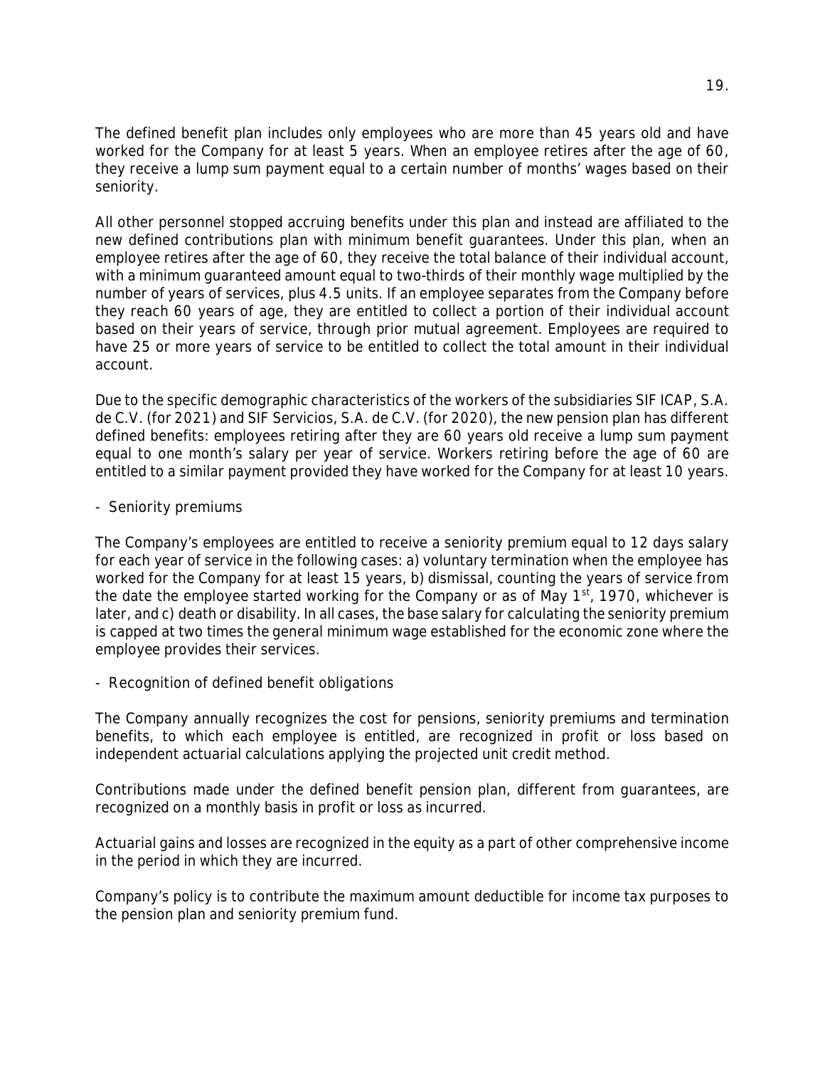The defined benefit plan includes only employees who are more than 45 years old and have worked for the Company for at least 5 years. When an employee retires after the age of 60, they receive a lump sum payment equal to a certain number of months' wages based on their seniority.

All other personnel stopped accruing benefits under this plan and instead are affiliated to the new defined contributions plan with minimum benefit guarantees. Under this plan, when an employee retires after the age of 60, they receive the total balance of their individual account, with a minimum guaranteed amount equal to two-thirds of their monthly wage multiplied by the number of years of services, plus 4.5 units. If an employee separates from the Company before they reach 60 years of age, they are entitled to collect a portion of their individual account based on their years of service, through prior mutual agreement. Employees are required to have 25 or more years of service to be entitled to collect the total amount in their individual account.

Due to the specific demographic characteristics of the workers of the subsidiaries SIF ICAP, S.A. de C.V. (for 2021) and SIF Servicios, S.A. de C.V. (for 2020), the new pension plan has different defined benefits: employees retiring after they are 60 years old receive a lump sum payment equal to one month's salary per year of service. Workers retiring before the age of 60 are entitled to a similar payment provided they have worked for the Company for at least 10 years.

- Seniority premiums

The Company's employees are entitled to receive a seniority premium equal to 12 days salary for each year of service in the following cases: a) voluntary termination when the employee has worked for the Company for at least 15 years, b) dismissal, counting the years of service from the date the employee started working for the Company or as of May 1st, 1970, whichever is later, and c) death or disability. In all cases, the base salary for calculating the seniority premium is capped at two times the general minimum wage established for the economic zone where the employee provides their services.

- Recognition of defined benefit obligations

The Company annually recognizes the cost for pensions, seniority premiums and termination benefits, to which each employee is entitled, are recognized in profit or loss based on independent actuarial calculations applying the projected unit credit method.

Contributions made under the defined benefit pension plan, different from guarantees, are recognized on a monthly basis in profit or loss as incurred.

Actuarial gains and losses are recognized in the equity as a part of other comprehensive income in the period in which they are incurred.

Company's policy is to contribute the maximum amount deductible for income tax purposes to the pension plan and seniority premium fund.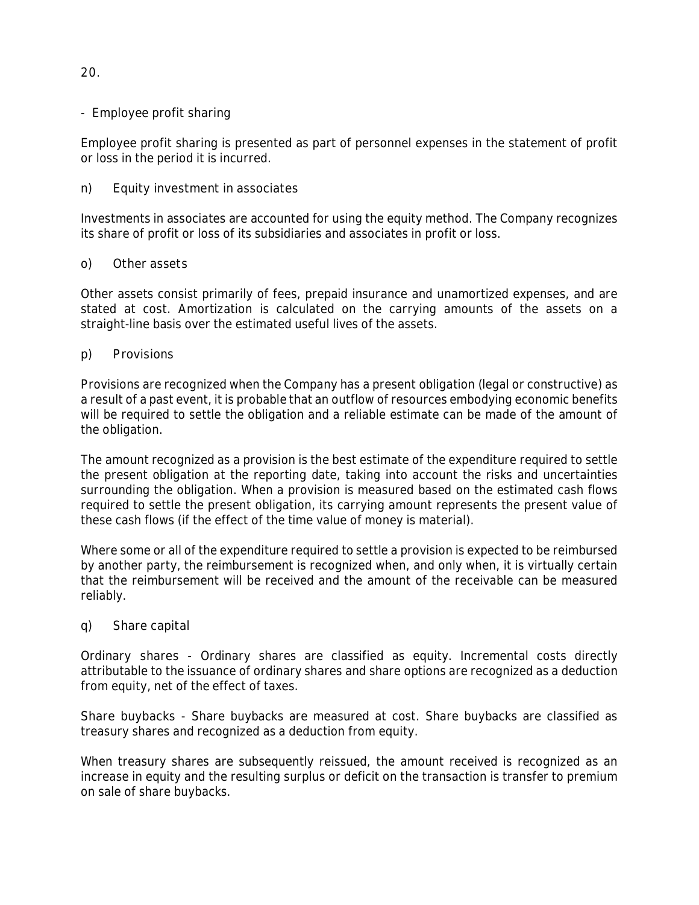- Employee profit sharing

Employee profit sharing is presented as part of personnel expenses in the statement of profit or loss in the period it is incurred.

n) Equity investment in associates

Investments in associates are accounted for using the equity method. The Company recognizes its share of profit or loss of its subsidiaries and associates in profit or loss.

o) Other assets

Other assets consist primarily of fees, prepaid insurance and unamortized expenses, and are stated at cost. Amortization is calculated on the carrying amounts of the assets on a straight-line basis over the estimated useful lives of the assets.

p) Provisions

Provisions are recognized when the Company has a present obligation (legal or constructive) as a result of a past event, it is probable that an outflow of resources embodying economic benefits will be required to settle the obligation and a reliable estimate can be made of the amount of the obligation.

The amount recognized as a provision is the best estimate of the expenditure required to settle the present obligation at the reporting date, taking into account the risks and uncertainties surrounding the obligation. When a provision is measured based on the estimated cash flows required to settle the present obligation, its carrying amount represents the present value of these cash flows (if the effect of the time value of money is material).

Where some or all of the expenditure required to settle a provision is expected to be reimbursed by another party, the reimbursement is recognized when, and only when, it is virtually certain that the reimbursement will be received and the amount of the receivable can be measured reliably.

q) Share capital

Ordinary shares - Ordinary shares are classified as equity. Incremental costs directly attributable to the issuance of ordinary shares and share options are recognized as a deduction from equity, net of the effect of taxes.

Share buybacks - Share buybacks are measured at cost. Share buybacks are classified as treasury shares and recognized as a deduction from equity.

When treasury shares are subsequently reissued, the amount received is recognized as an increase in equity and the resulting surplus or deficit on the transaction is transfer to premium on sale of share buybacks.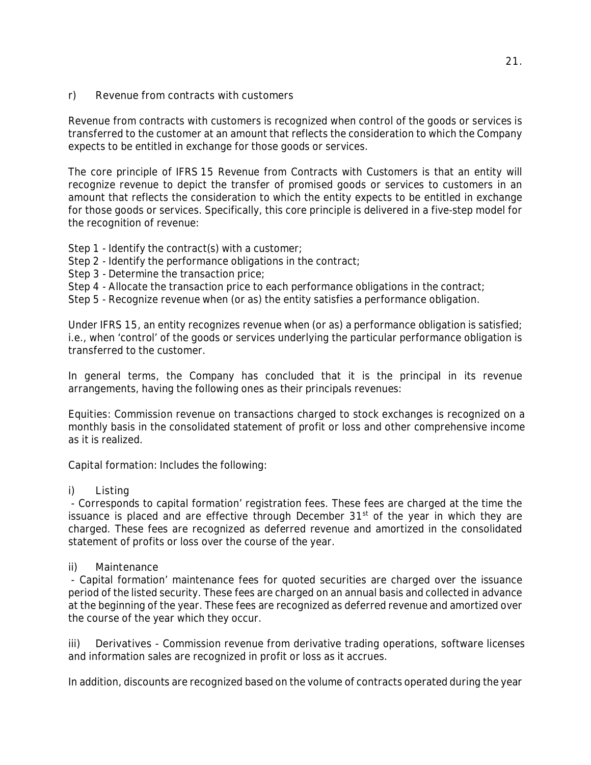r) Revenue from contracts with customers

Revenue from contracts with customers is recognized when control of the goods or services is transferred to the customer at an amount that reflects the consideration to which the Company expects to be entitled in exchange for those goods or services.

The core principle of IFRS 15 Revenue from Contracts with Customers is that an entity will recognize revenue to depict the transfer of promised goods or services to customers in an amount that reflects the consideration to which the entity expects to be entitled in exchange for those goods or services. Specifically, this core principle is delivered in a five-step model for the recognition of revenue:

Step 1 - Identify the contract(s) with a customer;
Step 2 - Identify the performance obligations in the contract;
Step 3 - Determine the transaction price;
Step 4 - Allocate the transaction price to each performance obligations in the contract;
Step 5 - Recognize revenue when (or as) the entity satisfies a performance obligation.

Under IFRS 15, an entity recognizes revenue when (or as) a performance obligation is satisfied; i.e., when 'control' of the goods or services underlying the particular performance obligation is transferred to the customer.

In general terms, the Company has concluded that it is the principal in its revenue arrangements, having the following ones as their principals revenues:

Equities: Commission revenue on transactions charged to stock exchanges is recognized on a monthly basis in the consolidated statement of profit or loss and other comprehensive income as it is realized.

Capital formation: Includes the following:

i) Listing

- Corresponds to capital formation' registration fees. These fees are charged at the time the issuance is placed and are effective through December 31st of the year in which they are charged. These fees are recognized as deferred revenue and amortized in the consolidated statement of profits or loss over the course of the year.

ii) Maintenance

- Capital formation' maintenance fees for quoted securities are charged over the issuance period of the listed security. These fees are charged on an annual basis and collected in advance at the beginning of the year. These fees are recognized as deferred revenue and amortized over the course of the year which they occur.

iii) Derivatives - Commission revenue from derivative trading operations, software licenses and information sales are recognized in profit or loss as it accrues.

In addition, discounts are recognized based on the volume of contracts operated during the year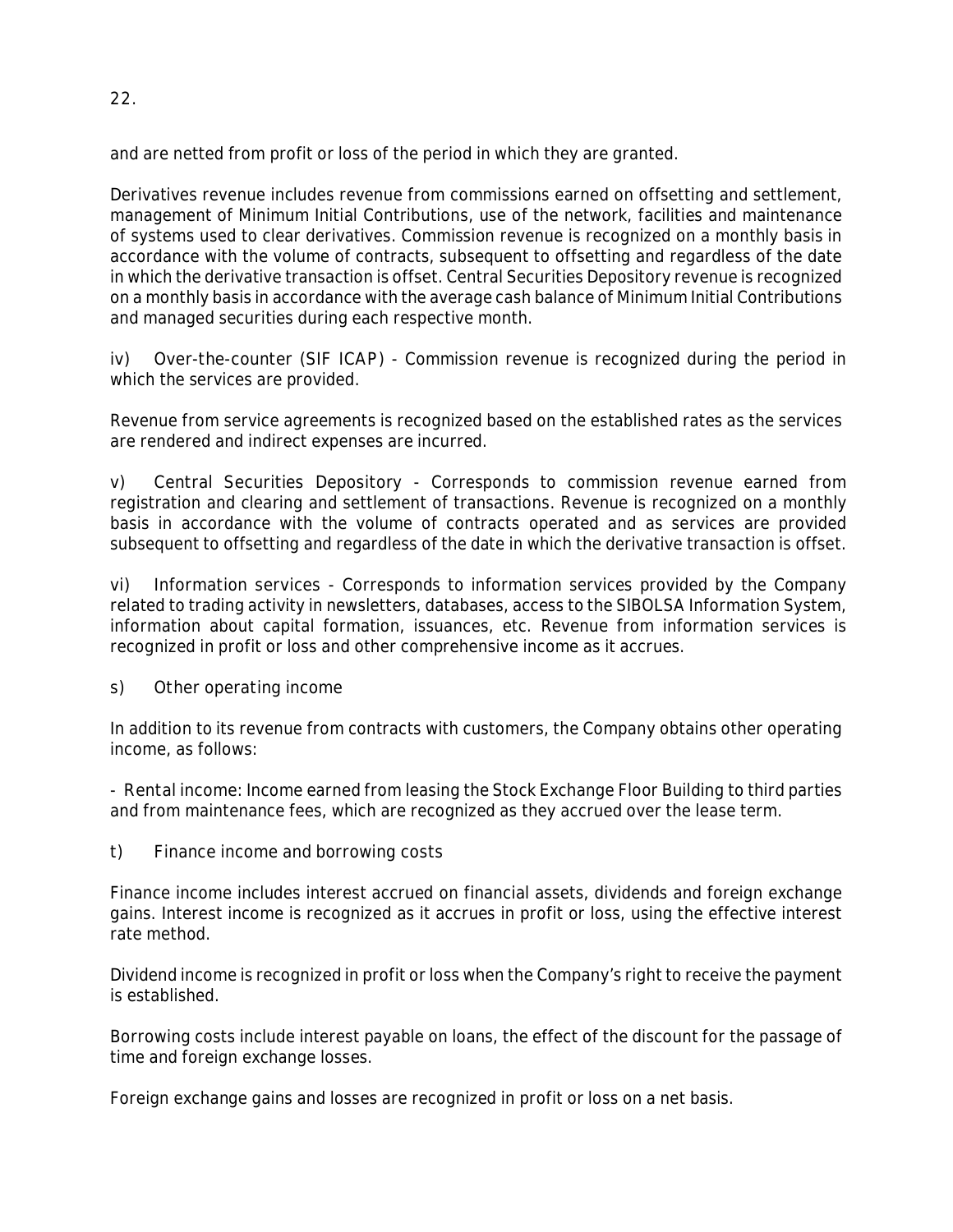and are netted from profit or loss of the period in which they are granted.

Derivatives revenue includes revenue from commissions earned on offsetting and settlement, management of Minimum Initial Contributions, use of the network, facilities and maintenance of systems used to clear derivatives. Commission revenue is recognized on a monthly basis in accordance with the volume of contracts, subsequent to offsetting and regardless of the date in which the derivative transaction is offset. Central Securities Depository revenue is recognized on a monthly basis in accordance with the average cash balance of Minimum Initial Contributions and managed securities during each respective month.

iv) Over-the-counter (SIF ICAP) - Commission revenue is recognized during the period in which the services are provided.

Revenue from service agreements is recognized based on the established rates as the services are rendered and indirect expenses are incurred.

v) Central Securities Depository - Corresponds to commission revenue earned from registration and clearing and settlement of transactions. Revenue is recognized on a monthly basis in accordance with the volume of contracts operated and as services are provided subsequent to offsetting and regardless of the date in which the derivative transaction is offset.

vi) Information services - Corresponds to information services provided by the Company related to trading activity in newsletters, databases, access to the SIBOLSA Information System, information about capital formation, issuances, etc. Revenue from information services is recognized in profit or loss and other comprehensive income as it accrues.

s) Other operating income

In addition to its revenue from contracts with customers, the Company obtains other operating income, as follows:

- Rental income: Income earned from leasing the Stock Exchange Floor Building to third parties and from maintenance fees, which are recognized as they accrued over the lease term.

t) Finance income and borrowing costs

Finance income includes interest accrued on financial assets, dividends and foreign exchange gains. Interest income is recognized as it accrues in profit or loss, using the effective interest rate method.

Dividend income is recognized in profit or loss when the Company's right to receive the payment is established.

Borrowing costs include interest payable on loans, the effect of the discount for the passage of time and foreign exchange losses.

Foreign exchange gains and losses are recognized in profit or loss on a net basis.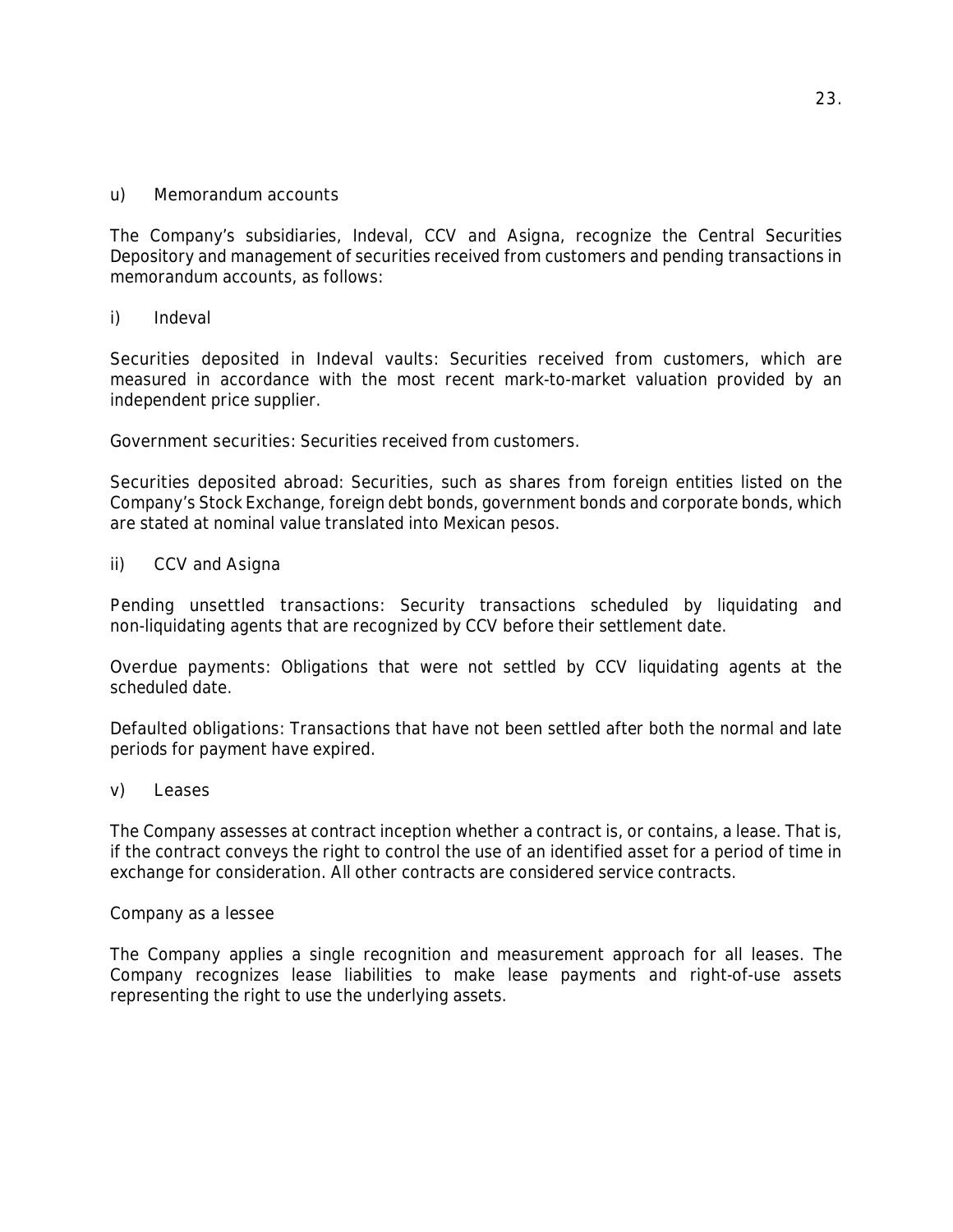u) Memorandum accounts

The Company's subsidiaries, Indeval, CCV and Asigna, recognize the Central Securities Depository and management of securities received from customers and pending transactions in memorandum accounts, as follows:

i) Indeval

Securities deposited in Indeval vaults: Securities received from customers, which are measured in accordance with the most recent mark-to-market valuation provided by an independent price supplier.

Government securities: Securities received from customers.

Securities deposited abroad: Securities, such as shares from foreign entities listed on the Company's Stock Exchange, foreign debt bonds, government bonds and corporate bonds, which are stated at nominal value translated into Mexican pesos.

ii) CCV and Asigna

Pending unsettled transactions: Security transactions scheduled by liquidating and non-liquidating agents that are recognized by CCV before their settlement date.

Overdue payments: Obligations that were not settled by CCV liquidating agents at the scheduled date.

Defaulted obligations: Transactions that have not been settled after both the normal and late periods for payment have expired.

v) Leases

The Company assesses at contract inception whether a contract is, or contains, a lease. That is, if the contract conveys the right to control the use of an identified asset for a period of time in exchange for consideration. All other contracts are considered service contracts.

Company as a lessee

The Company applies a single recognition and measurement approach for all leases. The Company recognizes lease liabilities to make lease payments and right-of-use assets representing the right to use the underlying assets.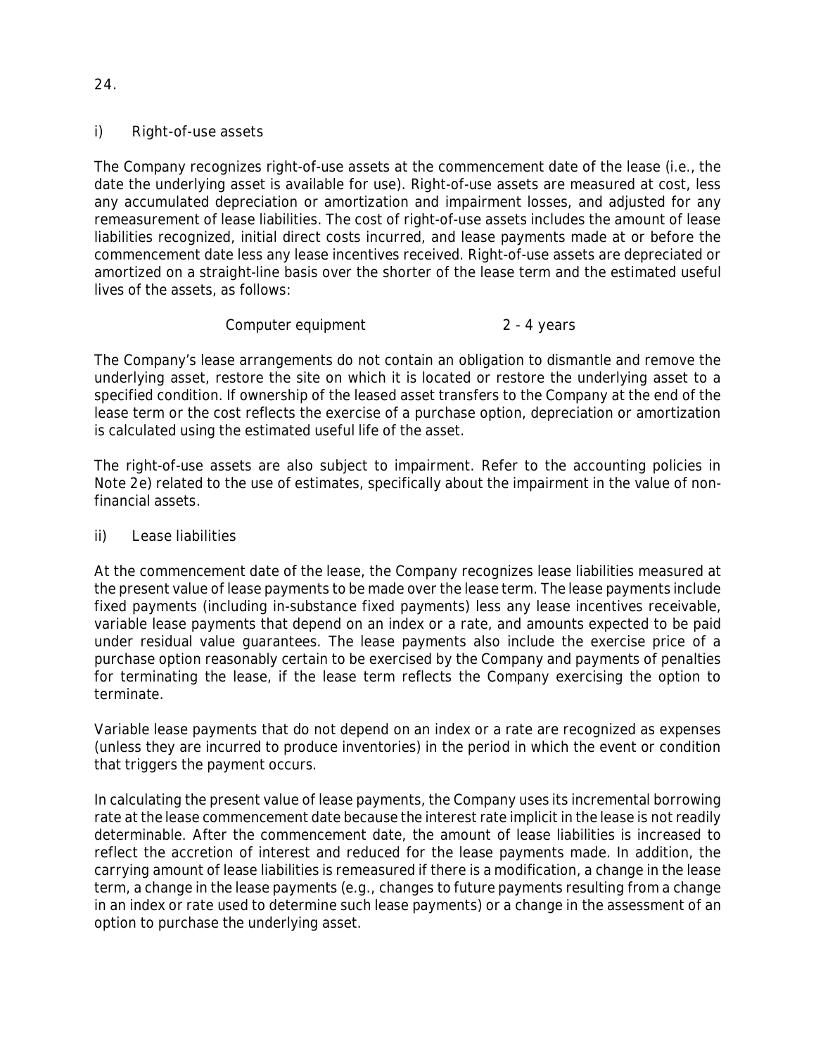i) Right-of-use assets

The Company recognizes right-of-use assets at the commencement date of the lease (i.e., the date the underlying asset is available for use). Right-of-use assets are measured at cost, less any accumulated depreciation or amortization and impairment losses, and adjusted for any remeasurement of lease liabilities. The cost of right-of-use assets includes the amount of lease liabilities recognized, initial direct costs incurred, and lease payments made at or before the commencement date less any lease incentives received. Right-of-use assets are depreciated or amortized on a straight-line basis over the shorter of the lease term and the estimated useful lives of the assets, as follows:

| | |
|---|---|
| Computer equipment | 2 - 4 years |

The Company's lease arrangements do not contain an obligation to dismantle and remove the underlying asset, restore the site on which it is located or restore the underlying asset to a specified condition. If ownership of the leased asset transfers to the Company at the end of the lease term or the cost reflects the exercise of a purchase option, depreciation or amortization is calculated using the estimated useful life of the asset.

The right-of-use assets are also subject to impairment. Refer to the accounting policies in Note 2e) related to the use of estimates, specifically about the impairment in the value of non-financial assets.

ii) Lease liabilities

At the commencement date of the lease, the Company recognizes lease liabilities measured at the present value of lease payments to be made over the lease term. The lease payments include fixed payments (including in-substance fixed payments) less any lease incentives receivable, variable lease payments that depend on an index or a rate, and amounts expected to be paid under residual value guarantees. The lease payments also include the exercise price of a purchase option reasonably certain to be exercised by the Company and payments of penalties for terminating the lease, if the lease term reflects the Company exercising the option to terminate.

Variable lease payments that do not depend on an index or a rate are recognized as expenses (unless they are incurred to produce inventories) in the period in which the event or condition that triggers the payment occurs.

In calculating the present value of lease payments, the Company uses its incremental borrowing rate at the lease commencement date because the interest rate implicit in the lease is not readily determinable. After the commencement date, the amount of lease liabilities is increased to reflect the accretion of interest and reduced for the lease payments made. In addition, the carrying amount of lease liabilities is remeasured if there is a modification, a change in the lease term, a change in the lease payments (e.g., changes to future payments resulting from a change in an index or rate used to determine such lease payments) or a change in the assessment of an option to purchase the underlying asset.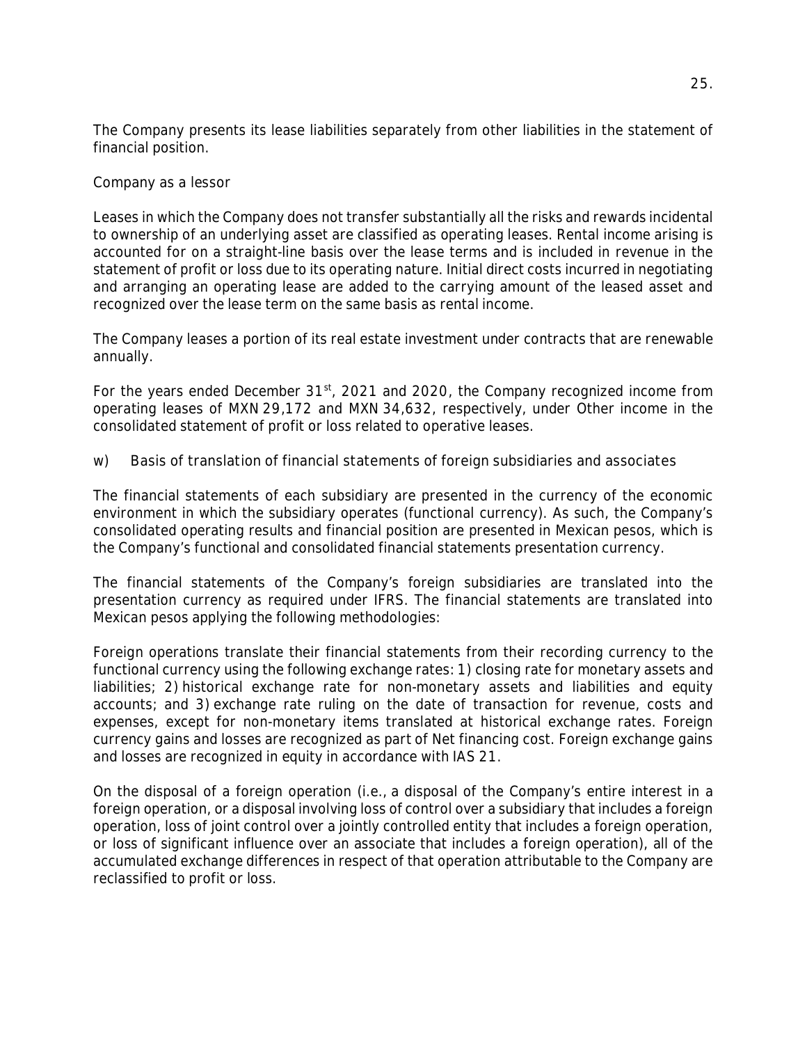The Company presents its lease liabilities separately from other liabilities in the statement of financial position.

Company as a lessor

Leases in which the Company does not transfer substantially all the risks and rewards incidental to ownership of an underlying asset are classified as operating leases. Rental income arising is accounted for on a straight-line basis over the lease terms and is included in revenue in the statement of profit or loss due to its operating nature. Initial direct costs incurred in negotiating and arranging an operating lease are added to the carrying amount of the leased asset and recognized over the lease term on the same basis as rental income.

The Company leases a portion of its real estate investment under contracts that are renewable annually.

For the years ended December 31st, 2021 and 2020, the Company recognized income from operating leases of MXN 29,172 and MXN 34,632, respectively, under Other income in the consolidated statement of profit or loss related to operative leases.

w) Basis of translation of financial statements of foreign subsidiaries and associates

The financial statements of each subsidiary are presented in the currency of the economic environment in which the subsidiary operates (functional currency). As such, the Company's consolidated operating results and financial position are presented in Mexican pesos, which is the Company's functional and consolidated financial statements presentation currency.

The financial statements of the Company's foreign subsidiaries are translated into the presentation currency as required under IFRS. The financial statements are translated into Mexican pesos applying the following methodologies:

Foreign operations translate their financial statements from their recording currency to the functional currency using the following exchange rates: 1) closing rate for monetary assets and liabilities; 2) historical exchange rate for non-monetary assets and liabilities and equity accounts; and 3) exchange rate ruling on the date of transaction for revenue, costs and expenses, except for non-monetary items translated at historical exchange rates. Foreign currency gains and losses are recognized as part of Net financing cost. Foreign exchange gains and losses are recognized in equity in accordance with IAS 21.

On the disposal of a foreign operation (i.e., a disposal of the Company's entire interest in a foreign operation, or a disposal involving loss of control over a subsidiary that includes a foreign operation, loss of joint control over a jointly controlled entity that includes a foreign operation, or loss of significant influence over an associate that includes a foreign operation), all of the accumulated exchange differences in respect of that operation attributable to the Company are reclassified to profit or loss.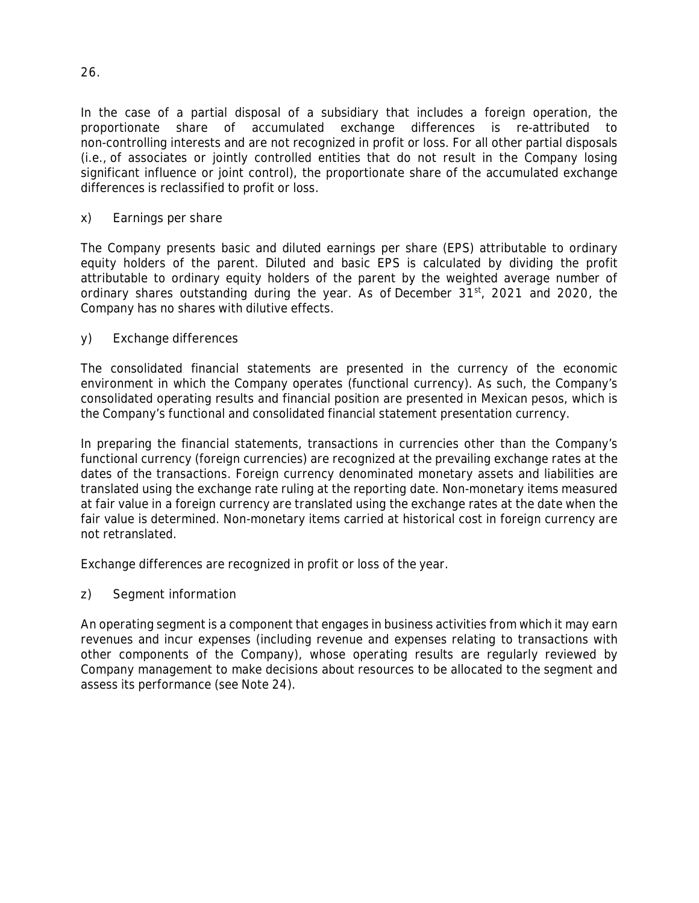In the case of a partial disposal of a subsidiary that includes a foreign operation, the proportionate share of accumulated exchange differences is re-attributed to non-controlling interests and are not recognized in profit or loss. For all other partial disposals (i.e., of associates or jointly controlled entities that do not result in the Company losing significant influence or joint control), the proportionate share of the accumulated exchange differences is reclassified to profit or loss.

x) Earnings per share

The Company presents basic and diluted earnings per share (EPS) attributable to ordinary equity holders of the parent. Diluted and basic EPS is calculated by dividing the profit attributable to ordinary equity holders of the parent by the weighted average number of ordinary shares outstanding during the year. As of December 31st, 2021 and 2020, the Company has no shares with dilutive effects.

y) Exchange differences

The consolidated financial statements are presented in the currency of the economic environment in which the Company operates (functional currency). As such, the Company's consolidated operating results and financial position are presented in Mexican pesos, which is the Company's functional and consolidated financial statement presentation currency.

In preparing the financial statements, transactions in currencies other than the Company's functional currency (foreign currencies) are recognized at the prevailing exchange rates at the dates of the transactions. Foreign currency denominated monetary assets and liabilities are translated using the exchange rate ruling at the reporting date. Non-monetary items measured at fair value in a foreign currency are translated using the exchange rates at the date when the fair value is determined. Non-monetary items carried at historical cost in foreign currency are not retranslated.

Exchange differences are recognized in profit or loss of the year.

z) Segment information

An operating segment is a component that engages in business activities from which it may earn revenues and incur expenses (including revenue and expenses relating to transactions with other components of the Company), whose operating results are regularly reviewed by Company management to make decisions about resources to be allocated to the segment and assess its performance (see Note 24).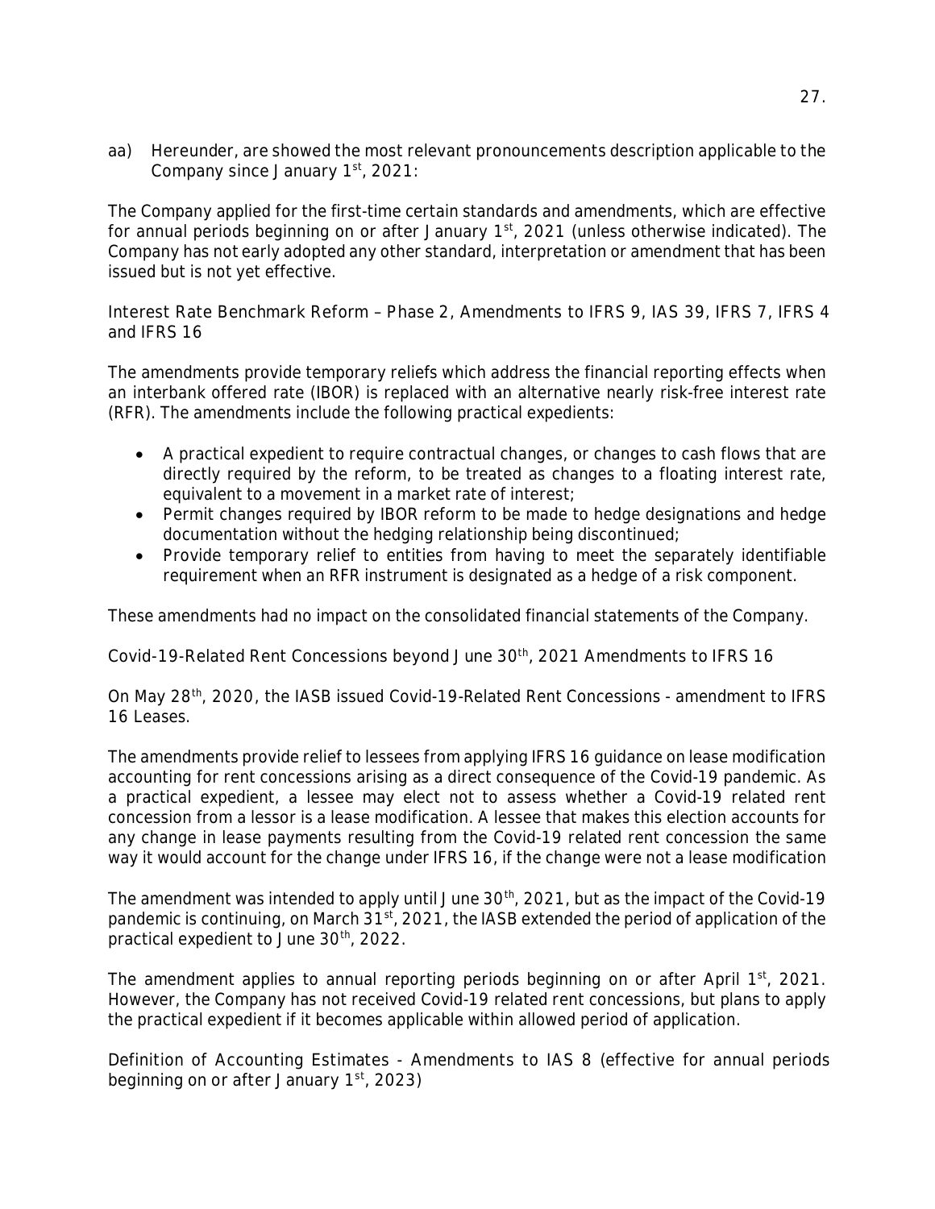aa) Hereunder, are showed the most relevant pronouncements description applicable to the Company since January 1st, 2021:

The Company applied for the first-time certain standards and amendments, which are effective for annual periods beginning on or after January 1st, 2021 (unless otherwise indicated). The Company has not early adopted any other standard, interpretation or amendment that has been issued but is not yet effective.

Interest Rate Benchmark Reform – Phase 2, Amendments to IFRS 9, IAS 39, IFRS 7, IFRS 4 and IFRS 16

The amendments provide temporary reliefs which address the financial reporting effects when an interbank offered rate (IBOR) is replaced with an alternative nearly risk-free interest rate (RFR). The amendments include the following practical expedients:

- A practical expedient to require contractual changes, or changes to cash flows that are directly required by the reform, to be treated as changes to a floating interest rate, equivalent to a movement in a market rate of interest;
- Permit changes required by IBOR reform to be made to hedge designations and hedge documentation without the hedging relationship being discontinued;
- Provide temporary relief to entities from having to meet the separately identifiable requirement when an RFR instrument is designated as a hedge of a risk component.

These amendments had no impact on the consolidated financial statements of the Company.

Covid-19-Related Rent Concessions beyond June 30th, 2021 Amendments to IFRS 16

On May 28th, 2020, the IASB issued Covid-19-Related Rent Concessions - amendment to IFRS 16 Leases.

The amendments provide relief to lessees from applying IFRS 16 guidance on lease modification accounting for rent concessions arising as a direct consequence of the Covid-19 pandemic. As a practical expedient, a lessee may elect not to assess whether a Covid-19 related rent concession from a lessor is a lease modification. A lessee that makes this election accounts for any change in lease payments resulting from the Covid-19 related rent concession the same way it would account for the change under IFRS 16, if the change were not a lease modification

The amendment was intended to apply until June 30th, 2021, but as the impact of the Covid-19 pandemic is continuing, on March 31st, 2021, the IASB extended the period of application of the practical expedient to June 30th, 2022.

The amendment applies to annual reporting periods beginning on or after April 1st, 2021. However, the Company has not received Covid-19 related rent concessions, but plans to apply the practical expedient if it becomes applicable within allowed period of application.

Definition of Accounting Estimates - Amendments to IAS 8 (effective for annual periods beginning on or after January 1st, 2023)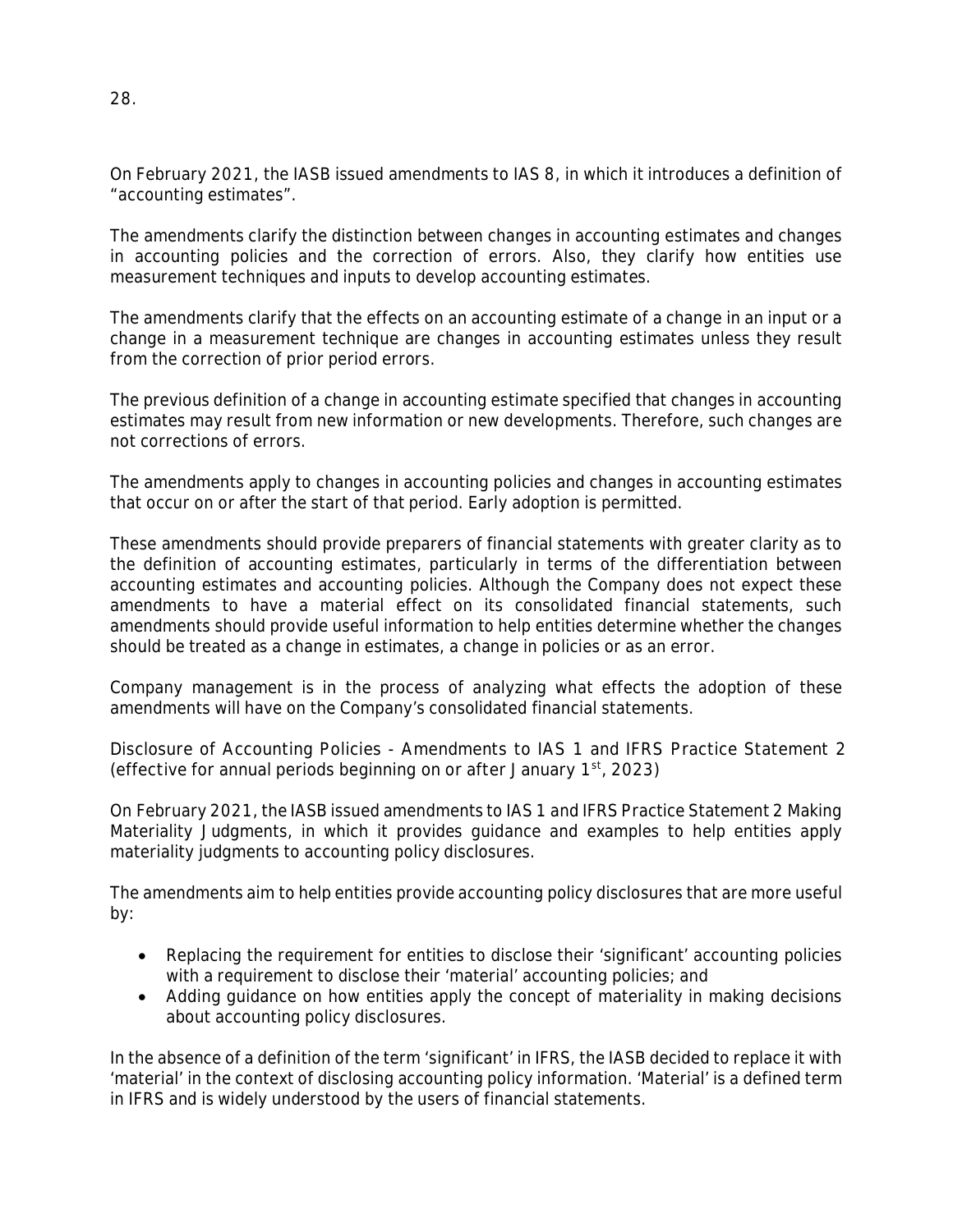On February 2021, the IASB issued amendments to IAS 8, in which it introduces a definition of "accounting estimates".

The amendments clarify the distinction between changes in accounting estimates and changes in accounting policies and the correction of errors. Also, they clarify how entities use measurement techniques and inputs to develop accounting estimates.

The amendments clarify that the effects on an accounting estimate of a change in an input or a change in a measurement technique are changes in accounting estimates unless they result from the correction of prior period errors.

The previous definition of a change in accounting estimate specified that changes in accounting estimates may result from new information or new developments. Therefore, such changes are not corrections of errors.

The amendments apply to changes in accounting policies and changes in accounting estimates that occur on or after the start of that period. Early adoption is permitted.

These amendments should provide preparers of financial statements with greater clarity as to the definition of accounting estimates, particularly in terms of the differentiation between accounting estimates and accounting policies. Although the Company does not expect these amendments to have a material effect on its consolidated financial statements, such amendments should provide useful information to help entities determine whether the changes should be treated as a change in estimates, a change in policies or as an error.

Company management is in the process of analyzing what effects the adoption of these amendments will have on the Company's consolidated financial statements.

Disclosure of Accounting Policies - Amendments to IAS 1 and IFRS Practice Statement 2 (effective for annual periods beginning on or after January 1st, 2023)

On February 2021, the IASB issued amendments to IAS 1 and IFRS Practice Statement 2 Making Materiality Judgments, in which it provides guidance and examples to help entities apply materiality judgments to accounting policy disclosures.

The amendments aim to help entities provide accounting policy disclosures that are more useful by:

- Replacing the requirement for entities to disclose their 'significant' accounting policies with a requirement to disclose their 'material' accounting policies; and
- Adding guidance on how entities apply the concept of materiality in making decisions about accounting policy disclosures.

In the absence of a definition of the term 'significant' in IFRS, the IASB decided to replace it with 'material' in the context of disclosing accounting policy information. 'Material' is a defined term in IFRS and is widely understood by the users of financial statements.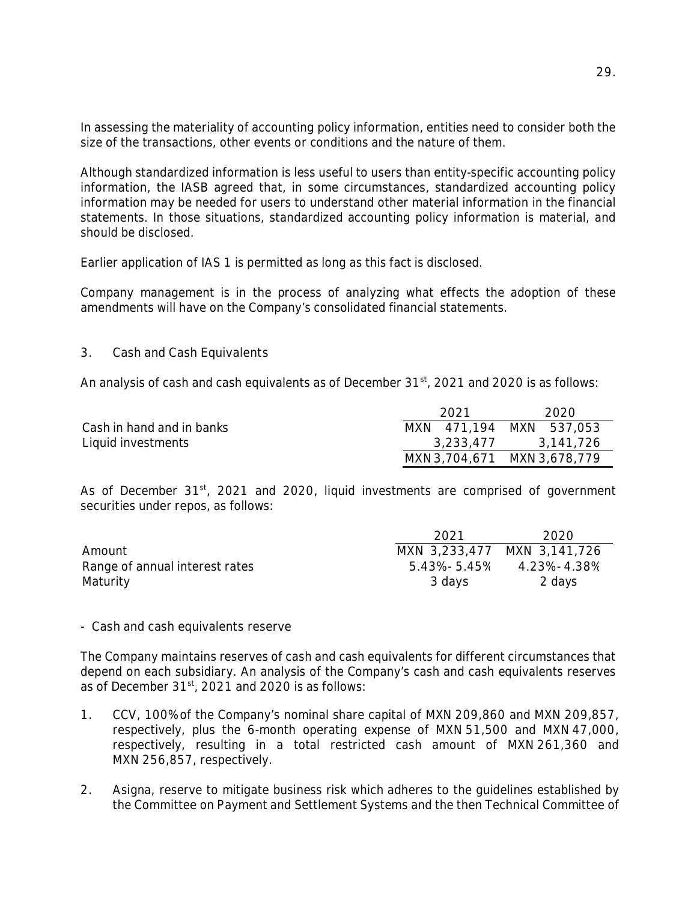In assessing the materiality of accounting policy information, entities need to consider both the size of the transactions, other events or conditions and the nature of them.

Although standardized information is less useful to users than entity-specific accounting policy information, the IASB agreed that, in some circumstances, standardized accounting policy information may be needed for users to understand other material information in the financial statements. In those situations, standardized accounting policy information is material, and should be disclosed.

Earlier application of IAS 1 is permitted as long as this fact is disclosed.

Company management is in the process of analyzing what effects the adoption of these amendments will have on the Company's consolidated financial statements.

## 3. Cash and Cash Equivalents

An analysis of cash and cash equivalents as of December 31st, 2021 and 2020 is as follows:

| | 2021 | 2020 |
|---|---|---|
| Cash in hand and in banks | MXN 471,194 | MXN 537,053 |
| Liquid investments | 3,233,477 | 3,141,726 |
| | MXN 3,704,671 | MXN 3,678,779 |

As of December 31st, 2021 and 2020, liquid investments are comprised of government securities under repos, as follows:

| | 2021 | 2020 |
|---|---|---|
| Amount | MXN 3,233,477 | MXN 3,141,726 |
| Range of annual interest rates | 5.43%- 5.45% | 4.23%- 4.38% |
| Maturity | 3 days | 2 days |

- Cash and cash equivalents reserve

The Company maintains reserves of cash and cash equivalents for different circumstances that depend on each subsidiary. An analysis of the Company's cash and cash equivalents reserves as of December 31st, 2021 and 2020 is as follows:

1. CCV, 100% of the Company's nominal share capital of MXN 209,860 and MXN 209,857, respectively, plus the 6-month operating expense of MXN 51,500 and MXN 47,000, respectively, resulting in a total restricted cash amount of MXN 261,360 and MXN 256,857, respectively.

2. Asigna, reserve to mitigate business risk which adheres to the guidelines established by the Committee on Payment and Settlement Systems and the then Technical Committee of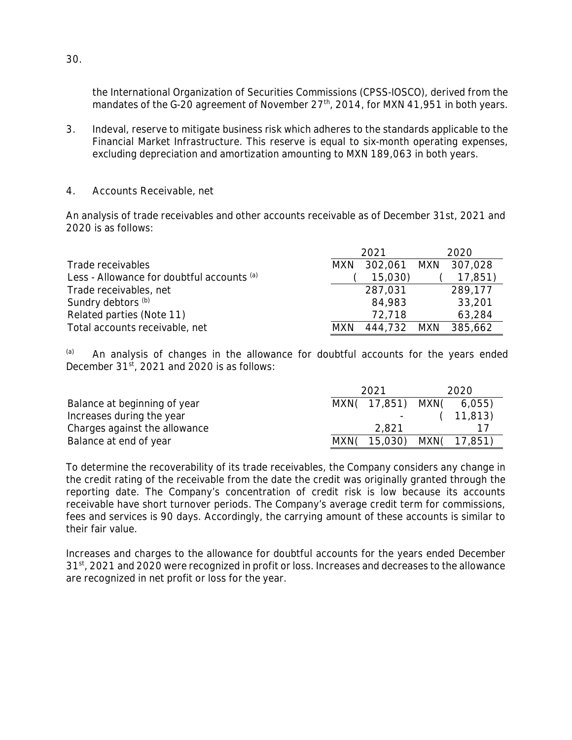the International Organization of Securities Commissions (CPSS-IOSCO), derived from the mandates of the G-20 agreement of November 27th, 2014, for MXN 41,951 in both years.

3. Indeval, reserve to mitigate business risk which adheres to the standards applicable to the Financial Market Infrastructure. This reserve is equal to six-month operating expenses, excluding depreciation and amortization amounting to MXN 189,063 in both years.

## 4. Accounts Receivable, net

An analysis of trade receivables and other accounts receivable as of December 31st, 2021 and 2020 is as follows:

| | 2021 | 2020 |
|---|---|---|
| Trade receivables | MXN 302,061 | MXN 307,028 |
| Less - Allowance for doubtful accounts [(a)] | ( 15,030) | ( 17,851) |
| Trade receivables, net | 287,031 | 289,177 |
| Sundry debtors [(b)] | 84,983 | 33,201 |
| Related parties (Note 11) | 72,718 | 63,284 |
| Total accounts receivable, net | MXN 444,732 | MXN 385,662 |

[(a)] An analysis of changes in the allowance for doubtful accounts for the years ended December 31st, 2021 and 2020 is as follows:

| | 2021 | 2020 |
|---|---|---|
| Balance at beginning of year | MXN( 17,851) | MXN( 6,055) |
| Increases during the year | - | ( 11,813) |
| Charges against the allowance | 2,821 | 17 |
| Balance at end of year | MXN( 15,030) | MXN( 17,851) |

To determine the recoverability of its trade receivables, the Company considers any change in the credit rating of the receivable from the date the credit was originally granted through the reporting date. The Company's concentration of credit risk is low because its accounts receivable have short turnover periods. The Company's average credit term for commissions, fees and services is 90 days. Accordingly, the carrying amount of these accounts is similar to their fair value.

Increases and charges to the allowance for doubtful accounts for the years ended December 31st, 2021 and 2020 were recognized in profit or loss. Increases and decreases to the allowance are recognized in net profit or loss for the year.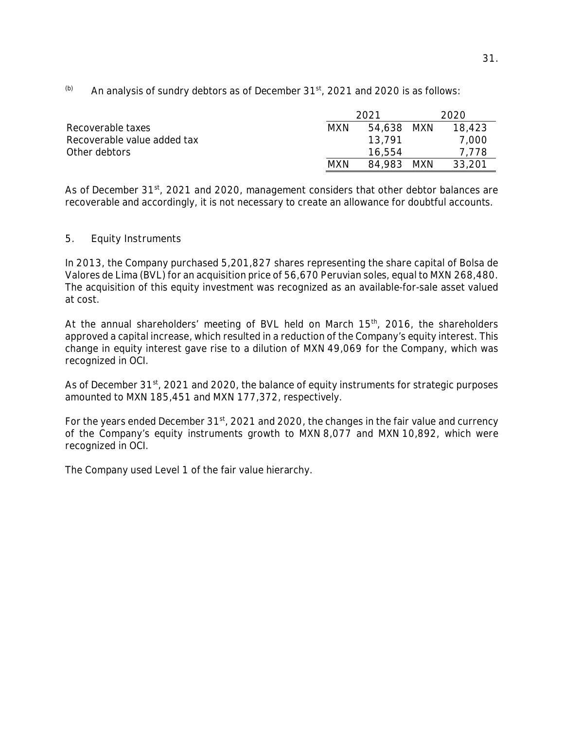(b) An analysis of sundry debtors as of December 31st, 2021 and 2020 is as follows:

| | 2021 | | 2020 | |
|---|---|---|---|---|
| Recoverable taxes | MXN | 54,638 | MXN | 18,423 |
| Recoverable value added tax | | 13,791 | | 7,000 |
| Other debtors | | 16,554 | | 7,778 |
| | MXN | 84,983 | MXN | 33,201 |

As of December 31st, 2021 and 2020, management considers that other debtor balances are recoverable and accordingly, it is not necessary to create an allowance for doubtful accounts.

## 5. Equity Instruments

In 2013, the Company purchased 5,201,827 shares representing the share capital of Bolsa de Valores de Lima (BVL) for an acquisition price of 56,670 Peruvian soles, equal to MXN 268,480. The acquisition of this equity investment was recognized as an available-for-sale asset valued at cost.

At the annual shareholders' meeting of BVL held on March 15th, 2016, the shareholders approved a capital increase, which resulted in a reduction of the Company's equity interest. This change in equity interest gave rise to a dilution of MXN 49,069 for the Company, which was recognized in OCI.

As of December 31st, 2021 and 2020, the balance of equity instruments for strategic purposes amounted to MXN 185,451 and MXN 177,372, respectively.

For the years ended December 31st, 2021 and 2020, the changes in the fair value and currency of the Company's equity instruments growth to MXN 8,077 and MXN 10,892, which were recognized in OCI.

The Company used Level 1 of the fair value hierarchy.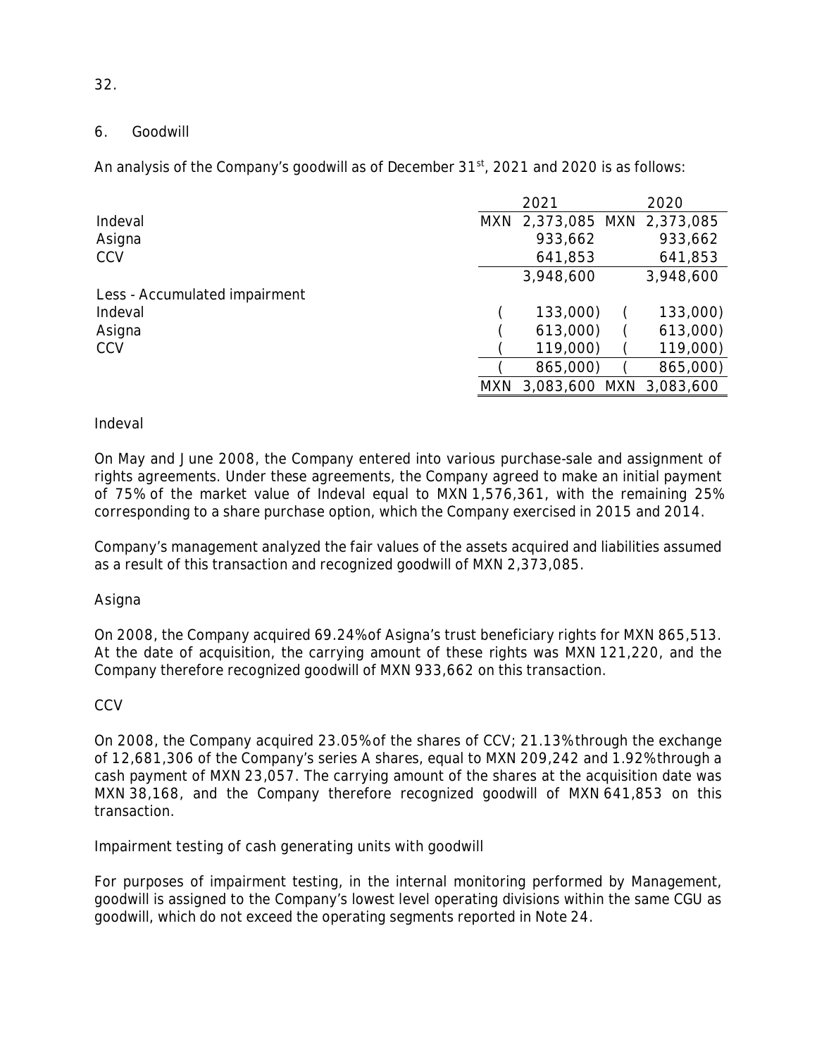## 6. Goodwill

An analysis of the Company's goodwill as of December 31st, 2021 and 2020 is as follows:

| | 2021 | 2020 |
|---|---|---|
| Indeval | MXN 2,373,085 | MXN 2,373,085 |
| Asigna | 933,662 | 933,662 |
| CCV | 641,853 | 641,853 |
| | 3,948,600 | 3,948,600 |
| Less - Accumulated impairment | | |
| Indeval | (133,000) | (133,000) |
| Asigna | (613,000) | (613,000) |
| CCV | (119,000) | (119,000) |
| | (865,000) | (865,000) |
| | MXN 3,083,600 | MXN 3,083,600 |

Indeval

On May and June 2008, the Company entered into various purchase-sale and assignment of rights agreements. Under these agreements, the Company agreed to make an initial payment of 75% of the market value of Indeval equal to MXN 1,576,361, with the remaining 25% corresponding to a share purchase option, which the Company exercised in 2015 and 2014.

Company's management analyzed the fair values of the assets acquired and liabilities assumed as a result of this transaction and recognized goodwill of MXN 2,373,085.

Asigna

On 2008, the Company acquired 69.24% of Asigna's trust beneficiary rights for MXN 865,513. At the date of acquisition, the carrying amount of these rights was MXN 121,220, and the Company therefore recognized goodwill of MXN 933,662 on this transaction.

CCV

On 2008, the Company acquired 23.05% of the shares of CCV; 21.13% through the exchange of 12,681,306 of the Company's series A shares, equal to MXN 209,242 and 1.92% through a cash payment of MXN 23,057. The carrying amount of the shares at the acquisition date was MXN 38,168, and the Company therefore recognized goodwill of MXN 641,853 on this transaction.

Impairment testing of cash generating units with goodwill

For purposes of impairment testing, in the internal monitoring performed by Management, goodwill is assigned to the Company's lowest level operating divisions within the same CGU as goodwill, which do not exceed the operating segments reported in Note 24.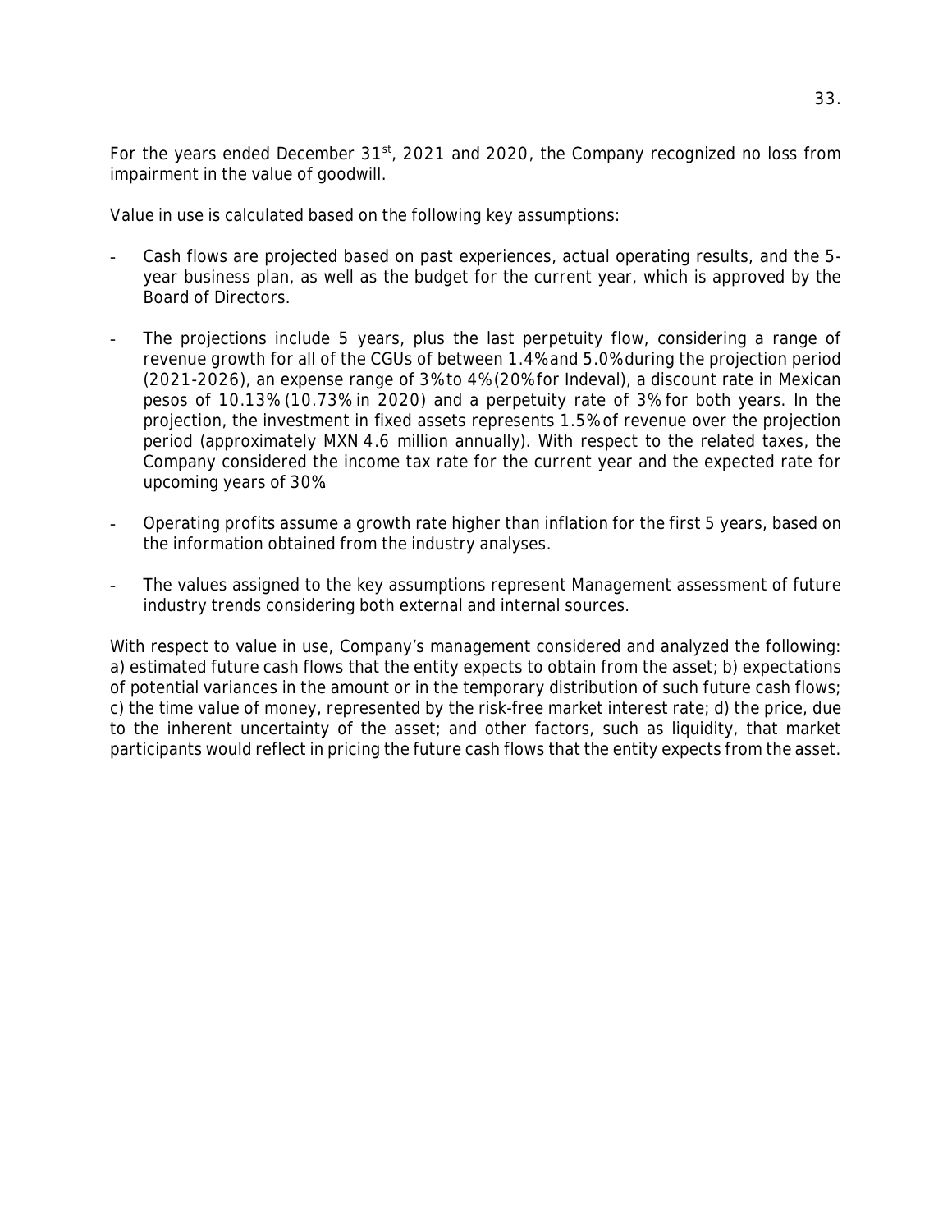For the years ended December 31st, 2021 and 2020, the Company recognized no loss from impairment in the value of goodwill.

Value in use is calculated based on the following key assumptions:

- Cash flows are projected based on past experiences, actual operating results, and the 5-year business plan, as well as the budget for the current year, which is approved by the Board of Directors.

- The projections include 5 years, plus the last perpetuity flow, considering a range of revenue growth for all of the CGUs of between 1.4% and 5.0% during the projection period (2021-2026), an expense range of 3% to 4% (20% for Indeval), a discount rate in Mexican pesos of 10.13% (10.73% in 2020) and a perpetuity rate of 3% for both years. In the projection, the investment in fixed assets represents 1.5% of revenue over the projection period (approximately MXN 4.6 million annually). With respect to the related taxes, the Company considered the income tax rate for the current year and the expected rate for upcoming years of 30%.

- Operating profits assume a growth rate higher than inflation for the first 5 years, based on the information obtained from the industry analyses.

- The values assigned to the key assumptions represent Management assessment of future industry trends considering both external and internal sources.

With respect to value in use, Company's management considered and analyzed the following: a) estimated future cash flows that the entity expects to obtain from the asset; b) expectations of potential variances in the amount or in the temporary distribution of such future cash flows; c) the time value of money, represented by the risk-free market interest rate; d) the price, due to the inherent uncertainty of the asset; and other factors, such as liquidity, that market participants would reflect in pricing the future cash flows that the entity expects from the asset.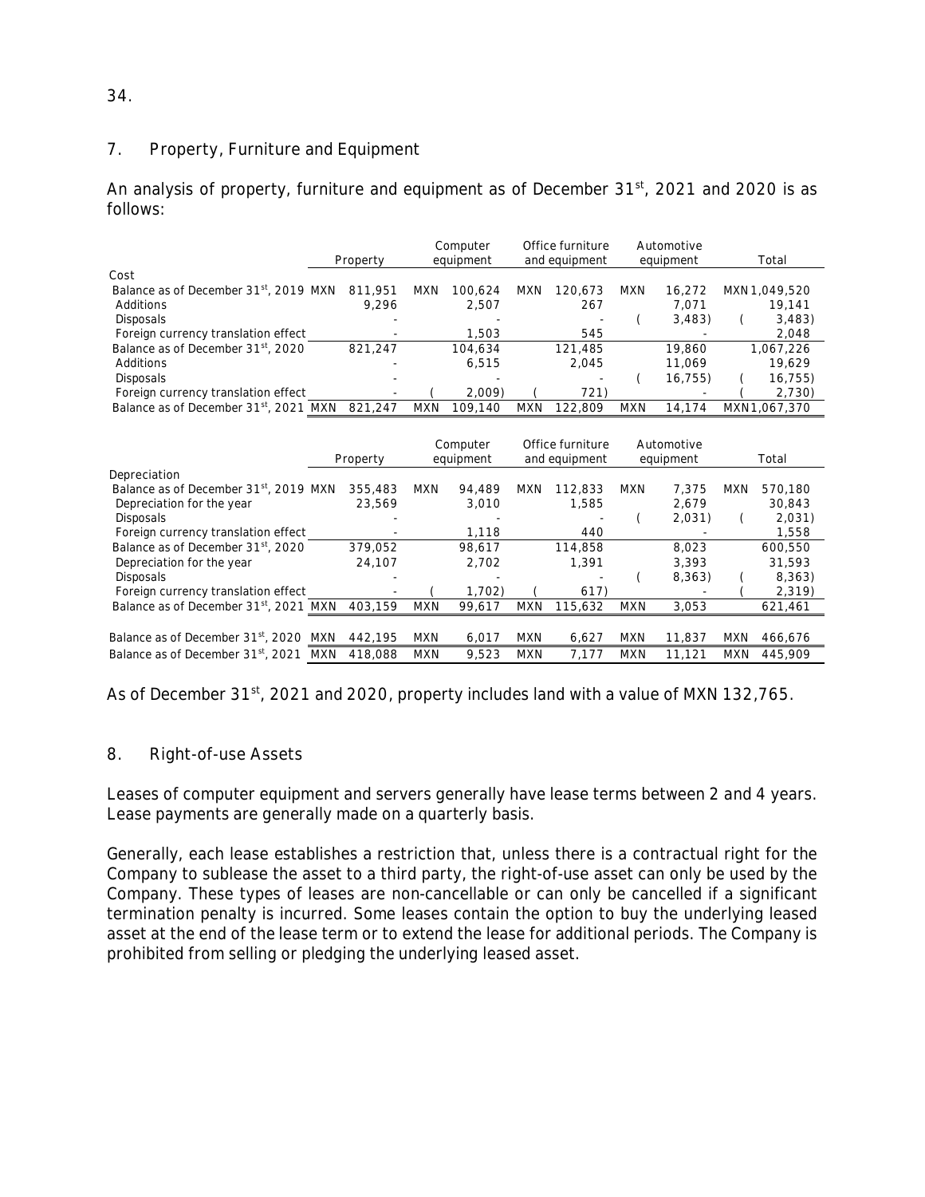## 7. Property, Furniture and Equipment

An analysis of property, furniture and equipment as of December 31st, 2021 and 2020 is as follows:

| | Property | Computer equipment | Office furniture and equipment | Automotive equipment | Total |
|---|---|---|---|---|---|
| Cost | | | | | |
| Balance as of December 31st, 2019 | MXN 811,951 | MXN 100,624 | MXN 120,673 | MXN 16,272 | MXN 1,049,520 |
| Additions | 9,296 | 2,507 | 267 | 7,071 | 19,141 |
| Disposals | - | - | - | (3,483) | (3,483) |
| Foreign currency translation effect | - | 1,503 | 545 | - | 2,048 |
| Balance as of December 31st, 2020 | 821,247 | 104,634 | 121,485 | 19,860 | 1,067,226 |
| Additions | - | 6,515 | 2,045 | 11,069 | 19,629 |
| Disposals | - | - | - | (16,755) | (16,755) |
| Foreign currency translation effect | - | (2,009) | (721) | - | (2,730) |
| Balance as of December 31st, 2021 | MXN 821,247 | MXN 109,140 | MXN 122,809 | MXN 14,174 | MXN 1,067,370 |

| | Property | Computer equipment | Office furniture and equipment | Automotive equipment | Total |
|---|---|---|---|---|---|
| Depreciation | | | | | |
| Balance as of December 31st, 2019 | MXN 355,483 | MXN 94,489 | MXN 112,833 | MXN 7,375 | MXN 570,180 |
| Depreciation for the year | 23,569 | 3,010 | 1,585 | 2,679 | 30,843 |
| Disposals | - | - | - | (2,031) | (2,031) |
| Foreign currency translation effect | - | 1,118 | 440 | - | 1,558 |
| Balance as of December 31st, 2020 | 379,052 | 98,617 | 114,858 | 8,023 | 600,550 |
| Depreciation for the year | 24,107 | 2,702 | 1,391 | 3,393 | 31,593 |
| Disposals | - | - | - | (8,363) | (8,363) |
| Foreign currency translation effect | - | (1,702) | (617) | - | (2,319) |
| Balance as of December 31st, 2021 | MXN 403,159 | MXN 99,617 | MXN 115,632 | MXN 3,053 | 621,461 |
| | | | | | |
| Balance as of December 31st, 2020 | MXN 442,195 | MXN 6,017 | MXN 6,627 | MXN 11,837 | MXN 466,676 |
| Balance as of December 31st, 2021 | MXN 418,088 | MXN 9,523 | MXN 7,177 | MXN 11,121 | MXN 445,909 |

As of December 31st, 2021 and 2020, property includes land with a value of MXN 132,765.

## 8. Right-of-use Assets

Leases of computer equipment and servers generally have lease terms between 2 and 4 years. Lease payments are generally made on a quarterly basis.

Generally, each lease establishes a restriction that, unless there is a contractual right for the Company to sublease the asset to a third party, the right-of-use asset can only be used by the Company. These types of leases are non-cancellable or can only be cancelled if a significant termination penalty is incurred. Some leases contain the option to buy the underlying leased asset at the end of the lease term or to extend the lease for additional periods. The Company is prohibited from selling or pledging the underlying leased asset.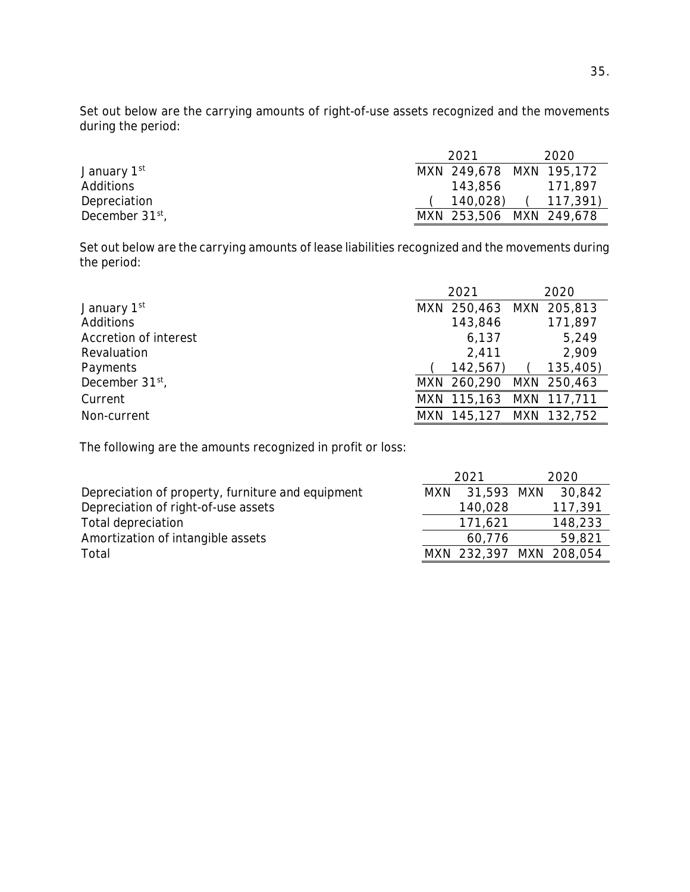Set out below are the carrying amounts of right-of-use assets recognized and the movements during the period:

| | 2021 | 2020 |
|---|---|---|
| January 1st | MXN 249,678 | MXN 195,172 |
| Additions | 143,856 | 171,897 |
| Depreciation | ( 140,028) | ( 117,391) |
| December 31st, | MXN 253,506 | MXN 249,678 |

Set out below are the carrying amounts of lease liabilities recognized and the movements during the period:

| | 2021 | 2020 |
|---|---|---|
| January 1st | MXN 250,463 | MXN 205,813 |
| Additions | 143,846 | 171,897 |
| Accretion of interest | 6,137 | 5,249 |
| Revaluation | 2,411 | 2,909 |
| Payments | ( 142,567) | ( 135,405) |
| December 31st, | MXN 260,290 | MXN 250,463 |
| Current | MXN 115,163 | MXN 117,711 |
| Non-current | MXN 145,127 | MXN 132,752 |

The following are the amounts recognized in profit or loss:

| | 2021 | 2020 |
|---|---|---|
| Depreciation of property, furniture and equipment | MXN 31,593 | MXN 30,842 |
| Depreciation of right-of-use assets | 140,028 | 117,391 |
| Total depreciation | 171,621 | 148,233 |
| Amortization of intangible assets | 60,776 | 59,821 |
| Total | MXN 232,397 | MXN 208,054 |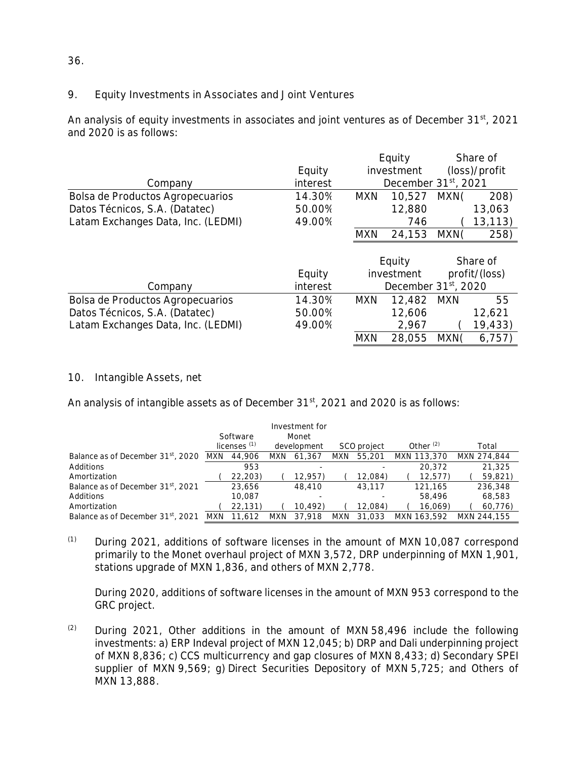## 9. Equity Investments in Associates and Joint Ventures

An analysis of equity investments in associates and joint ventures as of December 31st, 2021 and 2020 is as follows:

| Company | Equity interest | Equity investment | Share of (loss)/profit |
|---|---|---|---|
| | | December 31st, 2021 | |
| Bolsa de Productos Agropecuarios | 14.30% | MXN 10,527 | MXN (208) |
| Datos Técnicos, S.A. (Datatec) | 50.00% | 12,880 | 13,063 |
| Latam Exchanges Data, Inc. (LEDMI) | 49.00% | 746 | (13,113) |
| | | MXN 24,153 | MXN (258) |

| Company | Equity interest | Equity investment | Share of profit/(loss) |
|---|---|---|---|
| | | December 31st, 2020 | |
| Bolsa de Productos Agropecuarios | 14.30% | MXN 12,482 | MXN 55 |
| Datos Técnicos, S.A. (Datatec) | 50.00% | 12,606 | 12,621 |
| Latam Exchanges Data, Inc. (LEDMI) | 49.00% | 2,967 | (19,433) |
| | | MXN 28,055 | MXN (6,757) |

## 10. Intangible Assets, net

An analysis of intangible assets as of December 31st, 2021 and 2020 is as follows:

| | Software licenses (1) | Investment for Monet development | SCO project | Other (2) | Total |
|---|---|---|---|---|---|
| Balance as of December 31st, 2020 | MXN 44,906 | MXN 61,367 | MXN 55,201 | MXN 113,370 | MXN 274,844 |
| Additions | 953 | - | - | 20,372 | 21,325 |
| Amortization | (22,203) | (12,957) | (12,084) | (12,577) | (59,821) |
| Balance as of December 31st, 2021 | 23,656 | 48,410 | 43,117 | 121,165 | 236,348 |
| Additions | 10,087 | - | - | 58,496 | 68,583 |
| Amortization | (22,131) | (10,492) | (12,084) | (16,069) | (60,776) |
| Balance as of December 31st, 2021 | MXN 11,612 | MXN 37,918 | MXN 31,033 | MXN 163,592 | MXN 244,155 |

(1) During 2021, additions of software licenses in the amount of MXN 10,087 correspond primarily to the Monet overhaul project of MXN 3,572, DRP underpinning of MXN 1,901, stations upgrade of MXN 1,836, and others of MXN 2,778.

During 2020, additions of software licenses in the amount of MXN 953 correspond to the GRC project.

(2) During 2021, Other additions in the amount of MXN 58,496 include the following investments: a) ERP Indeval project of MXN 12,045; b) DRP and Dali underpinning project of MXN 8,836; c) CCS multicurrency and gap closures of MXN 8,433; d) Secondary SPEI supplier of MXN 9,569; g) Direct Securities Depository of MXN 5,725; and Others of MXN 13,888.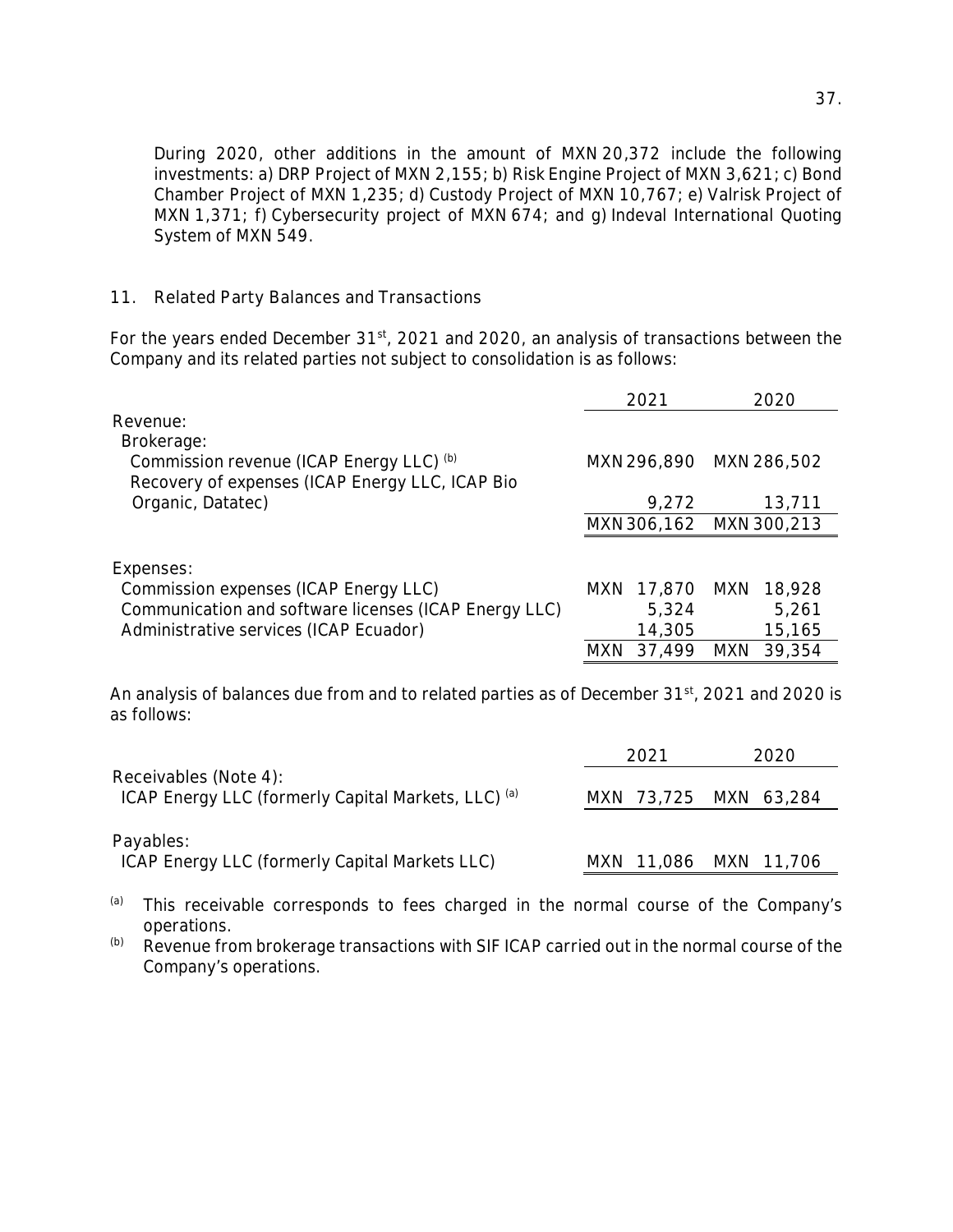During 2020, other additions in the amount of MXN 20,372 include the following investments: a) DRP Project of MXN 2,155; b) Risk Engine Project of MXN 3,621; c) Bond Chamber Project of MXN 1,235; d) Custody Project of MXN 10,767; e) Valrisk Project of MXN 1,371; f) Cybersecurity project of MXN 674; and g) Indeval International Quoting System of MXN 549.

## 11. Related Party Balances and Transactions

For the years ended December 31st, 2021 and 2020, an analysis of transactions between the Company and its related parties not subject to consolidation is as follows:

| | 2021 | 2020 |
|---|---|---|
| Revenue: | | |
| Brokerage: | | |
| Commission revenue (ICAP Energy LLC) [b] | MXN 296,890 | MXN 286,502 |
| Recovery of expenses (ICAP Energy LLC, ICAP Bio Organic, Datatec) | 9,272 | 13,711 |
| | MXN 306,162 | MXN 300,213 |
| Expenses: | | |
| Commission expenses (ICAP Energy LLC) | MXN 17,870 | MXN 18,928 |
| Communication and software licenses (ICAP Energy LLC) | 5,324 | 5,261 |
| Administrative services (ICAP Ecuador) | 14,305 | 15,165 |
| | MXN 37,499 | MXN 39,354 |

An analysis of balances due from and to related parties as of December 31st, 2021 and 2020 is as follows:

| | 2021 | 2020 |
|---|---|---|
| Receivables (Note 4): | | |
| ICAP Energy LLC (formerly Capital Markets, LLC) [a] | MXN 73,725 | MXN 63,284 |
| Payables: | | |
| ICAP Energy LLC (formerly Capital Markets LLC) | MXN 11,086 | MXN 11,706 |

[a] This receivable corresponds to fees charged in the normal course of the Company's operations.

[b] Revenue from brokerage transactions with SIF ICAP carried out in the normal course of the Company's operations.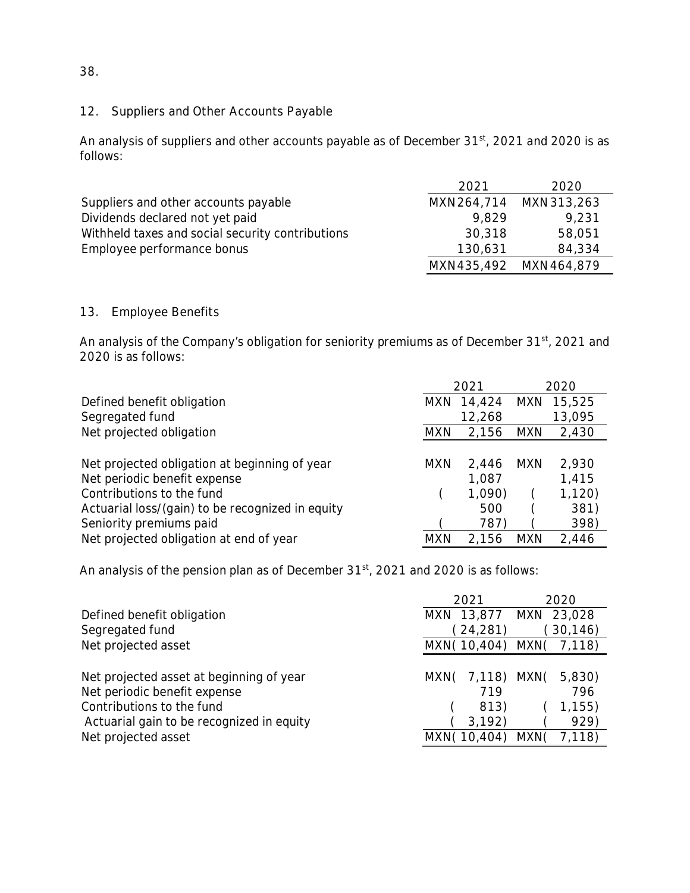## 12. Suppliers and Other Accounts Payable

An analysis of suppliers and other accounts payable as of December 31st, 2021 and 2020 is as follows:

| | 2021 | 2020 |
|---|---|---|
| Suppliers and other accounts payable | MXN264,714 | MXN313,263 |
| Dividends declared not yet paid | 9,829 | 9,231 |
| Withheld taxes and social security contributions | 30,318 | 58,051 |
| Employee performance bonus | 130,631 | 84,334 |
| | MXN435,492 | MXN464,879 |

## 13. Employee Benefits

An analysis of the Company's obligation for seniority premiums as of December 31st, 2021 and 2020 is as follows:

| | 2021 | 2020 |
|---|---|---|
| Defined benefit obligation | MXN 14,424 | MXN 15,525 |
| Segregated fund | 12,268 | 13,095 |
| Net projected obligation | MXN 2,156 | MXN 2,430 |
| | | |
| Net projected obligation at beginning of year | MXN 2,446 | MXN 2,930 |
| Net periodic benefit expense | 1,087 | 1,415 |
| Contributions to the fund | ( 1,090) | ( 1,120) |
| Actuarial loss/(gain) to be recognized in equity | 500 | ( 381) |
| Seniority premiums paid | ( 787) | ( 398) |
| Net projected obligation at end of year | MXN 2,156 | MXN 2,446 |

An analysis of the pension plan as of December 31st, 2021 and 2020 is as follows:

| | 2021 | 2020 |
|---|---|---|
| Defined benefit obligation | MXN 13,877 | MXN 23,028 |
| Segregated fund | ( 24,281) | ( 30,146) |
| Net projected asset | MXN( 10,404) | MXN( 7,118) |
| | | |
| Net projected asset at beginning of year | MXN( 7,118) | MXN( 5,830) |
| Net periodic benefit expense | 719 | 796 |
| Contributions to the fund | ( 813) | ( 1,155) |
| Actuarial gain to be recognized in equity | ( 3,192) | ( 929) |
| Net projected asset | MXN( 10,404) | MXN( 7,118) |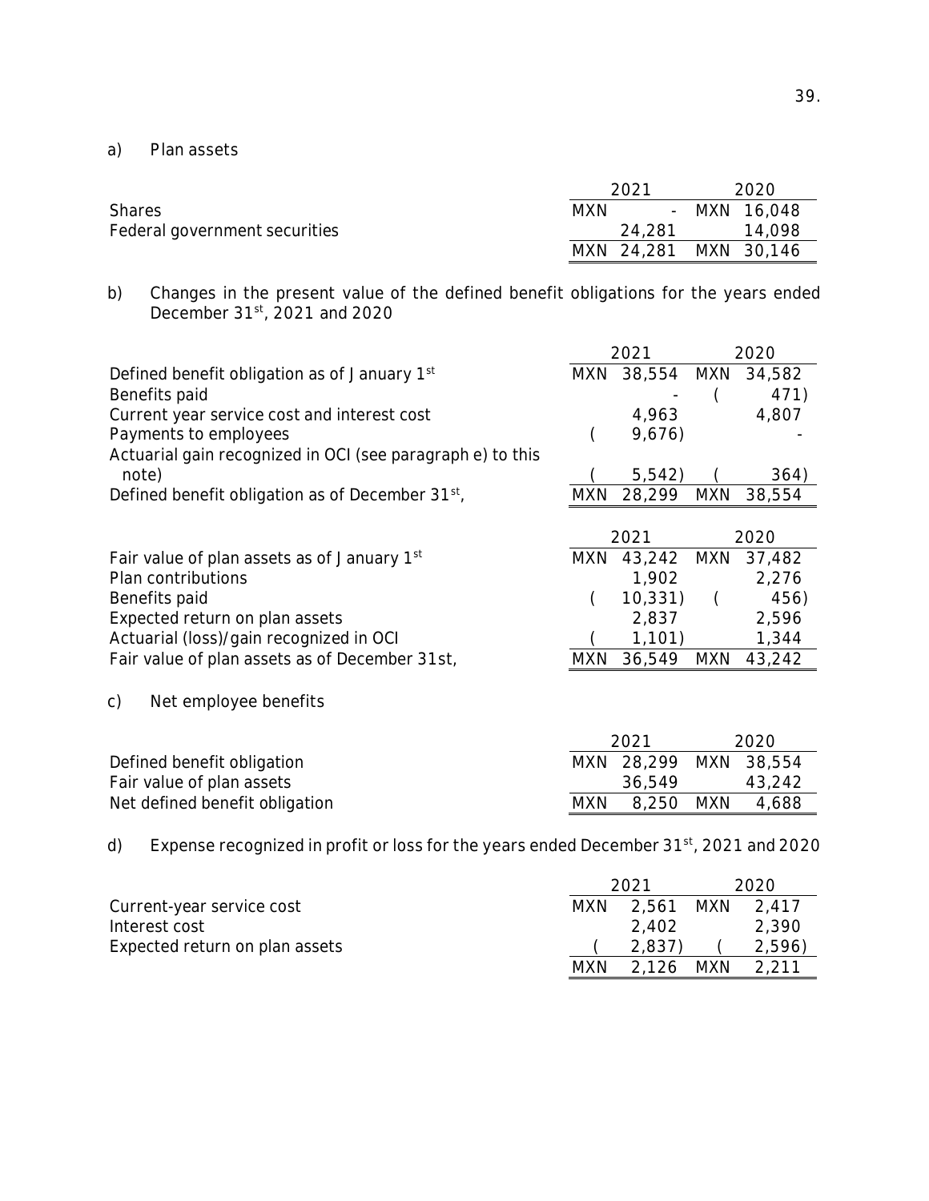a) Plan assets

| | 2021 | 2020 |
|---|---|---|
| Shares | MXN - | MXN 16,048 |
| Federal government securities | 24,281 | 14,098 |
| | MXN 24,281 | MXN 30,146 |

b) Changes in the present value of the defined benefit obligations for the years ended December 31st, 2021 and 2020

| | 2021 | 2020 |
|---|---|---|
| Defined benefit obligation as of January 1st | MXN 38,554 | MXN 34,582 |
| Benefits paid | - | ( 471) |
| Current year service cost and interest cost | 4,963 | 4,807 |
| Payments to employees | ( 9,676) | - |
| Actuarial gain recognized in OCI (see paragraph e) to this note) | ( 5,542) | ( 364) |
| Defined benefit obligation as of December 31st, | MXN 28,299 | MXN 38,554 |

| | 2021 | 2020 |
|---|---|---|
| Fair value of plan assets as of January 1st | MXN 43,242 | MXN 37,482 |
| Plan contributions | 1,902 | 2,276 |
| Benefits paid | ( 10,331) | ( 456) |
| Expected return on plan assets | 2,837 | 2,596 |
| Actuarial (loss)/gain recognized in OCI | ( 1,101) | 1,344 |
| Fair value of plan assets as of December 31st, | MXN 36,549 | MXN 43,242 |

c) Net employee benefits

| | 2021 | 2020 |
|---|---|---|
| Defined benefit obligation | MXN 28,299 | MXN 38,554 |
| Fair value of plan assets | 36,549 | 43,242 |
| Net defined benefit obligation | MXN 8,250 | MXN 4,688 |

d) Expense recognized in profit or loss for the years ended December 31st, 2021 and 2020

| | 2021 | 2020 |
|---|---|---|
| Current-year service cost | MXN 2,561 | MXN 2,417 |
| Interest cost | 2,402 | 2,390 |
| Expected return on plan assets | ( 2,837) | ( 2,596) |
| | MXN 2,126 | MXN 2,211 |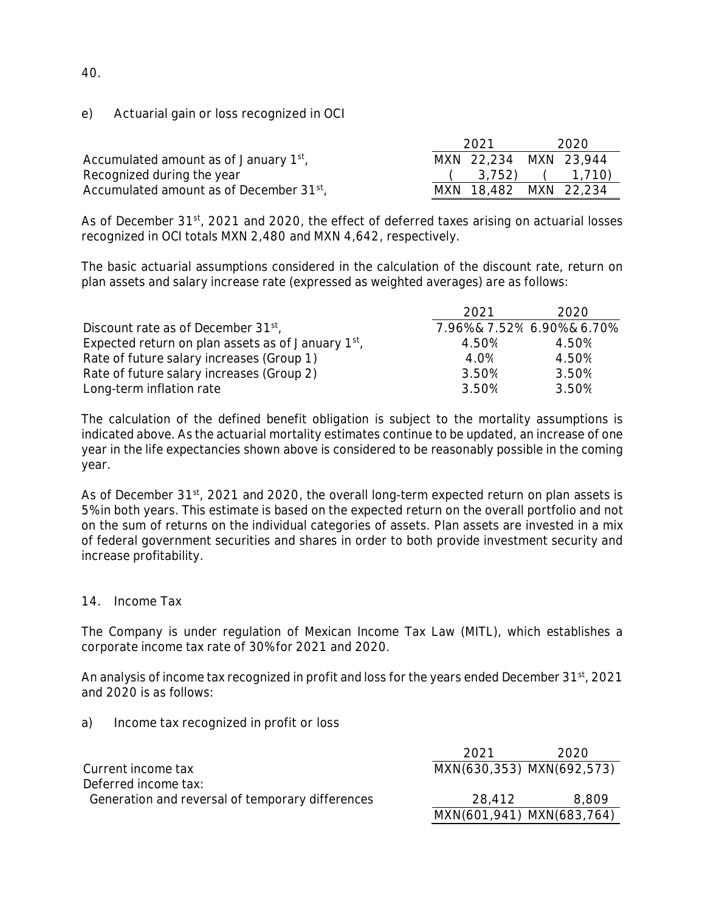e) Actuarial gain or loss recognized in OCI

| | 2021 | 2020 |
|---|---|---|
| Accumulated amount as of January 1st, | MXN 22,234 | MXN 23,944 |
| Recognized during the year | ( 3,752) | ( 1,710) |
| Accumulated amount as of December 31st, | MXN 18,482 | MXN 22,234 |

As of December 31st, 2021 and 2020, the effect of deferred taxes arising on actuarial losses recognized in OCI totals MXN 2,480 and MXN 4,642, respectively.

The basic actuarial assumptions considered in the calculation of the discount rate, return on plan assets and salary increase rate (expressed as weighted averages) are as follows:

| | 2021 | 2020 |
|---|---|---|
| Discount rate as of December 31st, | 7.96% & 7.52% | 6.90% & 6.70% |
| Expected return on plan assets as of January 1st, | 4.50% | 4.50% |
| Rate of future salary increases (Group 1) | 4.0% | 4.50% |
| Rate of future salary increases (Group 2) | 3.50% | 3.50% |
| Long-term inflation rate | 3.50% | 3.50% |

The calculation of the defined benefit obligation is subject to the mortality assumptions is indicated above. As the actuarial mortality estimates continue to be updated, an increase of one year in the life expectancies shown above is considered to be reasonably possible in the coming year.

As of December 31st, 2021 and 2020, the overall long-term expected return on plan assets is 5% in both years. This estimate is based on the expected return on the overall portfolio and not on the sum of returns on the individual categories of assets. Plan assets are invested in a mix of federal government securities and shares in order to both provide investment security and increase profitability.

## 14. Income Tax

The Company is under regulation of Mexican Income Tax Law (MITL), which establishes a corporate income tax rate of 30% for 2021 and 2020.

An analysis of income tax recognized in profit and loss for the years ended December 31st, 2021 and 2020 is as follows:

a) Income tax recognized in profit or loss

| | 2021 | 2020 |
|---|---|---|
| Current income tax | MXN(630,353) | MXN(692,573) |
| Deferred income tax: | | |
| Generation and reversal of temporary differences | 28,412 | 8,809 |
| | MXN(601,941) | MXN(683,764) |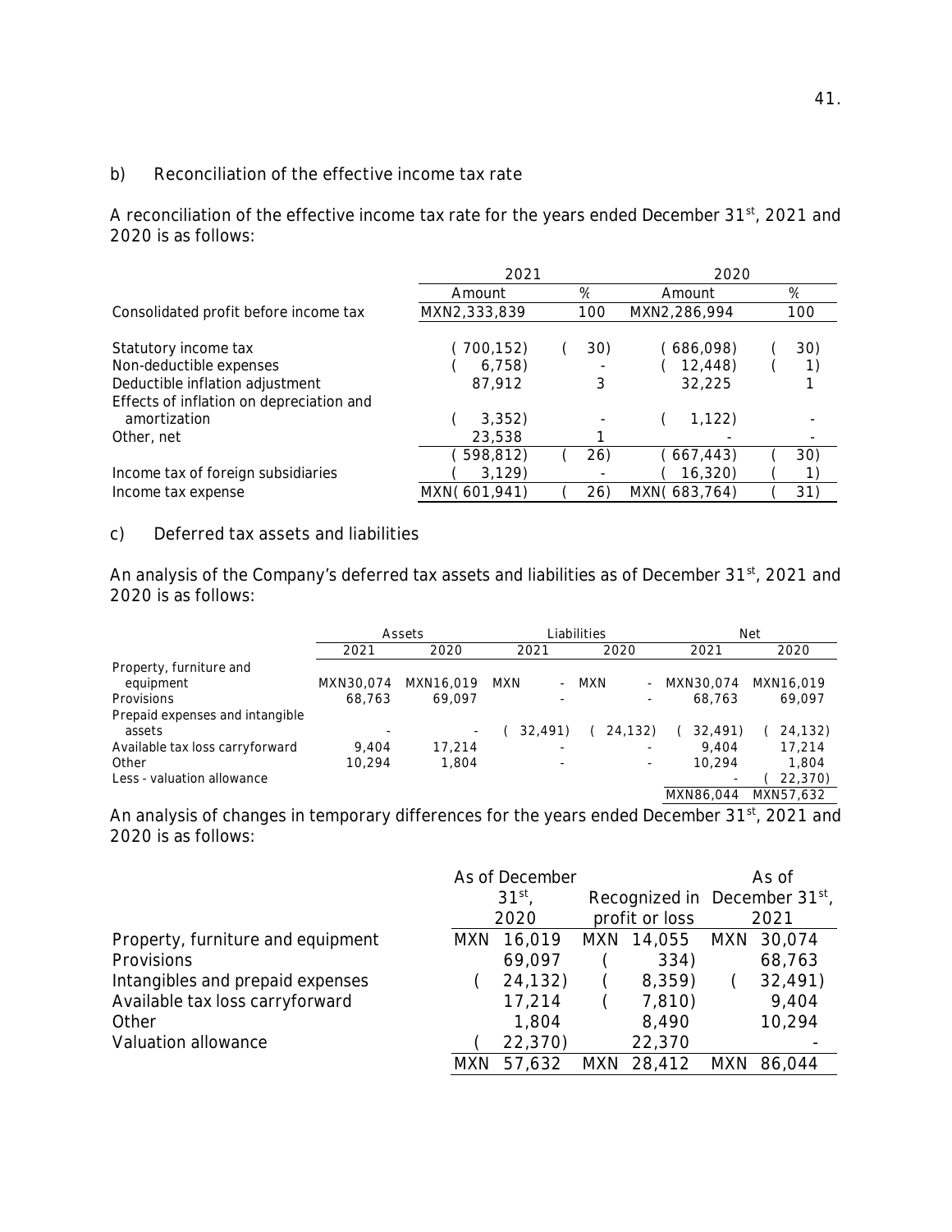## b) Reconciliation of the effective income tax rate

A reconciliation of the effective income tax rate for the years ended December 31st, 2021 and 2020 is as follows:

| | 2021 | | 2020 | |
|---|---|---|---|---|
| | Amount | % | Amount | % |
| Consolidated profit before income tax | MXN2,333,839 | 100 | MXN2,286,994 | 100 |
| Statutory income tax | (700,152) | (30) | (686,098) | (30) |
| Non-deductible expenses | (6,758) | - | (12,448) | (1) |
| Deductible inflation adjustment | 87,912 | 3 | 32,225 | 1 |
| Effects of inflation on depreciation and amortization | (3,352) | - | (1,122) | - |
| Other, net | 23,538 | 1 | - | - |
| | (598,812) | (26) | (667,443) | (30) |
| Income tax of foreign subsidiaries | (3,129) | - | (16,320) | (1) |
| Income tax expense | MXN(601,941) | (26) | MXN(683,764) | (31) |

## c) Deferred tax assets and liabilities

An analysis of the Company's deferred tax assets and liabilities as of December 31st, 2021 and 2020 is as follows:

| | Assets | | Liabilities | | Net | |
|---|---|---|---|---|---|---|
| | 2021 | 2020 | 2021 | 2020 | 2021 | 2020 |
| Property, furniture and equipment | MXN30,074 | MXN16,019 | MXN - | MXN - | MXN30,074 | MXN16,019 |
| Provisions | 68,763 | 69,097 | - | - | 68,763 | 69,097 |
| Prepaid expenses and intangible assets | - | - | (32,491) | (24,132) | (32,491) | (24,132) |
| Available tax loss carryforward | 9,404 | 17,214 | - | - | 9,404 | 17,214 |
| Other | 10,294 | 1,804 | - | - | 10,294 | 1,804 |
| Less - valuation allowance | | | | | - | (22,370) |
| | | | | | MXN86,044 | MXN57,632 |

An analysis of changes in temporary differences for the years ended December 31st, 2021 and 2020 is as follows:

| | As of December 31st, 2020 | Recognized in profit or loss | As of December 31st, 2021 |
|---|---|---|---|
| Property, furniture and equipment | MXN 16,019 | MXN 14,055 | MXN 30,074 |
| Provisions | 69,097 | (334) | 68,763 |
| Intangibles and prepaid expenses | (24,132) | (8,359) | (32,491) |
| Available tax loss carryforward | 17,214 | (7,810) | 9,404 |
| Other | 1,804 | 8,490 | 10,294 |
| Valuation allowance | (22,370) | 22,370 | - |
| | MXN 57,632 | MXN 28,412 | MXN 86,044 |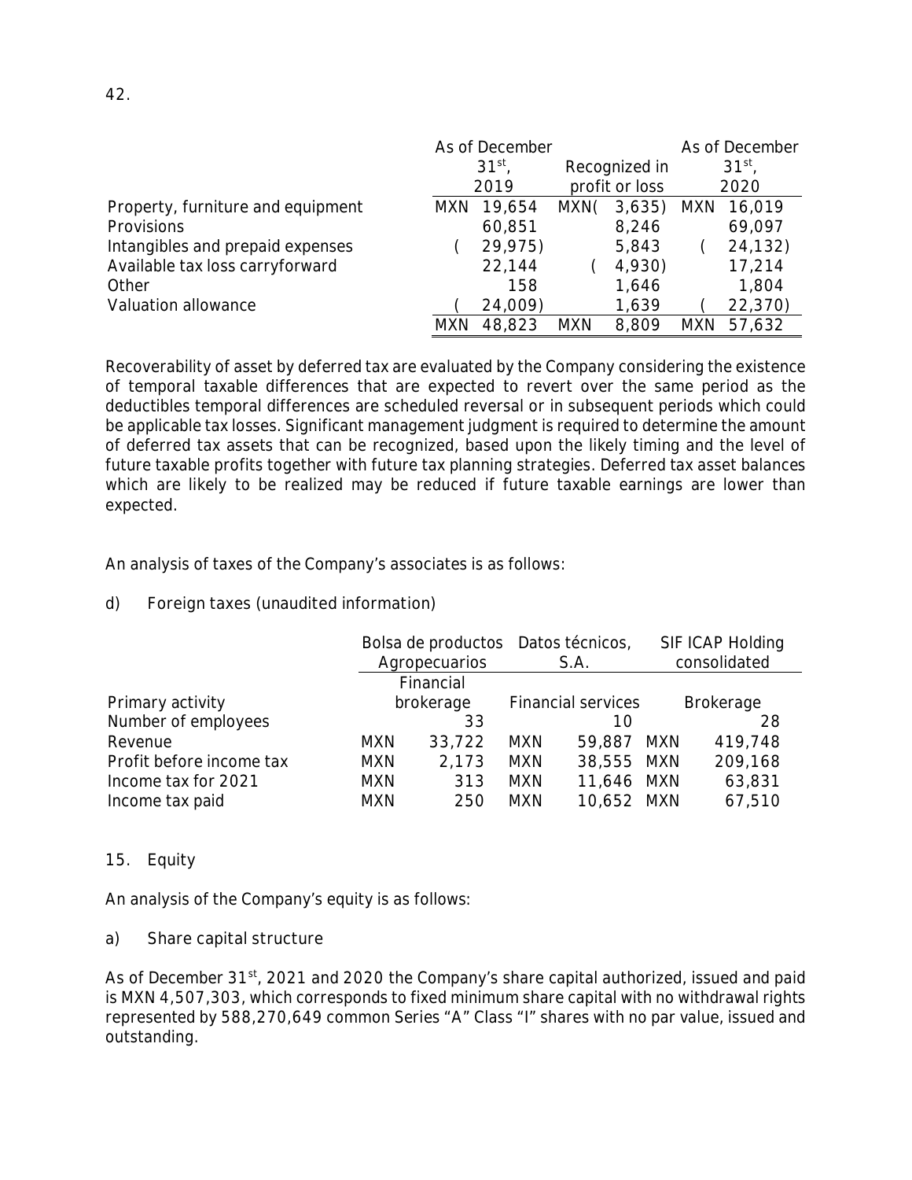| | As of December 31st, 2019 | Recognized in profit or loss | As of December 31st, 2020 |
|---|---|---|---|
| Property, furniture and equipment | MXN 19,654 | MXN( 3,635) | MXN 16,019 |
| Provisions | 60,851 | 8,246 | 69,097 |
| Intangibles and prepaid expenses | ( 29,975) | 5,843 | ( 24,132) |
| Available tax loss carryforward | 22,144 | ( 4,930) | 17,214 |
| Other | 158 | 1,646 | 1,804 |
| Valuation allowance | ( 24,009) | 1,639 | ( 22,370) |
| | MXN 48,823 | MXN 8,809 | MXN 57,632 |

Recoverability of asset by deferred tax are evaluated by the Company considering the existence of temporal taxable differences that are expected to revert over the same period as the deductibles temporal differences are scheduled reversal or in subsequent periods which could be applicable tax losses. Significant management judgment is required to determine the amount of deferred tax assets that can be recognized, based upon the likely timing and the level of future taxable profits together with future tax planning strategies. Deferred tax asset balances which are likely to be realized may be reduced if future taxable earnings are lower than expected.

An analysis of taxes of the Company's associates is as follows:

d) Foreign taxes (unaudited information)

| | Bolsa de productos Agropecuarios | Datos técnicos, S.A. | SIF ICAP Holding consolidated |
|---|---|---|---|
| Primary activity | Financial brokerage | Financial services | Brokerage |
| Number of employees | 33 | 10 | 28 |
| Revenue | MXN 33,722 | MXN 59,887 | MXN 419,748 |
| Profit before income tax | MXN 2,173 | MXN 38,555 | MXN 209,168 |
| Income tax for 2021 | MXN 313 | MXN 11,646 | MXN 63,831 |
| Income tax paid | MXN 250 | MXN 10,652 | MXN 67,510 |

## 15. Equity

An analysis of the Company's equity is as follows:

a) Share capital structure

As of December 31st, 2021 and 2020 the Company's share capital authorized, issued and paid is MXN 4,507,303, which corresponds to fixed minimum share capital with no withdrawal rights represented by 588,270,649 common Series "A" Class "I" shares with no par value, issued and outstanding.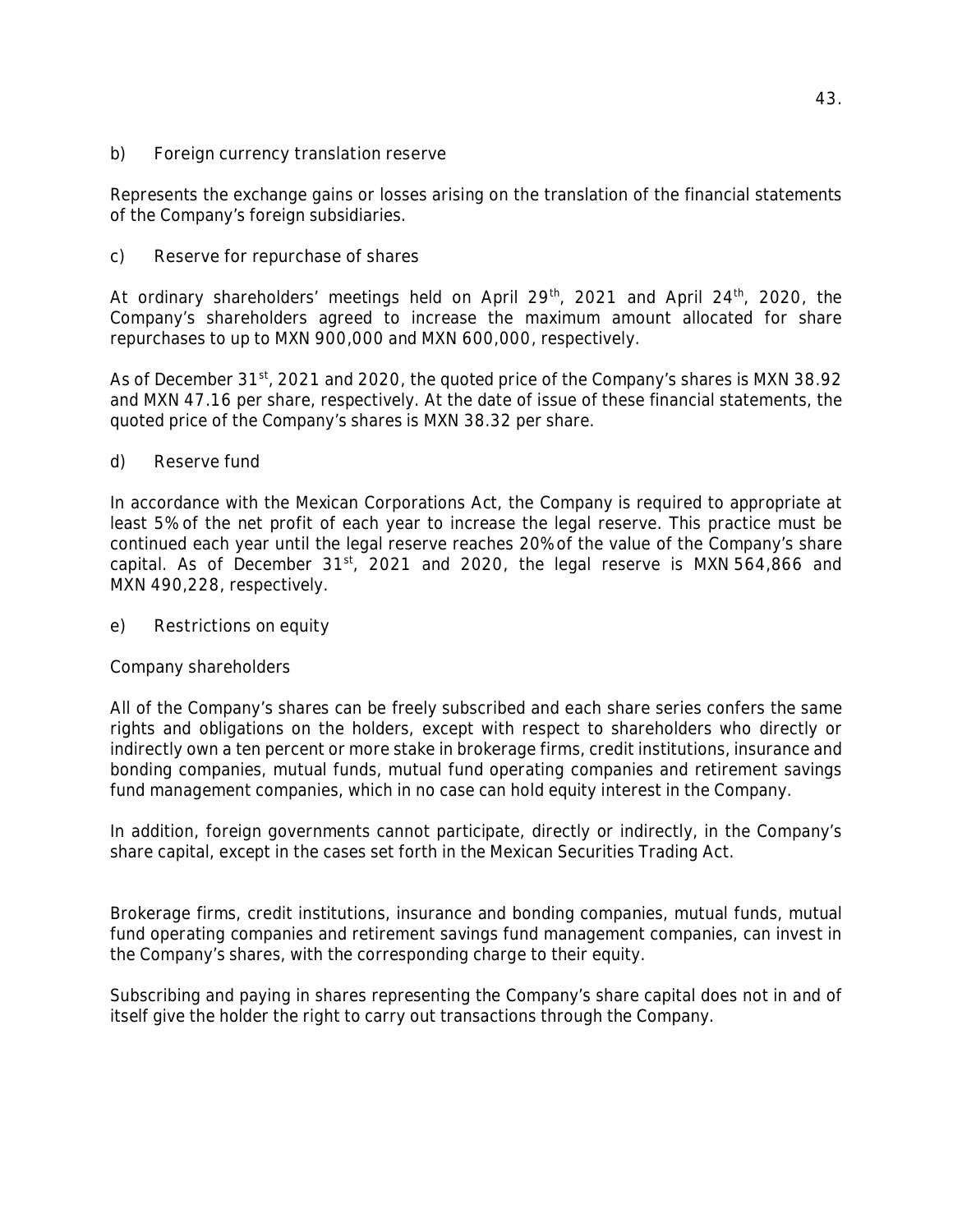b) Foreign currency translation reserve

Represents the exchange gains or losses arising on the translation of the financial statements of the Company's foreign subsidiaries.

c) Reserve for repurchase of shares

At ordinary shareholders' meetings held on April 29th, 2021 and April 24th, 2020, the Company's shareholders agreed to increase the maximum amount allocated for share repurchases to up to MXN 900,000 and MXN 600,000, respectively.

As of December 31st, 2021 and 2020, the quoted price of the Company's shares is MXN 38.92 and MXN 47.16 per share, respectively. At the date of issue of these financial statements, the quoted price of the Company's shares is MXN 38.32 per share.

d) Reserve fund

In accordance with the Mexican Corporations Act, the Company is required to appropriate at least 5% of the net profit of each year to increase the legal reserve. This practice must be continued each year until the legal reserve reaches 20% of the value of the Company's share capital. As of December 31st, 2021 and 2020, the legal reserve is MXN 564,866 and MXN 490,228, respectively.

e) Restrictions on equity

Company shareholders

All of the Company's shares can be freely subscribed and each share series confers the same rights and obligations on the holders, except with respect to shareholders who directly or indirectly own a ten percent or more stake in brokerage firms, credit institutions, insurance and bonding companies, mutual funds, mutual fund operating companies and retirement savings fund management companies, which in no case can hold equity interest in the Company.

In addition, foreign governments cannot participate, directly or indirectly, in the Company's share capital, except in the cases set forth in the Mexican Securities Trading Act.

Brokerage firms, credit institutions, insurance and bonding companies, mutual funds, mutual fund operating companies and retirement savings fund management companies, can invest in the Company's shares, with the corresponding charge to their equity.

Subscribing and paying in shares representing the Company's share capital does not in and of itself give the holder the right to carry out transactions through the Company.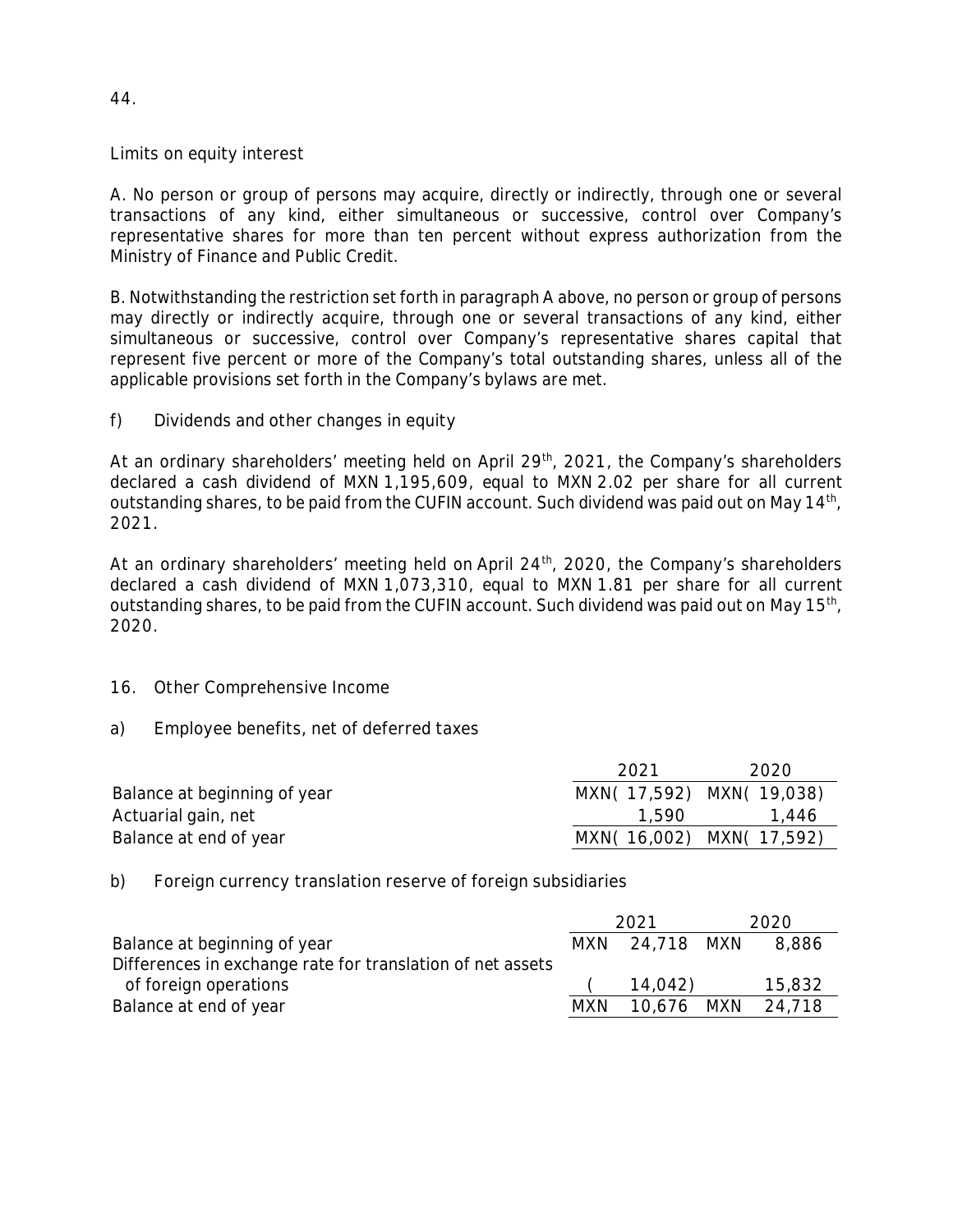Limits on equity interest

A. No person or group of persons may acquire, directly or indirectly, through one or several transactions of any kind, either simultaneous or successive, control over Company's representative shares for more than ten percent without express authorization from the Ministry of Finance and Public Credit.

B. Notwithstanding the restriction set forth in paragraph A above, no person or group of persons may directly or indirectly acquire, through one or several transactions of any kind, either simultaneous or successive, control over Company's representative shares capital that represent five percent or more of the Company's total outstanding shares, unless all of the applicable provisions set forth in the Company's bylaws are met.

f) Dividends and other changes in equity

At an ordinary shareholders' meeting held on April 29th, 2021, the Company's shareholders declared a cash dividend of MXN 1,195,609, equal to MXN 2.02 per share for all current outstanding shares, to be paid from the CUFIN account. Such dividend was paid out on May 14th, 2021.

At an ordinary shareholders' meeting held on April 24th, 2020, the Company's shareholders declared a cash dividend of MXN 1,073,310, equal to MXN 1.81 per share for all current outstanding shares, to be paid from the CUFIN account. Such dividend was paid out on May 15th, 2020.

## 16. Other Comprehensive Income

a) Employee benefits, net of deferred taxes

| | 2021 | 2020 |
|---|---|---|
| Balance at beginning of year | MXN( 17,592) | MXN( 19,038) |
| Actuarial gain, net | 1,590 | 1,446 |
| Balance at end of year | MXN( 16,002) | MXN( 17,592) |

b) Foreign currency translation reserve of foreign subsidiaries

| | 2021 | 2020 |
|---|---|---|
| Balance at beginning of year | MXN 24,718 | MXN 8,886 |
| Differences in exchange rate for translation of net assets of foreign operations | ( 14,042) | 15,832 |
| Balance at end of year | MXN 10,676 | MXN 24,718 |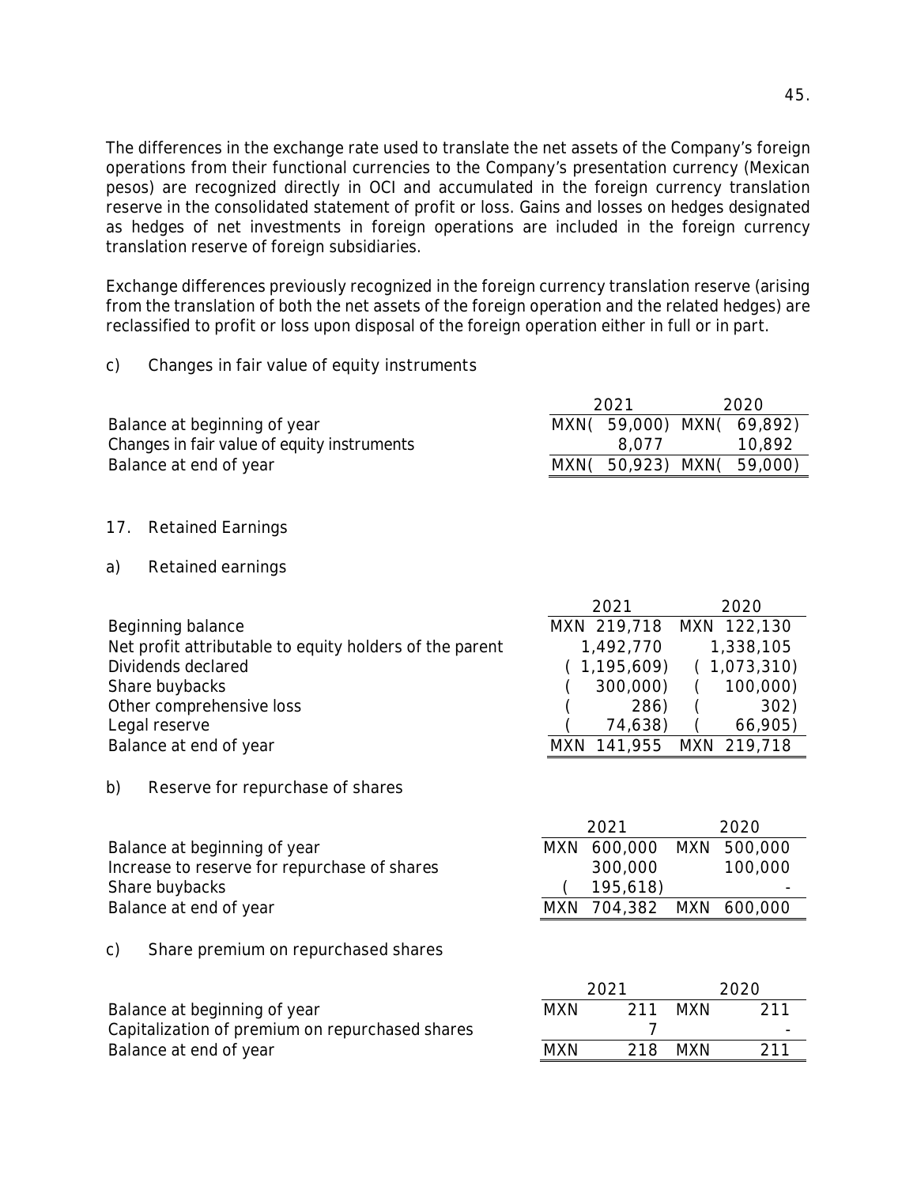The differences in the exchange rate used to translate the net assets of the Company's foreign operations from their functional currencies to the Company's presentation currency (Mexican pesos) are recognized directly in OCI and accumulated in the foreign currency translation reserve in the consolidated statement of profit or loss. Gains and losses on hedges designated as hedges of net investments in foreign operations are included in the foreign currency translation reserve of foreign subsidiaries.

Exchange differences previously recognized in the foreign currency translation reserve (arising from the translation of both the net assets of the foreign operation and the related hedges) are reclassified to profit or loss upon disposal of the foreign operation either in full or in part.

c) Changes in fair value of equity instruments

| | 2021 | 2020 |
|---|---|---|
| Balance at beginning of year | MXN( 59,000) | MXN( 69,892) |
| Changes in fair value of equity instruments | 8,077 | 10,892 |
| Balance at end of year | MXN( 50,923) | MXN( 59,000) |

## 17. Retained Earnings

a) Retained earnings

| | 2021 | 2020 |
|---|---|---|
| Beginning balance | MXN 219,718 | MXN 122,130 |
| Net profit attributable to equity holders of the parent | 1,492,770 | 1,338,105 |
| Dividends declared | ( 1,195,609) | ( 1,073,310) |
| Share buybacks | ( 300,000) | ( 100,000) |
| Other comprehensive loss | ( 286) | ( 302) |
| Legal reserve | ( 74,638) | ( 66,905) |
| Balance at end of year | MXN 141,955 | MXN 219,718 |

b) Reserve for repurchase of shares

| | 2021 | 2020 |
|---|---|---|
| Balance at beginning of year | MXN 600,000 | MXN 500,000 |
| Increase to reserve for repurchase of shares | 300,000 | 100,000 |
| Share buybacks | ( 195,618) | - |
| Balance at end of year | MXN 704,382 | MXN 600,000 |

c) Share premium on repurchased shares

| | 2021 | 2020 |
|---|---|---|
| Balance at beginning of year | MXN 211 | MXN 211 |
| Capitalization of premium on repurchased shares | 7 | - |
| Balance at end of year | MXN 218 | MXN 211 |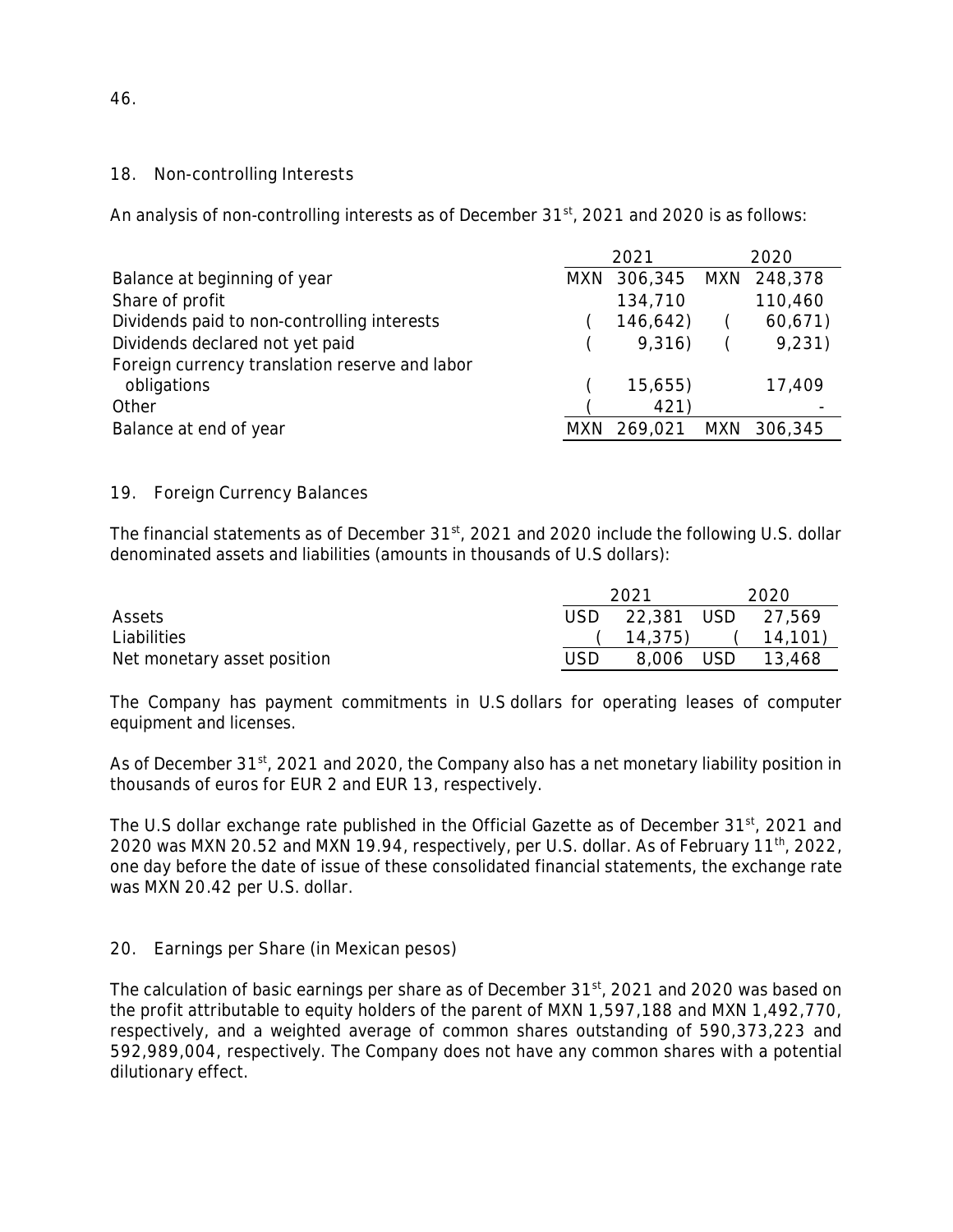## 18. Non-controlling Interests

An analysis of non-controlling interests as of December 31st, 2021 and 2020 is as follows:

| | 2021 | 2020 |
|---|---|---|
| Balance at beginning of year | MXN 306,345 | MXN 248,378 |
| Share of profit | 134,710 | 110,460 |
| Dividends paid to non-controlling interests | (146,642) | (60,671) |
| Dividends declared not yet paid | (9,316) | (9,231) |
| Foreign currency translation reserve and labor obligations | (15,655) | 17,409 |
| Other | (421) | - |
| Balance at end of year | MXN 269,021 | MXN 306,345 |

## 19. Foreign Currency Balances

The financial statements as of December 31st, 2021 and 2020 include the following U.S. dollar denominated assets and liabilities (amounts in thousands of U.S dollars):

| | 2021 | 2020 |
|---|---|---|
| Assets | USD 22,381 | USD 27,569 |
| Liabilities | (14,375) | (14,101) |
| Net monetary asset position | USD 8,006 | USD 13,468 |

The Company has payment commitments in U.S dollars for operating leases of computer equipment and licenses.

As of December 31st, 2021 and 2020, the Company also has a net monetary liability position in thousands of euros for EUR 2 and EUR 13, respectively.

The U.S dollar exchange rate published in the Official Gazette as of December 31st, 2021 and 2020 was MXN 20.52 and MXN 19.94, respectively, per U.S. dollar. As of February 11th, 2022, one day before the date of issue of these consolidated financial statements, the exchange rate was MXN 20.42 per U.S. dollar.

## 20. Earnings per Share (in Mexican pesos)

The calculation of basic earnings per share as of December 31st, 2021 and 2020 was based on the profit attributable to equity holders of the parent of MXN 1,597,188 and MXN 1,492,770, respectively, and a weighted average of common shares outstanding of 590,373,223 and 592,989,004, respectively. The Company does not have any common shares with a potential dilutionary effect.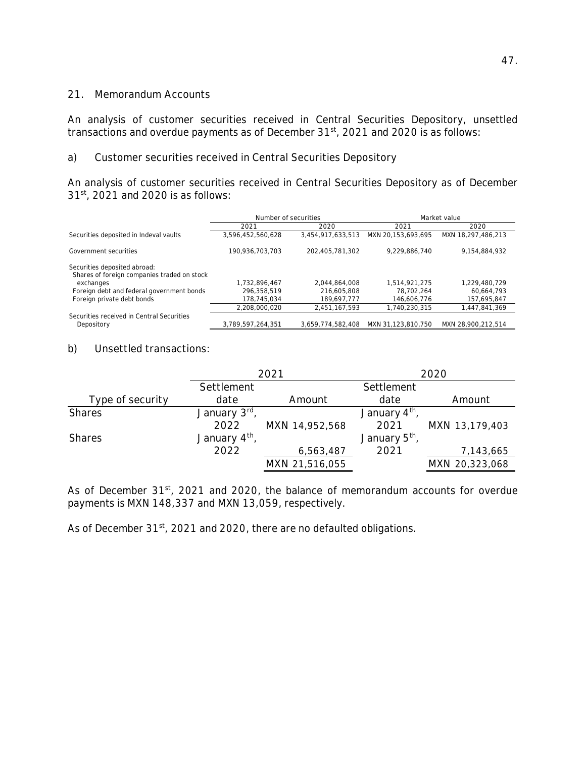## 21. Memorandum Accounts

An analysis of customer securities received in Central Securities Depository, unsettled transactions and overdue payments as of December 31st, 2021 and 2020 is as follows:

### a) Customer securities received in Central Securities Depository

An analysis of customer securities received in Central Securities Depository as of December 31st, 2021 and 2020 is as follows:

| | Number of securities | | Market value | |
|---|---|---|---|---|
| | 2021 | 2020 | 2021 | 2020 |
| Securities deposited in Indeval vaults | 3,596,452,560,628 | 3,454,917,633,513 | MXN 20,153,693,695 | MXN 18,297,486,213 |
| Government securities | 190,936,703,703 | 202,405,781,302 | 9,229,886,740 | 9,154,884,932 |
| Securities deposited abroad: | | | | |
| Shares of foreign companies traded on stock exchanges | 1,732,896,467 | 2,044,864,008 | 1,514,921,275 | 1,229,480,729 |
| Foreign debt and federal government bonds | 296,358,519 | 216,605,808 | 78,702,264 | 60,664,793 |
| Foreign private debt bonds | 178,745,034 | 189,697,777 | 146,606,776 | 157,695,847 |
| | 2,208,000,020 | 2,451,167,593 | 1,740,230,315 | 1,447,841,369 |
| Securities received in Central Securities Depository | 3,789,597,264,351 | 3,659,774,582,408 | MXN 31,123,810,750 | MXN 28,900,212,514 |

### b) Unsettled transactions:

| | 2021 | | 2020 | |
|---|---|---|---|---|
| Type of security | Settlement date | Amount | Settlement date | Amount |
| Shares | January 3rd, 2022 | MXN 14,952,568 | January 4th, 2021 | MXN 13,179,403 |
| Shares | January 4th, 2022 | 6,563,487 | January 5th, 2021 | 7,143,665 |
| | | MXN 21,516,055 | | MXN 20,323,068 |

As of December 31st, 2021 and 2020, the balance of memorandum accounts for overdue payments is MXN 148,337 and MXN 13,059, respectively.

As of December 31st, 2021 and 2020, there are no defaulted obligations.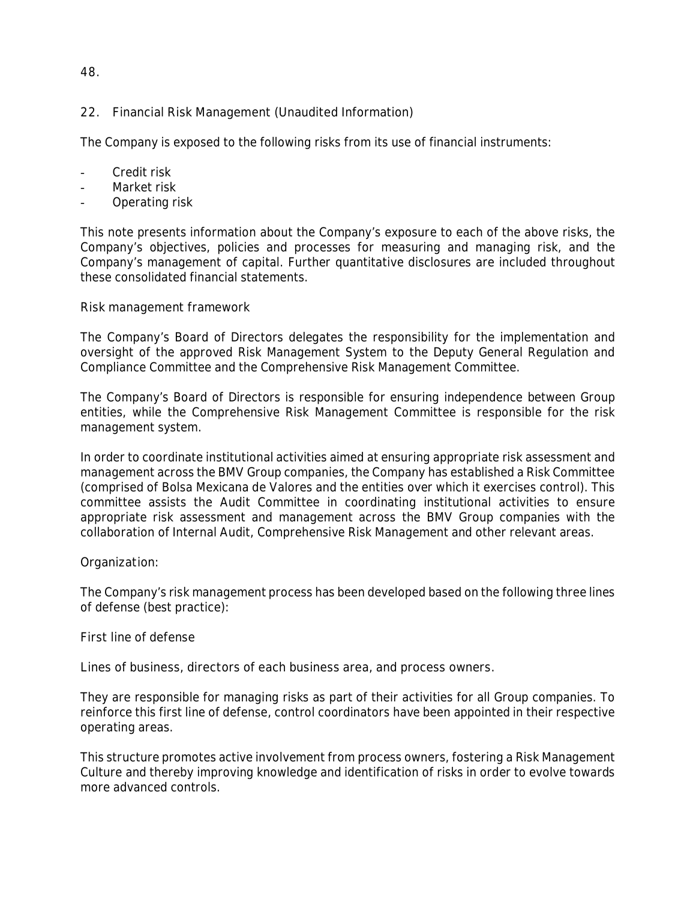## 22. Financial Risk Management (Unaudited Information)

The Company is exposed to the following risks from its use of financial instruments:

- Credit risk
- Market risk
- Operating risk

This note presents information about the Company's exposure to each of the above risks, the Company's objectives, policies and processes for measuring and managing risk, and the Company's management of capital. Further quantitative disclosures are included throughout these consolidated financial statements.

### Risk management framework

The Company's Board of Directors delegates the responsibility for the implementation and oversight of the approved Risk Management System to the Deputy General Regulation and Compliance Committee and the Comprehensive Risk Management Committee.

The Company's Board of Directors is responsible for ensuring independence between Group entities, while the Comprehensive Risk Management Committee is responsible for the risk management system.

In order to coordinate institutional activities aimed at ensuring appropriate risk assessment and management across the BMV Group companies, the Company has established a Risk Committee (comprised of Bolsa Mexicana de Valores and the entities over which it exercises control). This committee assists the Audit Committee in coordinating institutional activities to ensure appropriate risk assessment and management across the BMV Group companies with the collaboration of Internal Audit, Comprehensive Risk Management and other relevant areas.

### Organization:

The Company's risk management process has been developed based on the following three lines of defense (best practice):

#### First line of defense

Lines of business, directors of each business area, and process owners.

They are responsible for managing risks as part of their activities for all Group companies. To reinforce this first line of defense, control coordinators have been appointed in their respective operating areas.

This structure promotes active involvement from process owners, fostering a Risk Management Culture and thereby improving knowledge and identification of risks in order to evolve towards more advanced controls.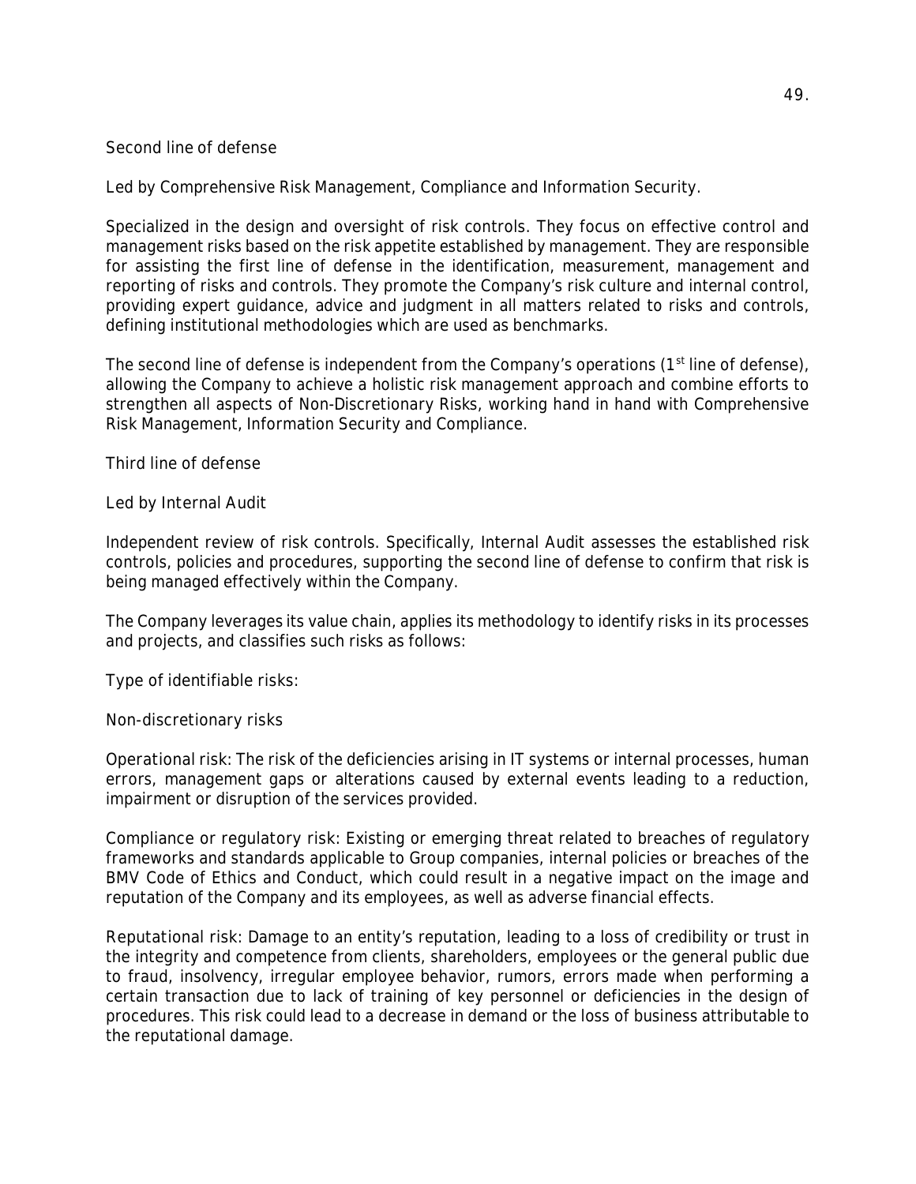Second line of defense

Led by Comprehensive Risk Management, Compliance and Information Security.

Specialized in the design and oversight of risk controls. They focus on effective control and management risks based on the risk appetite established by management. They are responsible for assisting the first line of defense in the identification, measurement, management and reporting of risks and controls. They promote the Company's risk culture and internal control, providing expert guidance, advice and judgment in all matters related to risks and controls, defining institutional methodologies which are used as benchmarks.

The second line of defense is independent from the Company's operations (1st line of defense), allowing the Company to achieve a holistic risk management approach and combine efforts to strengthen all aspects of Non-Discretionary Risks, working hand in hand with Comprehensive Risk Management, Information Security and Compliance.

Third line of defense

Led by Internal Audit

Independent review of risk controls. Specifically, Internal Audit assesses the established risk controls, policies and procedures, supporting the second line of defense to confirm that risk is being managed effectively within the Company.

The Company leverages its value chain, applies its methodology to identify risks in its processes and projects, and classifies such risks as follows:

Type of identifiable risks:

Non-discretionary risks

Operational risk: The risk of the deficiencies arising in IT systems or internal processes, human errors, management gaps or alterations caused by external events leading to a reduction, impairment or disruption of the services provided.

Compliance or regulatory risk: Existing or emerging threat related to breaches of regulatory frameworks and standards applicable to Group companies, internal policies or breaches of the BMV Code of Ethics and Conduct, which could result in a negative impact on the image and reputation of the Company and its employees, as well as adverse financial effects.

Reputational risk: Damage to an entity's reputation, leading to a loss of credibility or trust in the integrity and competence from clients, shareholders, employees or the general public due to fraud, insolvency, irregular employee behavior, rumors, errors made when performing a certain transaction due to lack of training of key personnel or deficiencies in the design of procedures. This risk could lead to a decrease in demand or the loss of business attributable to the reputational damage.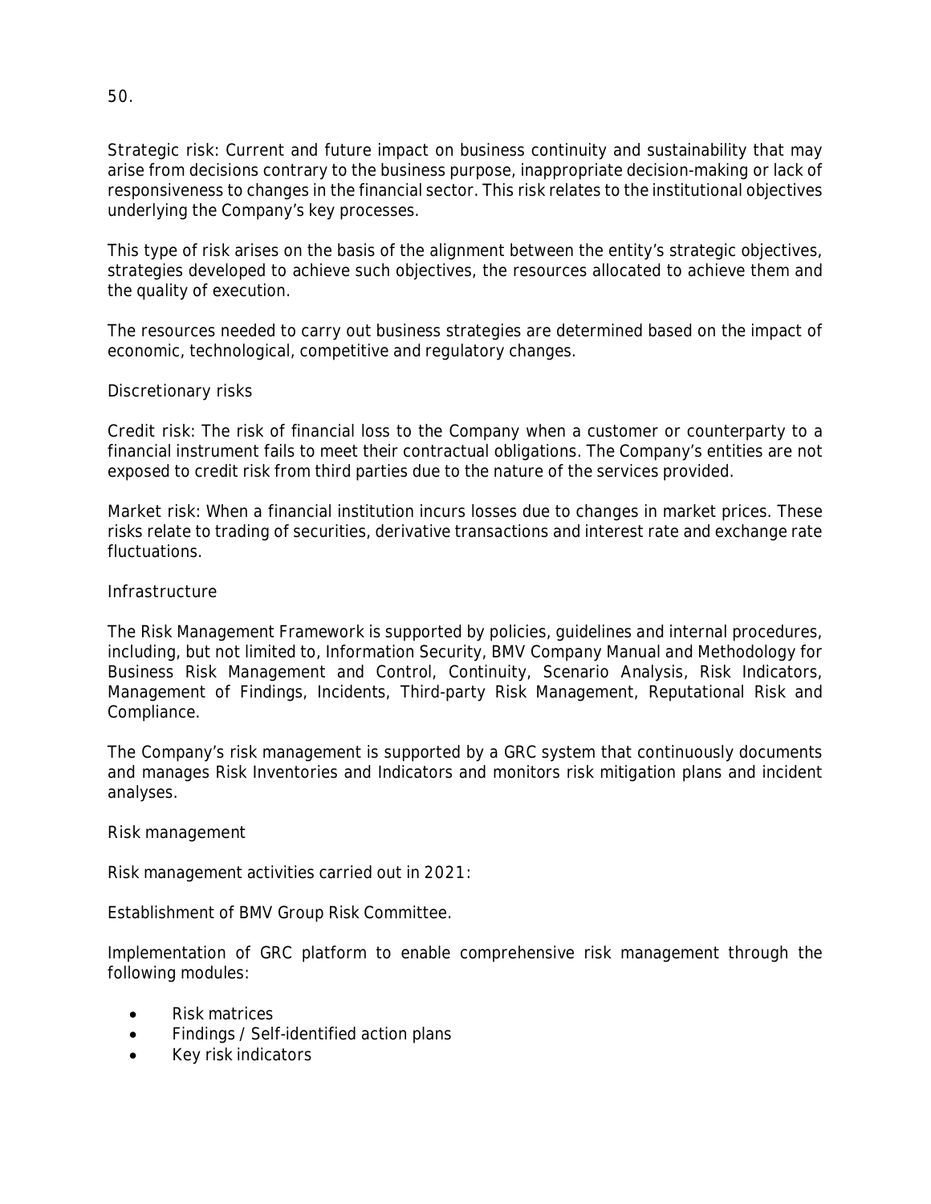50.

Strategic risk: Current and future impact on business continuity and sustainability that may arise from decisions contrary to the business purpose, inappropriate decision-making or lack of responsiveness to changes in the financial sector. This risk relates to the institutional objectives underlying the Company's key processes.

This type of risk arises on the basis of the alignment between the entity's strategic objectives, strategies developed to achieve such objectives, the resources allocated to achieve them and the quality of execution.

The resources needed to carry out business strategies are determined based on the impact of economic, technological, competitive and regulatory changes.

Discretionary risks

Credit risk: The risk of financial loss to the Company when a customer or counterparty to a financial instrument fails to meet their contractual obligations. The Company's entities are not exposed to credit risk from third parties due to the nature of the services provided.

Market risk: When a financial institution incurs losses due to changes in market prices. These risks relate to trading of securities, derivative transactions and interest rate and exchange rate fluctuations.

Infrastructure

The Risk Management Framework is supported by policies, guidelines and internal procedures, including, but not limited to, Information Security, BMV Company Manual and Methodology for Business Risk Management and Control, Continuity, Scenario Analysis, Risk Indicators, Management of Findings, Incidents, Third-party Risk Management, Reputational Risk and Compliance.

The Company's risk management is supported by a GRC system that continuously documents and manages Risk Inventories and Indicators and monitors risk mitigation plans and incident analyses.

Risk management

Risk management activities carried out in 2021:

Establishment of BMV Group Risk Committee.

Implementation of GRC platform to enable comprehensive risk management through the following modules:

- Risk matrices
- Findings / Self-identified action plans
- Key risk indicators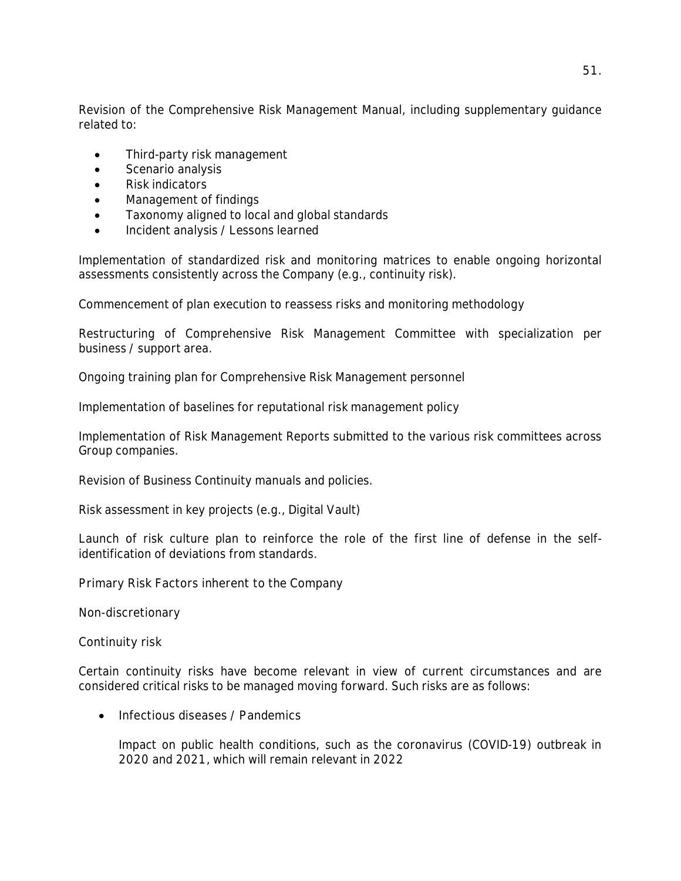Revision of the Comprehensive Risk Management Manual, including supplementary guidance related to:

- Third-party risk management
- Scenario analysis
- Risk indicators
- Management of findings
- Taxonomy aligned to local and global standards
- Incident analysis / Lessons learned

Implementation of standardized risk and monitoring matrices to enable ongoing horizontal assessments consistently across the Company (e.g., continuity risk).

Commencement of plan execution to reassess risks and monitoring methodology

Restructuring of Comprehensive Risk Management Committee with specialization per business / support area.

Ongoing training plan for Comprehensive Risk Management personnel

Implementation of baselines for reputational risk management policy

Implementation of Risk Management Reports submitted to the various risk committees across Group companies.

Revision of Business Continuity manuals and policies.

Risk assessment in key projects (e.g., Digital Vault)

Launch of risk culture plan to reinforce the role of the first line of defense in the self-identification of deviations from standards.

Primary Risk Factors inherent to the Company

Non-discretionary

Continuity risk

Certain continuity risks have become relevant in view of current circumstances and are considered critical risks to be managed moving forward. Such risks are as follows:

- Infectious diseases / Pandemics

  Impact on public health conditions, such as the coronavirus (COVID-19) outbreak in 2020 and 2021, which will remain relevant in 2022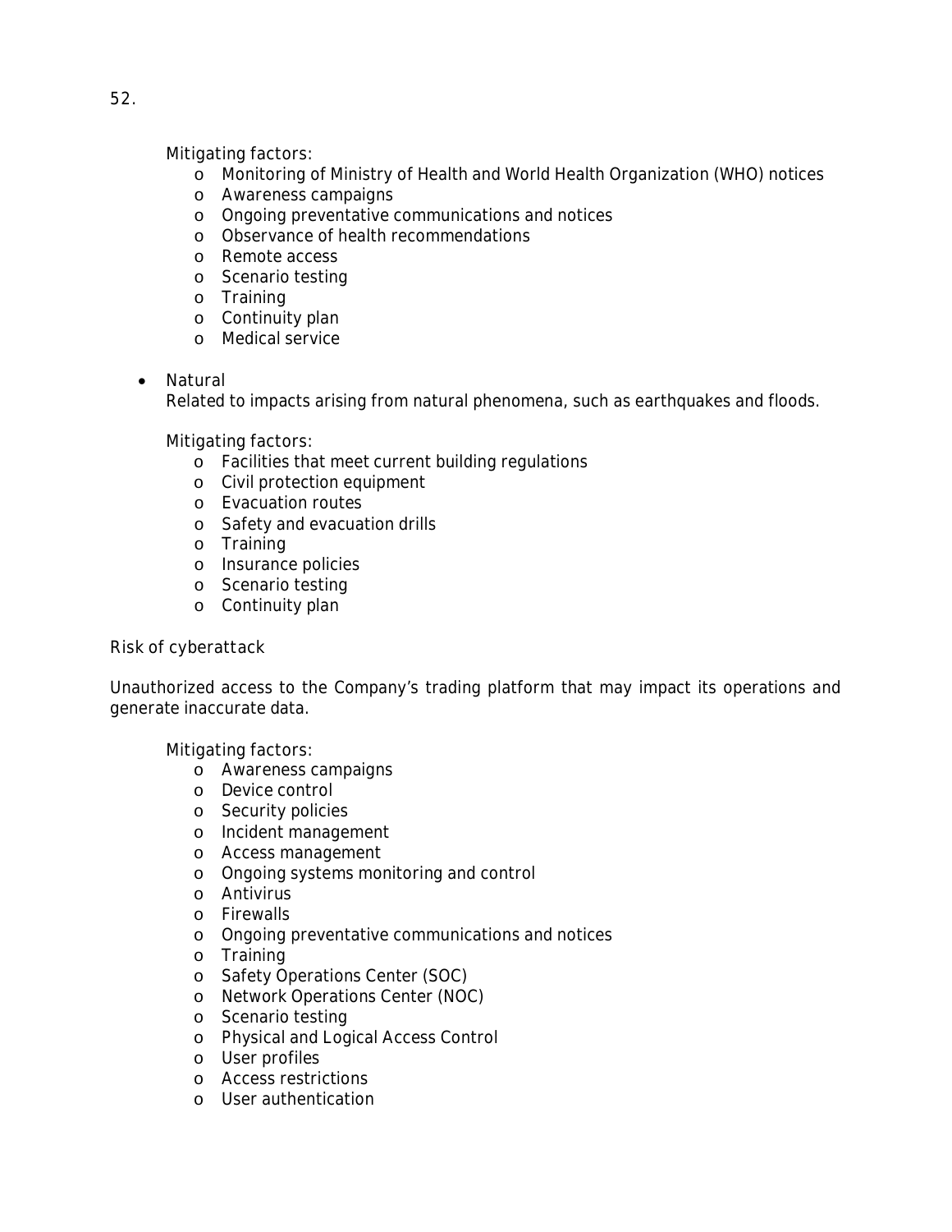Mitigating factors:

- Monitoring of Ministry of Health and World Health Organization (WHO) notices
- Awareness campaigns
- Ongoing preventative communications and notices
- Observance of health recommendations
- Remote access
- Scenario testing
- Training
- Continuity plan
- Medical service

- Natural

  Related to impacts arising from natural phenomena, such as earthquakes and floods.

  Mitigating factors:

  - Facilities that meet current building regulations
  - Civil protection equipment
  - Evacuation routes
  - Safety and evacuation drills
  - Training
  - Insurance policies
  - Scenario testing
  - Continuity plan

*Risk of cyberattack*

Unauthorized access to the Company's trading platform that may impact its operations and generate inaccurate data.

Mitigating factors:

- Awareness campaigns
- Device control
- Security policies
- Incident management
- Access management
- Ongoing systems monitoring and control
- Antivirus
- Firewalls
- Ongoing preventative communications and notices
- Training
- Safety Operations Center (SOC)
- Network Operations Center (NOC)
- Scenario testing
- Physical and Logical Access Control
- User profiles
- Access restrictions
- User authentication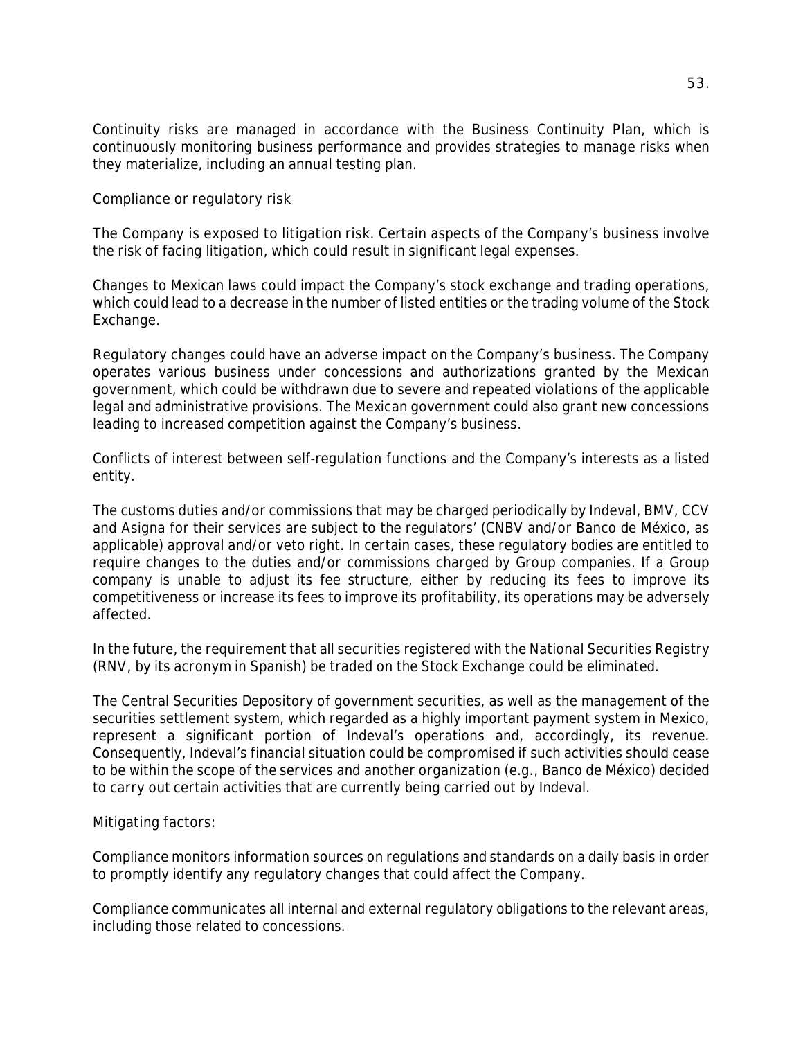Continuity risks are managed in accordance with the Business Continuity Plan, which is continuously monitoring business performance and provides strategies to manage risks when they materialize, including an annual testing plan.

Compliance or regulatory risk

The Company is exposed to litigation risk. Certain aspects of the Company's business involve the risk of facing litigation, which could result in significant legal expenses.

Changes to Mexican laws could impact the Company's stock exchange and trading operations, which could lead to a decrease in the number of listed entities or the trading volume of the Stock Exchange.

Regulatory changes could have an adverse impact on the Company's business. The Company operates various business under concessions and authorizations granted by the Mexican government, which could be withdrawn due to severe and repeated violations of the applicable legal and administrative provisions. The Mexican government could also grant new concessions leading to increased competition against the Company's business.

Conflicts of interest between self-regulation functions and the Company's interests as a listed entity.

The customs duties and/or commissions that may be charged periodically by Indeval, BMV, CCV and Asigna for their services are subject to the regulators' (CNBV and/or Banco de México, as applicable) approval and/or veto right. In certain cases, these regulatory bodies are entitled to require changes to the duties and/or commissions charged by Group companies. If a Group company is unable to adjust its fee structure, either by reducing its fees to improve its competitiveness or increase its fees to improve its profitability, its operations may be adversely affected.

In the future, the requirement that all securities registered with the National Securities Registry (RNV, by its acronym in Spanish) be traded on the Stock Exchange could be eliminated.

The Central Securities Depository of government securities, as well as the management of the securities settlement system, which regarded as a highly important payment system in Mexico, represent a significant portion of Indeval's operations and, accordingly, its revenue. Consequently, Indeval's financial situation could be compromised if such activities should cease to be within the scope of the services and another organization (e.g., Banco de México) decided to carry out certain activities that are currently being carried out by Indeval.

Mitigating factors:

Compliance monitors information sources on regulations and standards on a daily basis in order to promptly identify any regulatory changes that could affect the Company.

Compliance communicates all internal and external regulatory obligations to the relevant areas, including those related to concessions.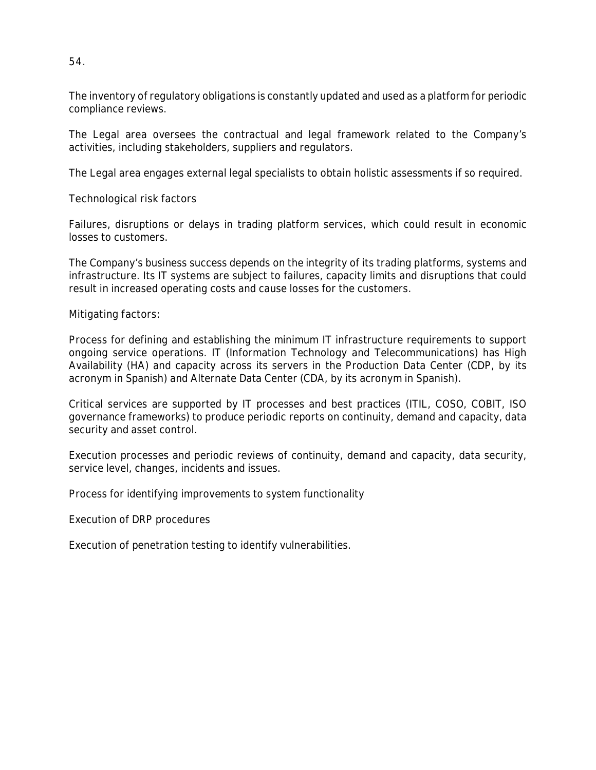The inventory of regulatory obligations is constantly updated and used as a platform for periodic compliance reviews.

The Legal area oversees the contractual and legal framework related to the Company's activities, including stakeholders, suppliers and regulators.

The Legal area engages external legal specialists to obtain holistic assessments if so required.

Technological risk factors

Failures, disruptions or delays in trading platform services, which could result in economic losses to customers.

The Company's business success depends on the integrity of its trading platforms, systems and infrastructure. Its IT systems are subject to failures, capacity limits and disruptions that could result in increased operating costs and cause losses for the customers.

Mitigating factors:

Process for defining and establishing the minimum IT infrastructure requirements to support ongoing service operations. IT (Information Technology and Telecommunications) has High Availability (HA) and capacity across its servers in the Production Data Center (CDP, by its acronym in Spanish) and Alternate Data Center (CDA, by its acronym in Spanish).

Critical services are supported by IT processes and best practices (ITIL, COSO, COBIT, ISO governance frameworks) to produce periodic reports on continuity, demand and capacity, data security and asset control.

Execution processes and periodic reviews of continuity, demand and capacity, data security, service level, changes, incidents and issues.

Process for identifying improvements to system functionality

Execution of DRP procedures

Execution of penetration testing to identify vulnerabilities.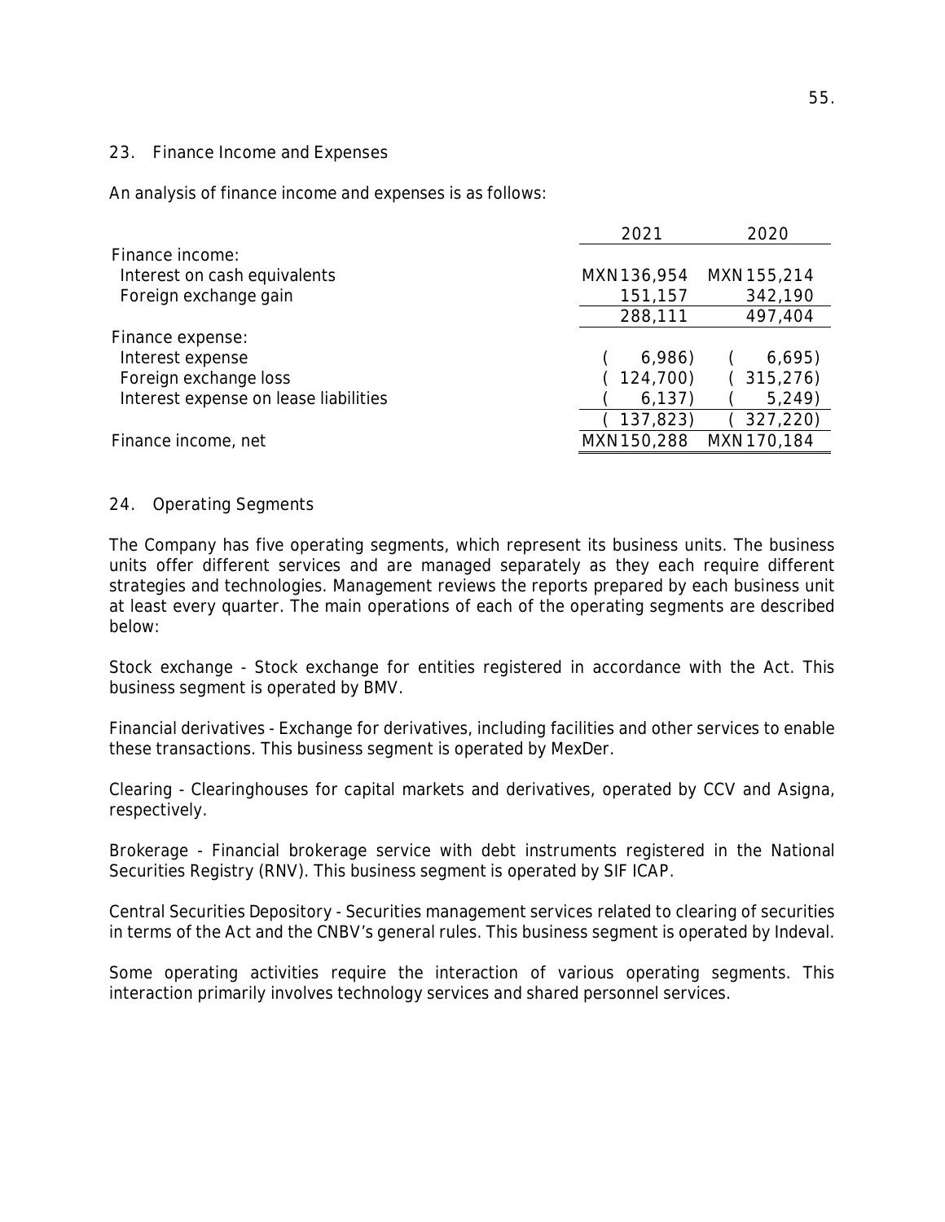## 23. Finance Income and Expenses

An analysis of finance income and expenses is as follows:

| | 2021 | 2020 |
|---|---|---|
| Finance income: | | |
| Interest on cash equivalents | MXN 136,954 | MXN 155,214 |
| Foreign exchange gain | 151,157 | 342,190 |
| | 288,111 | 497,404 |
| Finance expense: | | |
| Interest expense | ( 6,986) | ( 6,695) |
| Foreign exchange loss | ( 124,700) | ( 315,276) |
| Interest expense on lease liabilities | ( 6,137) | ( 5,249) |
| | ( 137,823) | ( 327,220) |
| Finance income, net | MXN 150,288 | MXN 170,184 |

## 24. Operating Segments

The Company has five operating segments, which represent its business units. The business units offer different services and are managed separately as they each require different strategies and technologies. Management reviews the reports prepared by each business unit at least every quarter. The main operations of each of the operating segments are described below:

Stock exchange - Stock exchange for entities registered in accordance with the Act. This business segment is operated by BMV.

Financial derivatives - Exchange for derivatives, including facilities and other services to enable these transactions. This business segment is operated by MexDer.

Clearing - Clearinghouses for capital markets and derivatives, operated by CCV and Asigna, respectively.

Brokerage - Financial brokerage service with debt instruments registered in the National Securities Registry (RNV). This business segment is operated by SIF ICAP.

Central Securities Depository - Securities management services related to clearing of securities in terms of the Act and the CNBV's general rules. This business segment is operated by Indeval.

Some operating activities require the interaction of various operating segments. This interaction primarily involves technology services and shared personnel services.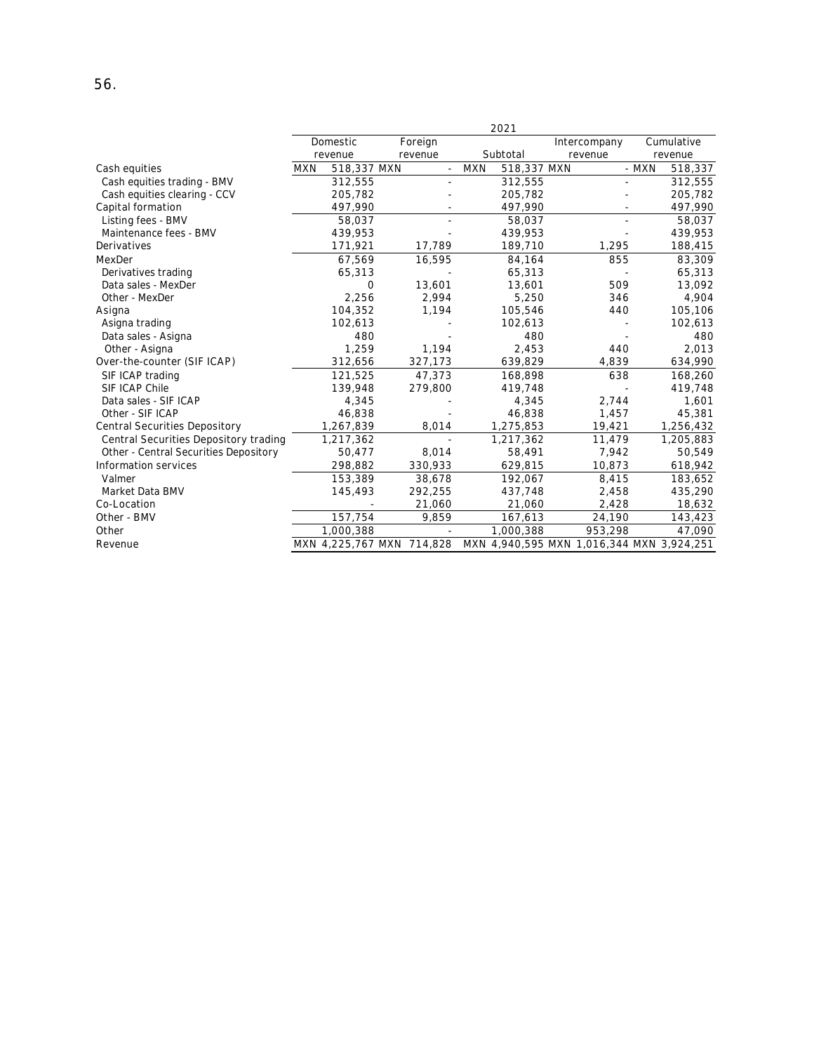56.

| | 2021 | | | | |
|---|---|---|---|---|---|
| | Domestic revenue | Foreign revenue | Subtotal | Intercompany revenue | Cumulative revenue |
| Cash equities | MXN 518,337 | MXN - | MXN 518,337 | MXN - | MXN 518,337 |
| Cash equities trading - BMV | 312,555 | - | 312,555 | - | 312,555 |
| Cash equities clearing - CCV | 205,782 | - | 205,782 | - | 205,782 |
| Capital formation | 497,990 | - | 497,990 | - | 497,990 |
| Listing fees - BMV | 58,037 | - | 58,037 | - | 58,037 |
| Maintenance fees - BMV | 439,953 | - | 439,953 | - | 439,953 |
| Derivatives | 171,921 | 17,789 | 189,710 | 1,295 | 188,415 |
| MexDer | 67,569 | 16,595 | 84,164 | 855 | 83,309 |
| Derivatives trading | 65,313 | - | 65,313 | - | 65,313 |
| Data sales - MexDer | 0 | 13,601 | 13,601 | 509 | 13,092 |
| Other - MexDer | 2,256 | 2,994 | 5,250 | 346 | 4,904 |
| Asigna | 104,352 | 1,194 | 105,546 | 440 | 105,106 |
| Asigna trading | 102,613 | - | 102,613 | - | 102,613 |
| Data sales - Asigna | 480 | - | 480 | - | 480 |
| Other - Asigna | 1,259 | 1,194 | 2,453 | 440 | 2,013 |
| Over-the-counter (SIF ICAP) | 312,656 | 327,173 | 639,829 | 4,839 | 634,990 |
| SIF ICAP trading | 121,525 | 47,373 | 168,898 | 638 | 168,260 |
| SIF ICAP Chile | 139,948 | 279,800 | 419,748 | - | 419,748 |
| Data sales - SIF ICAP | 4,345 | - | 4,345 | 2,744 | 1,601 |
| Other - SIF ICAP | 46,838 | - | 46,838 | 1,457 | 45,381 |
| Central Securities Depository | 1,267,839 | 8,014 | 1,275,853 | 19,421 | 1,256,432 |
| Central Securities Depository trading | 1,217,362 | - | 1,217,362 | 11,479 | 1,205,883 |
| Other - Central Securities Depository | 50,477 | 8,014 | 58,491 | 7,942 | 50,549 |
| Information services | 298,882 | 330,933 | 629,815 | 10,873 | 618,942 |
| Valmer | 153,389 | 38,678 | 192,067 | 8,415 | 183,652 |
| Market Data BMV | 145,493 | 292,255 | 437,748 | 2,458 | 435,290 |
| Co-Location | - | 21,060 | 21,060 | 2,428 | 18,632 |
| Other - BMV | 157,754 | 9,859 | 167,613 | 24,190 | 143,423 |
| Other | 1,000,388 | - | 1,000,388 | 953,298 | 47,090 |
| Revenue | MXN 4,225,767 | MXN 714,828 | MXN 4,940,595 | MXN 1,016,344 | MXN 3,924,251 |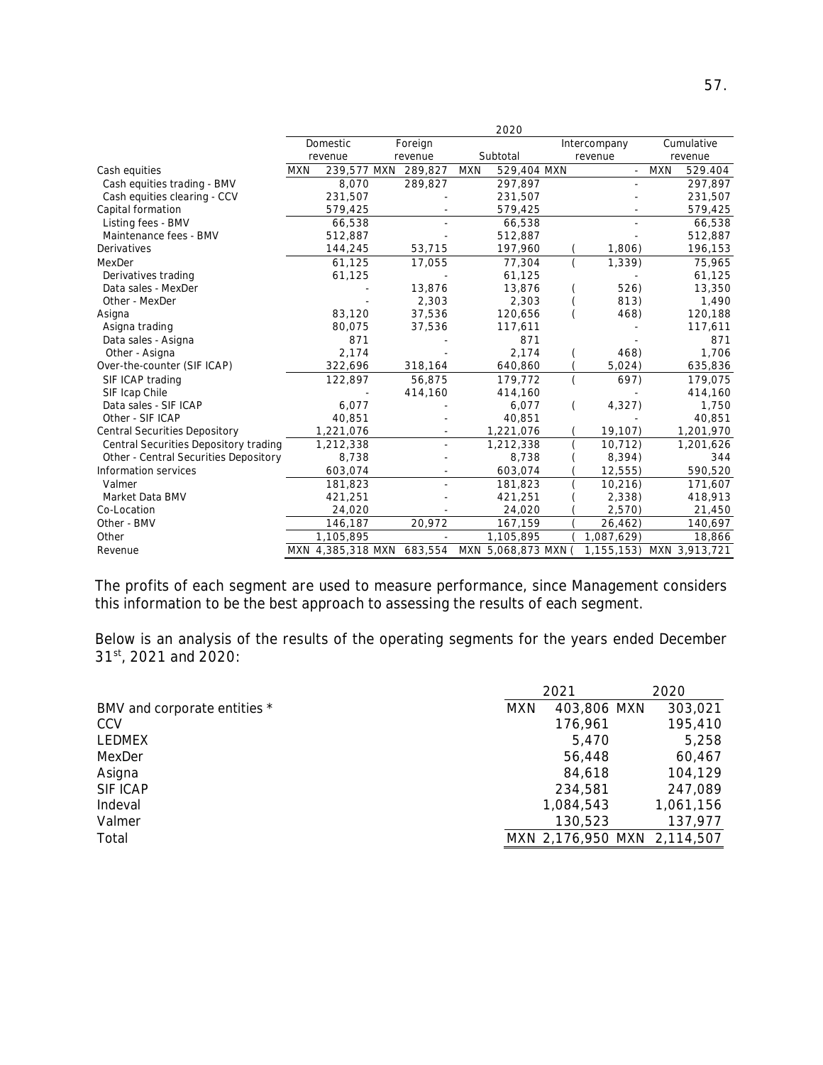| | 2020 | | | | |
|---|---|---|---|---|---|
| | Domestic revenue | Foreign revenue | Subtotal | Intercompany revenue | Cumulative revenue |
| Cash equities | MXN 239,577 | MXN 289,827 | MXN 529,404 | MXN - | MXN 529.404 |
| Cash equities trading - BMV | 8,070 | 289,827 | 297,897 | - | 297,897 |
| Cash equities clearing - CCV | 231,507 | - | 231,507 | - | 231,507 |
| Capital formation | 579,425 | - | 579,425 | - | 579,425 |
| Listing fees - BMV | 66,538 | - | 66,538 | - | 66,538 |
| Maintenance fees - BMV | 512,887 | - | 512,887 | - | 512,887 |
| Derivatives | 144,245 | 53,715 | 197,960 | ( 1,806) | 196,153 |
| MexDer | 61,125 | 17,055 | 77,304 | ( 1,339) | 75,965 |
| Derivatives trading | 61,125 | - | 61,125 | - | 61,125 |
| Data sales - MexDer | - | 13,876 | 13,876 | ( 526) | 13,350 |
| Other - MexDer | - | 2,303 | 2,303 | ( 813) | 1,490 |
| Asigna | 83,120 | 37,536 | 120,656 | ( 468) | 120,188 |
| Asigna trading | 80,075 | 37,536 | 117,611 | - | 117,611 |
| Data sales - Asigna | 871 | - | 871 | - | 871 |
| Other - Asigna | 2,174 | - | 2,174 | ( 468) | 1,706 |
| Over-the-counter (SIF ICAP) | 322,696 | 318,164 | 640,860 | ( 5,024) | 635,836 |
| SIF ICAP trading | 122,897 | 56,875 | 179,772 | ( 697) | 179,075 |
| SIF Icap Chile | - | 414,160 | 414,160 | - | 414,160 |
| Data sales - SIF ICAP | 6,077 | - | 6,077 | ( 4,327) | 1,750 |
| Other - SIF ICAP | 40,851 | - | 40,851 | - | 40,851 |
| Central Securities Depository | 1,221,076 | - | 1,221,076 | ( 19,107) | 1,201,970 |
| Central Securities Depository trading | 1,212,338 | - | 1,212,338 | ( 10,712) | 1,201,626 |
| Other - Central Securities Depository | 8,738 | - | 8,738 | ( 8,394) | 344 |
| Information services | 603,074 | - | 603,074 | ( 12,555) | 590,520 |
| Valmer | 181,823 | - | 181,823 | ( 10,216) | 171,607 |
| Market Data BMV | 421,251 | - | 421,251 | ( 2,338) | 418,913 |
| Co-Location | 24,020 | - | 24,020 | ( 2,570) | 21,450 |
| Other - BMV | 146,187 | 20,972 | 167,159 | ( 26,462) | 140,697 |
| Other | 1,105,895 | - | 1,105,895 | ( 1,087,629) | 18,866 |
| Revenue | MXN 4,385,318 | MXN 683,554 | MXN 5,068,873 | MXN ( 1,155,153) | MXN 3,913,721 |

The profits of each segment are used to measure performance, since Management considers this information to be the best approach to assessing the results of each segment.

Below is an analysis of the results of the operating segments for the years ended December 31st, 2021 and 2020:

| | 2021 | 2020 |
|---|---|---|
| BMV and corporate entities * | MXN 403,806 | MXN 303,021 |
| CCV | 176,961 | 195,410 |
| LEDMEX | 5,470 | 5,258 |
| MexDer | 56,448 | 60,467 |
| Asigna | 84,618 | 104,129 |
| SIF ICAP | 234,581 | 247,089 |
| Indeval | 1,084,543 | 1,061,156 |
| Valmer | 130,523 | 137,977 |
| Total | MXN 2,176,950 | MXN 2,114,507 |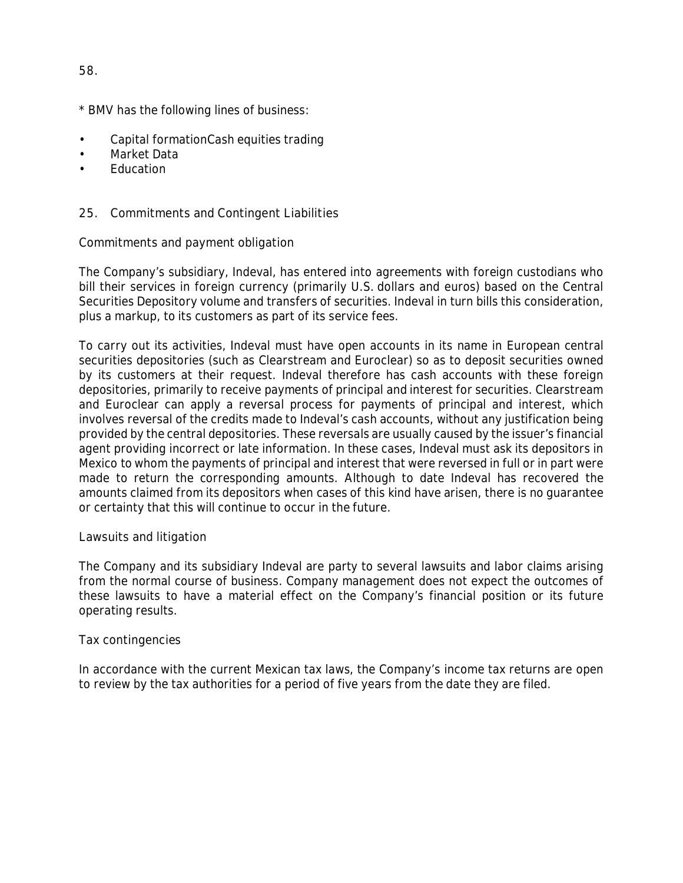* BMV has the following lines of business:

- Capital formationCash equities trading
- Market Data
- Education

## 25. Commitments and Contingent Liabilities

### Commitments and payment obligation

The Company's subsidiary, Indeval, has entered into agreements with foreign custodians who bill their services in foreign currency (primarily U.S. dollars and euros) based on the Central Securities Depository volume and transfers of securities. Indeval in turn bills this consideration, plus a markup, to its customers as part of its service fees.

To carry out its activities, Indeval must have open accounts in its name in European central securities depositories (such as Clearstream and Euroclear) so as to deposit securities owned by its customers at their request. Indeval therefore has cash accounts with these foreign depositories, primarily to receive payments of principal and interest for securities. Clearstream and Euroclear can apply a reversal process for payments of principal and interest, which involves reversal of the credits made to Indeval's cash accounts, without any justification being provided by the central depositories. These reversals are usually caused by the issuer's financial agent providing incorrect or late information. In these cases, Indeval must ask its depositors in Mexico to whom the payments of principal and interest that were reversed in full or in part were made to return the corresponding amounts. Although to date Indeval has recovered the amounts claimed from its depositors when cases of this kind have arisen, there is no guarantee or certainty that this will continue to occur in the future.

### Lawsuits and litigation

The Company and its subsidiary Indeval are party to several lawsuits and labor claims arising from the normal course of business. Company management does not expect the outcomes of these lawsuits to have a material effect on the Company's financial position or its future operating results.

### Tax contingencies

In accordance with the current Mexican tax laws, the Company's income tax returns are open to review by the tax authorities for a period of five years from the date they are filed.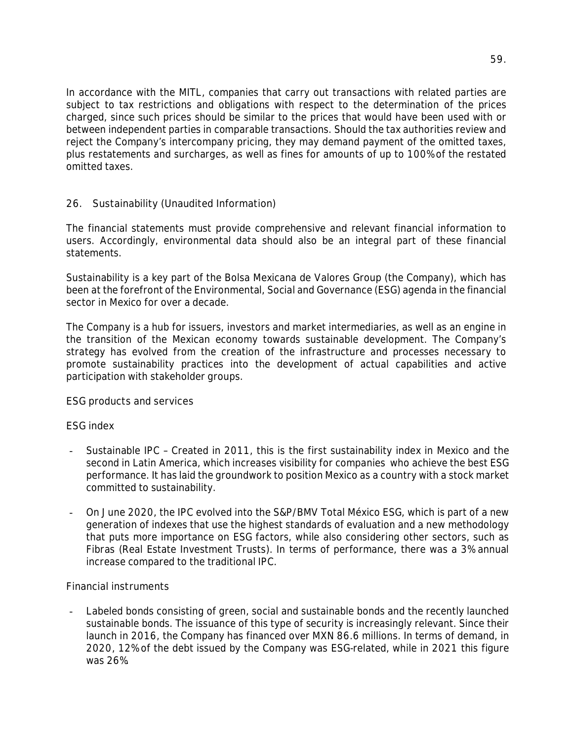In accordance with the MITL, companies that carry out transactions with related parties are subject to tax restrictions and obligations with respect to the determination of the prices charged, since such prices should be similar to the prices that would have been used with or between independent parties in comparable transactions. Should the tax authorities review and reject the Company's intercompany pricing, they may demand payment of the omitted taxes, plus restatements and surcharges, as well as fines for amounts of up to 100% of the restated omitted taxes.

## 26. Sustainability (Unaudited Information)

The financial statements must provide comprehensive and relevant financial information to users. Accordingly, environmental data should also be an integral part of these financial statements.

Sustainability is a key part of the Bolsa Mexicana de Valores Group (the Company), which has been at the forefront of the Environmental, Social and Governance (ESG) agenda in the financial sector in Mexico for over a decade.

The Company is a hub for issuers, investors and market intermediaries, as well as an engine in the transition of the Mexican economy towards sustainable development. The Company's strategy has evolved from the creation of the infrastructure and processes necessary to promote sustainability practices into the development of actual capabilities and active participation with stakeholder groups.

### ESG products and services

#### ESG index

- Sustainable IPC – Created in 2011, this is the first sustainability index in Mexico and the second in Latin America, which increases visibility for companies who achieve the best ESG performance. It has laid the groundwork to position Mexico as a country with a stock market committed to sustainability.
- On June 2020, the IPC evolved into the S&P/BMV Total México ESG, which is part of a new generation of indexes that use the highest standards of evaluation and a new methodology that puts more importance on ESG factors, while also considering other sectors, such as Fibras (Real Estate Investment Trusts). In terms of performance, there was a 3% annual increase compared to the traditional IPC.

#### Financial instruments

- Labeled bonds consisting of green, social and sustainable bonds and the recently launched sustainable bonds. The issuance of this type of security is increasingly relevant. Since their launch in 2016, the Company has financed over MXN 86.6 millions. In terms of demand, in 2020, 12% of the debt issued by the Company was ESG-related, while in 2021 this figure was 26%.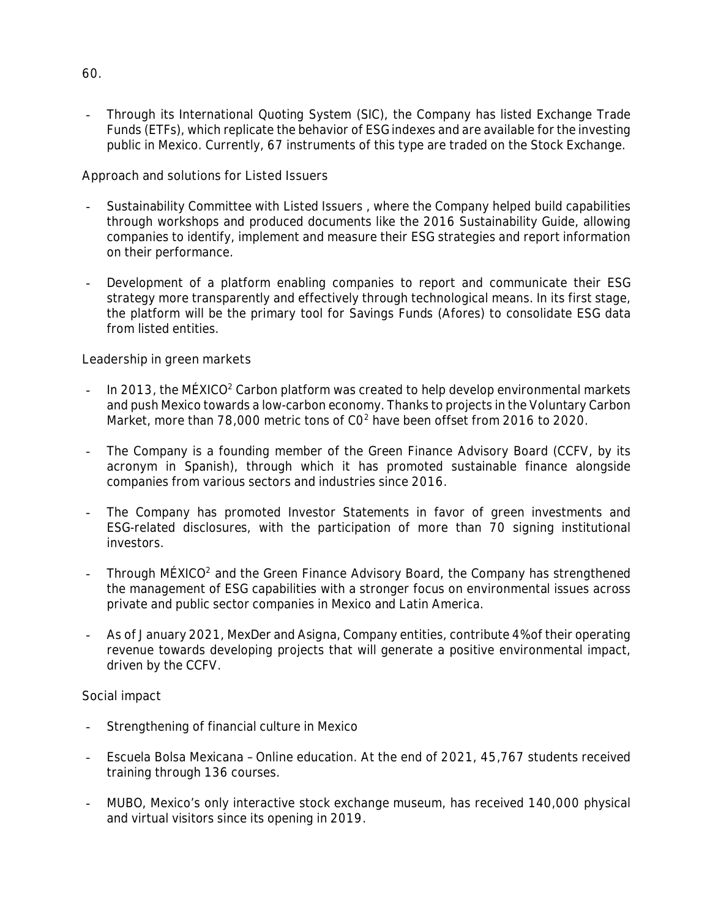- Through its International Quoting System (SIC), the Company has listed Exchange Trade Funds (ETFs), which replicate the behavior of ESG indexes and are available for the investing public in Mexico. Currently, 67 instruments of this type are traded on the Stock Exchange.

Approach and solutions for Listed Issuers

- Sustainability Committee with Listed Issuers , where the Company helped build capabilities through workshops and produced documents like the 2016 Sustainability Guide, allowing companies to identify, implement and measure their ESG strategies and report information on their performance.

- Development of a platform enabling companies to report and communicate their ESG strategy more transparently and effectively through technological means. In its first stage, the platform will be the primary tool for Savings Funds (Afores) to consolidate ESG data from listed entities.

Leadership in green markets

- In 2013, the MÉXICO$^2$ Carbon platform was created to help develop environmental markets and push Mexico towards a low-carbon economy. Thanks to projects in the Voluntary Carbon Market, more than 78,000 metric tons of C0$^2$ have been offset from 2016 to 2020.

- The Company is a founding member of the Green Finance Advisory Board (CCFV, by its acronym in Spanish), through which it has promoted sustainable finance alongside companies from various sectors and industries since 2016.

- The Company has promoted Investor Statements in favor of green investments and ESG-related disclosures, with the participation of more than 70 signing institutional investors.

- Through MÉXICO$^2$ and the Green Finance Advisory Board, the Company has strengthened the management of ESG capabilities with a stronger focus on environmental issues across private and public sector companies in Mexico and Latin America.

- As of January 2021, MexDer and Asigna, Company entities, contribute 4% of their operating revenue towards developing projects that will generate a positive environmental impact, driven by the CCFV.

Social impact

- Strengthening of financial culture in Mexico

- Escuela Bolsa Mexicana – Online education. At the end of 2021, 45,767 students received training through 136 courses.

- MUBO, Mexico's only interactive stock exchange museum, has received 140,000 physical and virtual visitors since its opening in 2019.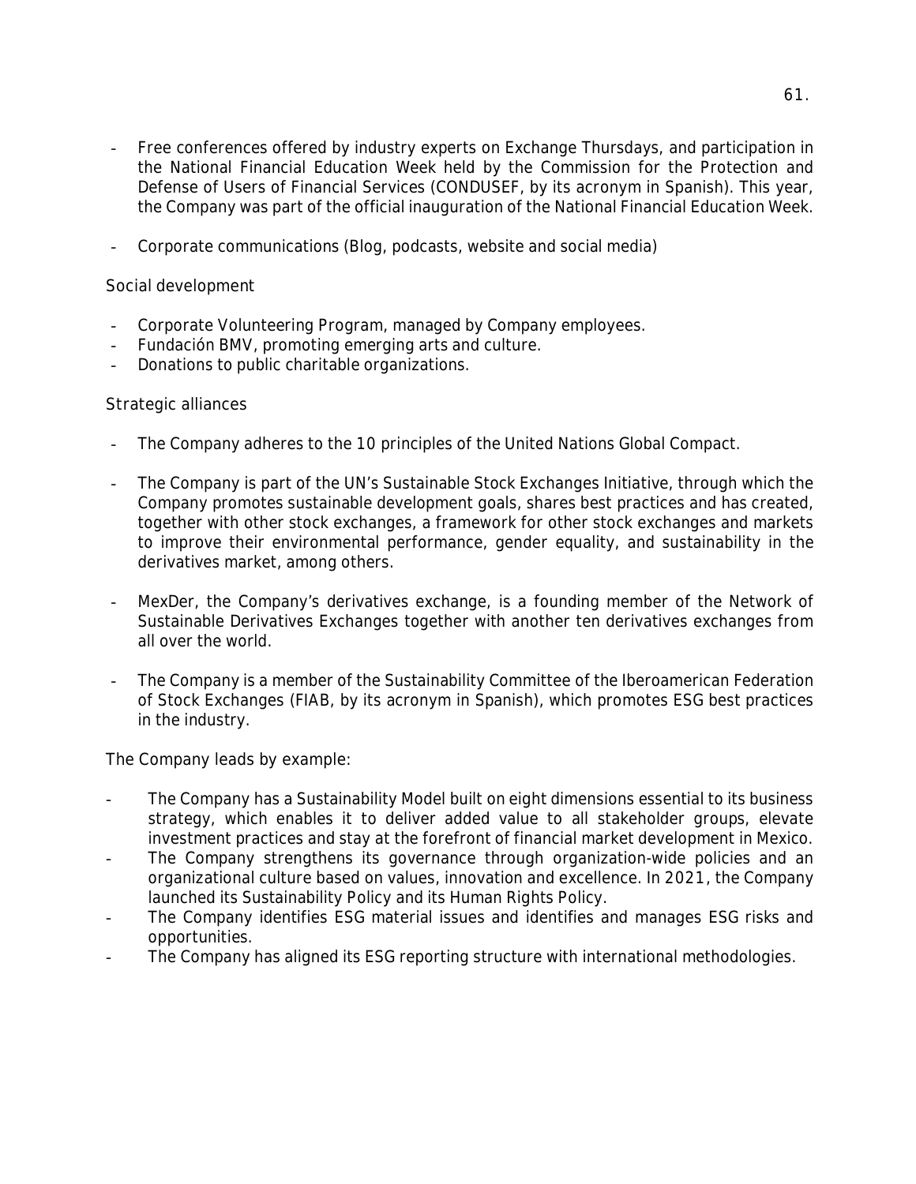- Free conferences offered by industry experts on Exchange Thursdays, and participation in the National Financial Education Week held by the Commission for the Protection and Defense of Users of Financial Services (CONDUSEF, by its acronym in Spanish). This year, the Company was part of the official inauguration of the National Financial Education Week.

- Corporate communications (Blog, podcasts, website and social media)

Social development

- Corporate Volunteering Program, managed by Company employees.
- Fundación BMV, promoting emerging arts and culture.
- Donations to public charitable organizations.

Strategic alliances

- The Company adheres to the 10 principles of the United Nations Global Compact.

- The Company is part of the UN's Sustainable Stock Exchanges Initiative, through which the Company promotes sustainable development goals, shares best practices and has created, together with other stock exchanges, a framework for other stock exchanges and markets to improve their environmental performance, gender equality, and sustainability in the derivatives market, among others.

- MexDer, the Company's derivatives exchange, is a founding member of the Network of Sustainable Derivatives Exchanges together with another ten derivatives exchanges from all over the world.

- The Company is a member of the Sustainability Committee of the Iberoamerican Federation of Stock Exchanges (FIAB, by its acronym in Spanish), which promotes ESG best practices in the industry.

The Company leads by example:

- The Company has a Sustainability Model built on eight dimensions essential to its business strategy, which enables it to deliver added value to all stakeholder groups, elevate investment practices and stay at the forefront of financial market development in Mexico.
- The Company strengthens its governance through organization-wide policies and an organizational culture based on values, innovation and excellence. In 2021, the Company launched its Sustainability Policy and its Human Rights Policy.
- The Company identifies ESG material issues and identifies and manages ESG risks and opportunities.
- The Company has aligned its ESG reporting structure with international methodologies.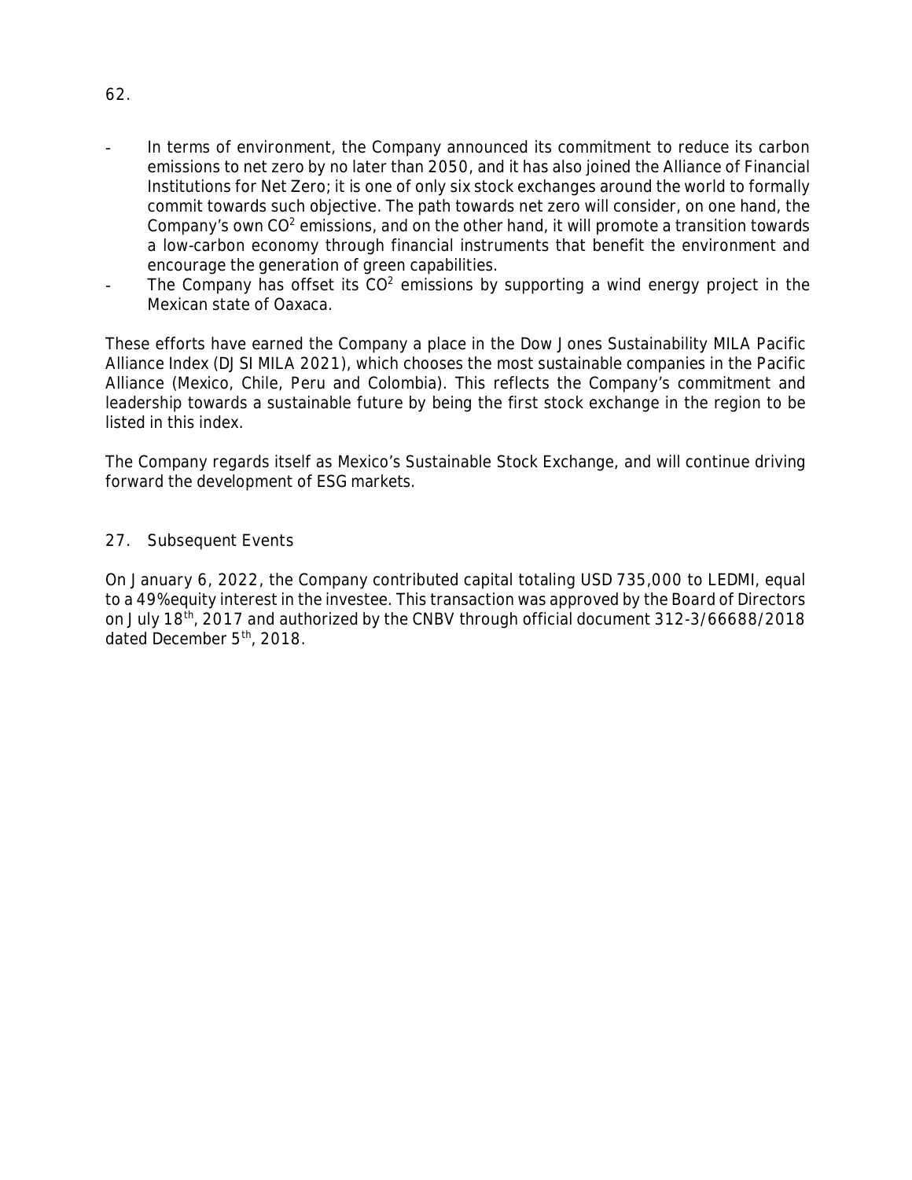- In terms of environment, the Company announced its commitment to reduce its carbon emissions to net zero by no later than 2050, and it has also joined the Alliance of Financial Institutions for Net Zero; it is one of only six stock exchanges around the world to formally commit towards such objective. The path towards net zero will consider, on one hand, the Company's own $CO^2$ emissions, and on the other hand, it will promote a transition towards a low-carbon economy through financial instruments that benefit the environment and encourage the generation of green capabilities.
- The Company has offset its $CO^2$ emissions by supporting a wind energy project in the Mexican state of Oaxaca.

These efforts have earned the Company a place in the Dow Jones Sustainability MILA Pacific Alliance Index (DJSI MILA 2021), which chooses the most sustainable companies in the Pacific Alliance (Mexico, Chile, Peru and Colombia). This reflects the Company's commitment and leadership towards a sustainable future by being the first stock exchange in the region to be listed in this index.

The Company regards itself as Mexico's Sustainable Stock Exchange, and will continue driving forward the development of ESG markets.

## 27. Subsequent Events

On January 6, 2022, the Company contributed capital totaling USD 735,000 to LEDMI, equal to a 49% equity interest in the investee. This transaction was approved by the Board of Directors on July 18th, 2017 and authorized by the CNBV through official document 312-3/66688/2018 dated December 5th, 2018.